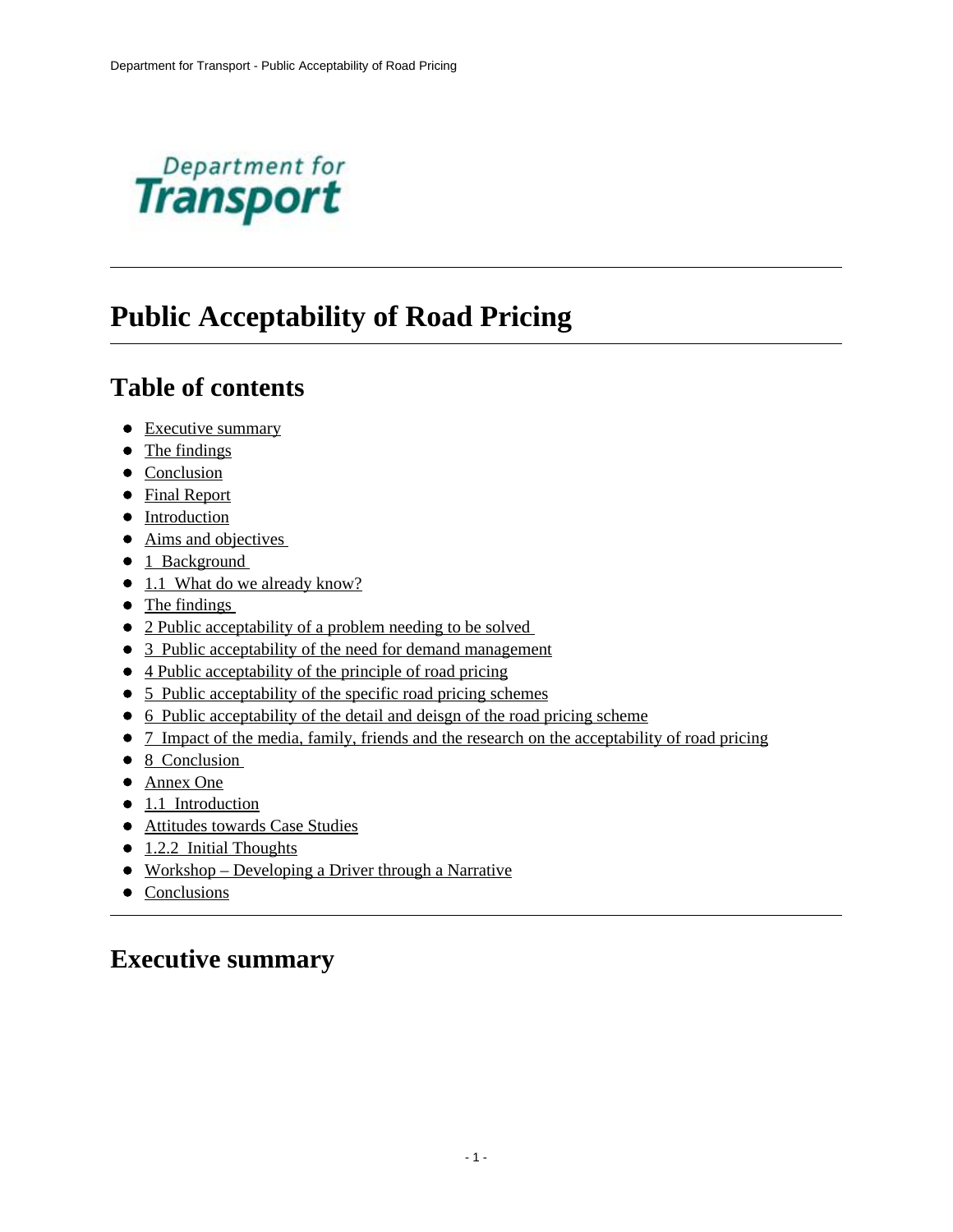# Public Acceptability of Road Pricing

## Table of contents

- Executive summary
- The findings
- Conclusion
- Final Report
- Introduction
- Aims and objectives
- 1 Background
- 1.1 What do we already know?
- The findings
- 2 Public acceptability of a problem needing to be solved
- 3 Public acceptability of the need for demand management
- 4 Public acceptability of the principle of road pricing
- 5 Public acceptability of the specific road pricing schemes
- 6 Public acceptability of the detail and deisgn of the road pricing scheme
- 7 Impact of the media, family, friends and the research on the acceptability of road pricing
- 8 Conclusion
- Annex One
- 1.1 Introduction
- Attitudes towards Case Studies
- 1.2.2 Initial Thoughts
- Workshop – Developing a Driver through a Narrative
- Conclusions

## Executive summary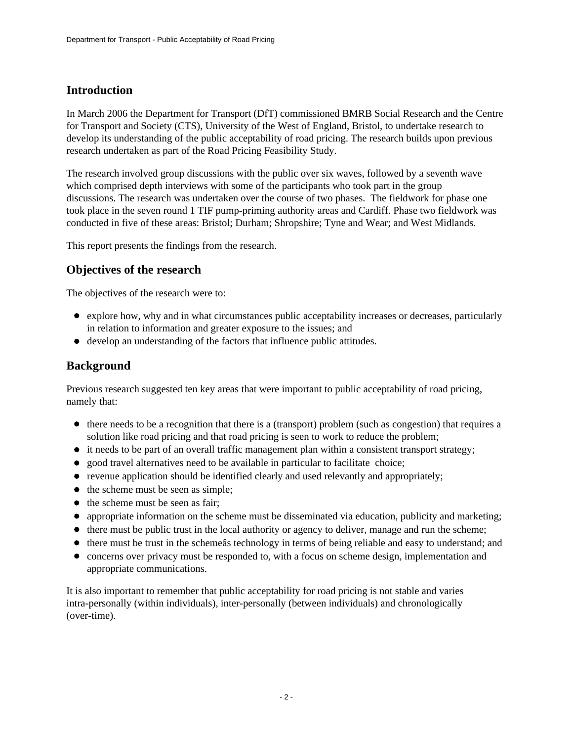## Introduction

In March 2006 the Department for Transport (DfT) commissioned BMRB Social Research and the Centre for Transport and Society (CTS), University of the West of England, Bristol, to undertake research to develop its understanding of the public acceptability of road pricing. The research builds upon previous research undertaken as part of the Road Pricing Feasibility Study.

The research involved group discussions with the public over six waves, followed by a seventh wave which comprised depth interviews with some of the participants who took part in the group discussions. The research was undertaken over the course of two phases. The fieldwork for phase one took place in the seven round 1 TIF pump-priming authority areas and Cardiff. Phase two fieldwork was conducted in five of these areas: Bristol; Durham; Shropshire; Tyne and Wear; and West Midlands.

This report presents the findings from the research.

## Objectives of the research

The objectives of the research were to:

- explore how, why and in what circumstances public acceptability increases or decreases, particularly in relation to information and greater exposure to the issues; and
- develop an understanding of the factors that influence public attitudes.

## Background

Previous research suggested ten key areas that were important to public acceptability of road pricing, namely that:

- there needs to be a recognition that there is a (transport) problem (such as congestion) that requires a solution like road pricing and that road pricing is seen to work to reduce the problem;
- it needs to be part of an overall traffic management plan within a consistent transport strategy;
- good travel alternatives need to be available in particular to facilitate choice;
- revenue application should be identified clearly and used relevantly and appropriately;
- the scheme must be seen as simple;
- the scheme must be seen as fair;
- appropriate information on the scheme must be disseminated via education, publicity and marketing;
- there must be public trust in the local authority or agency to deliver, manage and run the scheme;
- there must be trust in the schemeâs technology in terms of being reliable and easy to understand; and
- concerns over privacy must be responded to, with a focus on scheme design, implementation and appropriate communications.

It is also important to remember that public acceptability for road pricing is not stable and varies intra-personally (within individuals), inter-personally (between individuals) and chronologically (over-time).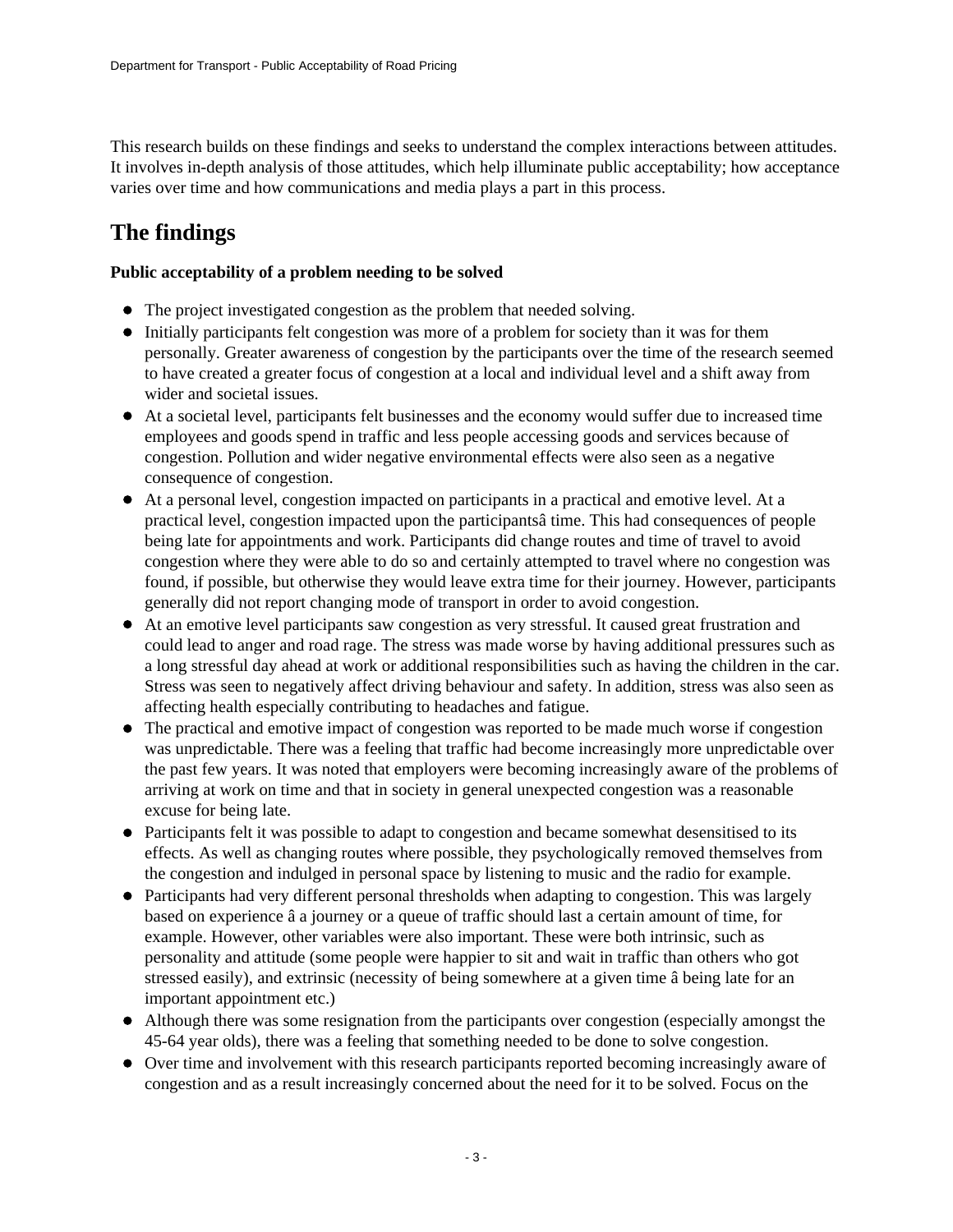This research builds on these findings and seeks to understand the complex interactions between attitudes. It involves in-depth analysis of those attitudes, which help illuminate public acceptability; how acceptance varies over time and how communications and media plays a part in this process.

## The findings

**Public acceptability of a problem needing to be solved**

- The project investigated congestion as the problem that needed solving.
- Initially participants felt congestion was more of a problem for society than it was for them personally. Greater awareness of congestion by the participants over the time of the research seemed to have created a greater focus of congestion at a local and individual level and a shift away from wider and societal issues.
- At a societal level, participants felt businesses and the economy would suffer due to increased time employees and goods spend in traffic and less people accessing goods and services because of congestion. Pollution and wider negative environmental effects were also seen as a negative consequence of congestion.
- At a personal level, congestion impacted on participants in a practical and emotive level. At a practical level, congestion impacted upon the participantsâ time. This had consequences of people being late for appointments and work. Participants did change routes and time of travel to avoid congestion where they were able to do so and certainly attempted to travel where no congestion was found, if possible, but otherwise they would leave extra time for their journey. However, participants generally did not report changing mode of transport in order to avoid congestion.
- At an emotive level participants saw congestion as very stressful. It caused great frustration and could lead to anger and road rage. The stress was made worse by having additional pressures such as a long stressful day ahead at work or additional responsibilities such as having the children in the car. Stress was seen to negatively affect driving behaviour and safety. In addition, stress was also seen as affecting health especially contributing to headaches and fatigue.
- The practical and emotive impact of congestion was reported to be made much worse if congestion was unpredictable. There was a feeling that traffic had become increasingly more unpredictable over the past few years. It was noted that employers were becoming increasingly aware of the problems of arriving at work on time and that in society in general unexpected congestion was a reasonable excuse for being late.
- Participants felt it was possible to adapt to congestion and became somewhat desensitised to its effects. As well as changing routes where possible, they psychologically removed themselves from the congestion and indulged in personal space by listening to music and the radio for example.
- Participants had very different personal thresholds when adapting to congestion. This was largely based on experience â a journey or a queue of traffic should last a certain amount of time, for example. However, other variables were also important. These were both intrinsic, such as personality and attitude (some people were happier to sit and wait in traffic than others who got stressed easily), and extrinsic (necessity of being somewhere at a given time â being late for an important appointment etc.)
- Although there was some resignation from the participants over congestion (especially amongst the 45-64 year olds), there was a feeling that something needed to be done to solve congestion.
- Over time and involvement with this research participants reported becoming increasingly aware of congestion and as a result increasingly concerned about the need for it to be solved. Focus on the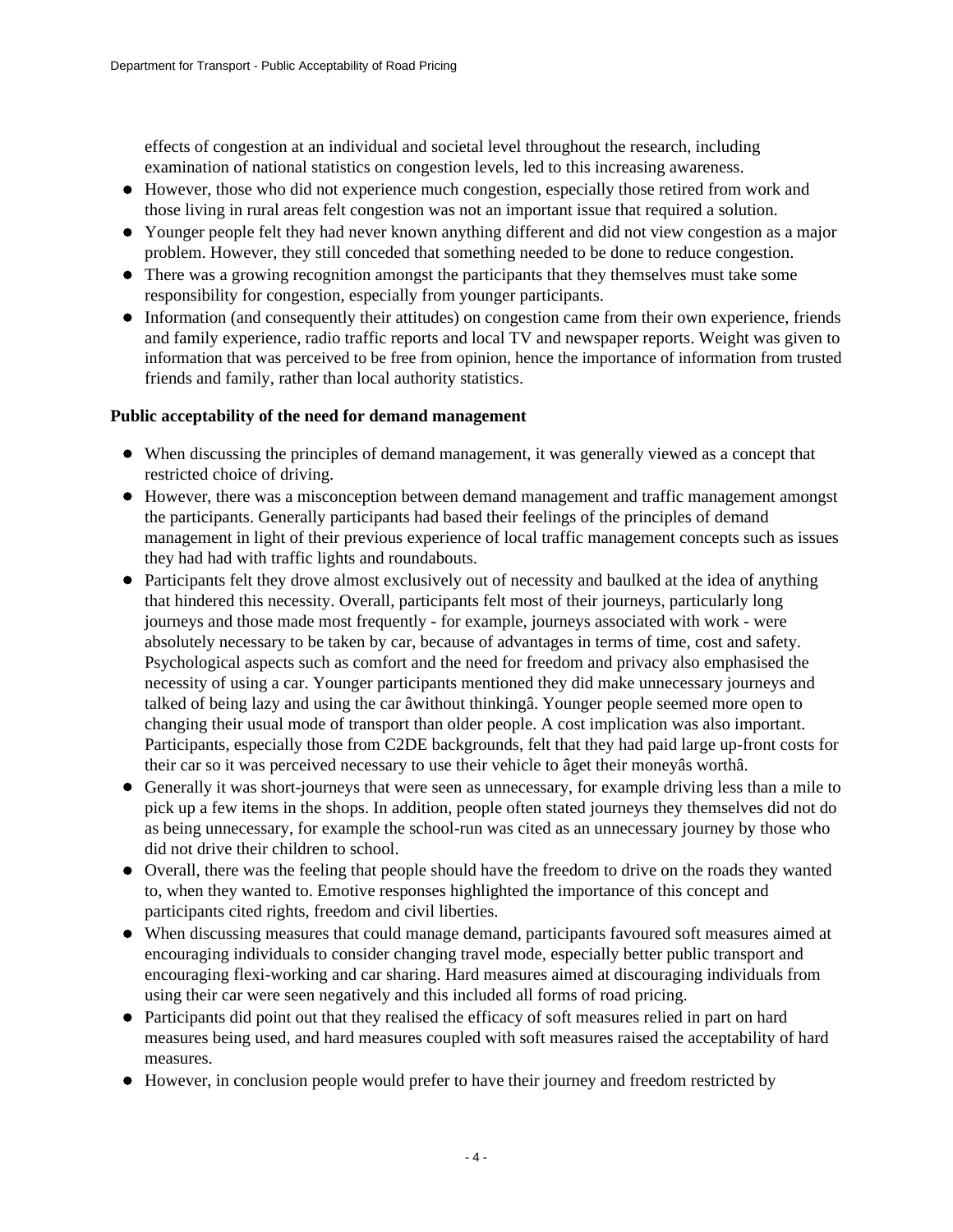effects of congestion at an individual and societal level throughout the research, including examination of national statistics on congestion levels, led to this increasing awareness.

- However, those who did not experience much congestion, especially those retired from work and those living in rural areas felt congestion was not an important issue that required a solution.
- Younger people felt they had never known anything different and did not view congestion as a major problem. However, they still conceded that something needed to be done to reduce congestion.
- There was a growing recognition amongst the participants that they themselves must take some responsibility for congestion, especially from younger participants.
- Information (and consequently their attitudes) on congestion came from their own experience, friends and family experience, radio traffic reports and local TV and newspaper reports. Weight was given to information that was perceived to be free from opinion, hence the importance of information from trusted friends and family, rather than local authority statistics.

**Public acceptability of the need for demand management**

- When discussing the principles of demand management, it was generally viewed as a concept that restricted choice of driving.
- However, there was a misconception between demand management and traffic management amongst the participants. Generally participants had based their feelings of the principles of demand management in light of their previous experience of local traffic management concepts such as issues they had had with traffic lights and roundabouts.
- Participants felt they drove almost exclusively out of necessity and baulked at the idea of anything that hindered this necessity. Overall, participants felt most of their journeys, particularly long journeys and those made most frequently - for example, journeys associated with work - were absolutely necessary to be taken by car, because of advantages in terms of time, cost and safety. Psychological aspects such as comfort and the need for freedom and privacy also emphasised the necessity of using a car. Younger participants mentioned they did make unnecessary journeys and talked of being lazy and using the car âwithout thinkingâ. Younger people seemed more open to changing their usual mode of transport than older people. A cost implication was also important. Participants, especially those from C2DE backgrounds, felt that they had paid large up-front costs for their car so it was perceived necessary to use their vehicle to âget their moneyâs worthâ.
- Generally it was short-journeys that were seen as unnecessary, for example driving less than a mile to pick up a few items in the shops. In addition, people often stated journeys they themselves did not do as being unnecessary, for example the school-run was cited as an unnecessary journey by those who did not drive their children to school.
- Overall, there was the feeling that people should have the freedom to drive on the roads they wanted to, when they wanted to. Emotive responses highlighted the importance of this concept and participants cited rights, freedom and civil liberties.
- When discussing measures that could manage demand, participants favoured soft measures aimed at encouraging individuals to consider changing travel mode, especially better public transport and encouraging flexi-working and car sharing. Hard measures aimed at discouraging individuals from using their car were seen negatively and this included all forms of road pricing.
- Participants did point out that they realised the efficacy of soft measures relied in part on hard measures being used, and hard measures coupled with soft measures raised the acceptability of hard measures.
- However, in conclusion people would prefer to have their journey and freedom restricted by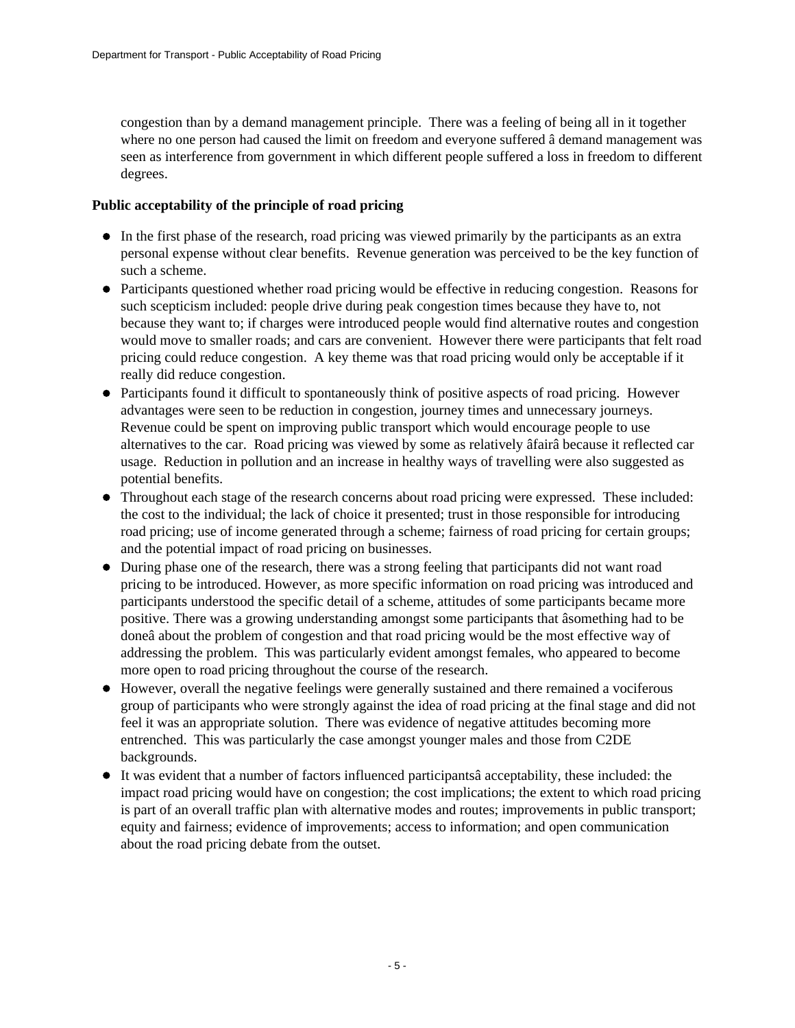congestion than by a demand management principle.  There was a feeling of being all in it together where no one person had caused the limit on freedom and everyone suffered â demand management was seen as interference from government in which different people suffered a loss in freedom to different degrees.

**Public acceptability of the principle of road pricing**

- In the first phase of the research, road pricing was viewed primarily by the participants as an extra personal expense without clear benefits.  Revenue generation was perceived to be the key function of such a scheme.
- Participants questioned whether road pricing would be effective in reducing congestion.  Reasons for such scepticism included: people drive during peak congestion times because they have to, not because they want to; if charges were introduced people would find alternative routes and congestion would move to smaller roads; and cars are convenient.  However there were participants that felt road pricing could reduce congestion.  A key theme was that road pricing would only be acceptable if it really did reduce congestion.
- Participants found it difficult to spontaneously think of positive aspects of road pricing.  However advantages were seen to be reduction in congestion, journey times and unnecessary journeys.  Revenue could be spent on improving public transport which would encourage people to use alternatives to the car.  Road pricing was viewed by some as relatively âfairâ because it reflected car usage.  Reduction in pollution and an increase in healthy ways of travelling were also suggested as potential benefits.
- Throughout each stage of the research concerns about road pricing were expressed.  These included: the cost to the individual; the lack of choice it presented; trust in those responsible for introducing road pricing; use of income generated through a scheme; fairness of road pricing for certain groups; and the potential impact of road pricing on businesses.
- During phase one of the research, there was a strong feeling that participants did not want road pricing to be introduced. However, as more specific information on road pricing was introduced and participants understood the specific detail of a scheme, attitudes of some participants became more positive. There was a growing understanding amongst some participants that âsomething had to be doneâ about the problem of congestion and that road pricing would be the most effective way of addressing the problem.  This was particularly evident amongst females, who appeared to become more open to road pricing throughout the course of the research.
- However, overall the negative feelings were generally sustained and there remained a vociferous group of participants who were strongly against the idea of road pricing at the final stage and did not feel it was an appropriate solution.  There was evidence of negative attitudes becoming more entrenched.  This was particularly the case amongst younger males and those from C2DE backgrounds.
- It was evident that a number of factors influenced participantsâ acceptability, these included: the impact road pricing would have on congestion; the cost implications; the extent to which road pricing is part of an overall traffic plan with alternative modes and routes; improvements in public transport; equity and fairness; evidence of improvements; access to information; and open communication about the road pricing debate from the outset.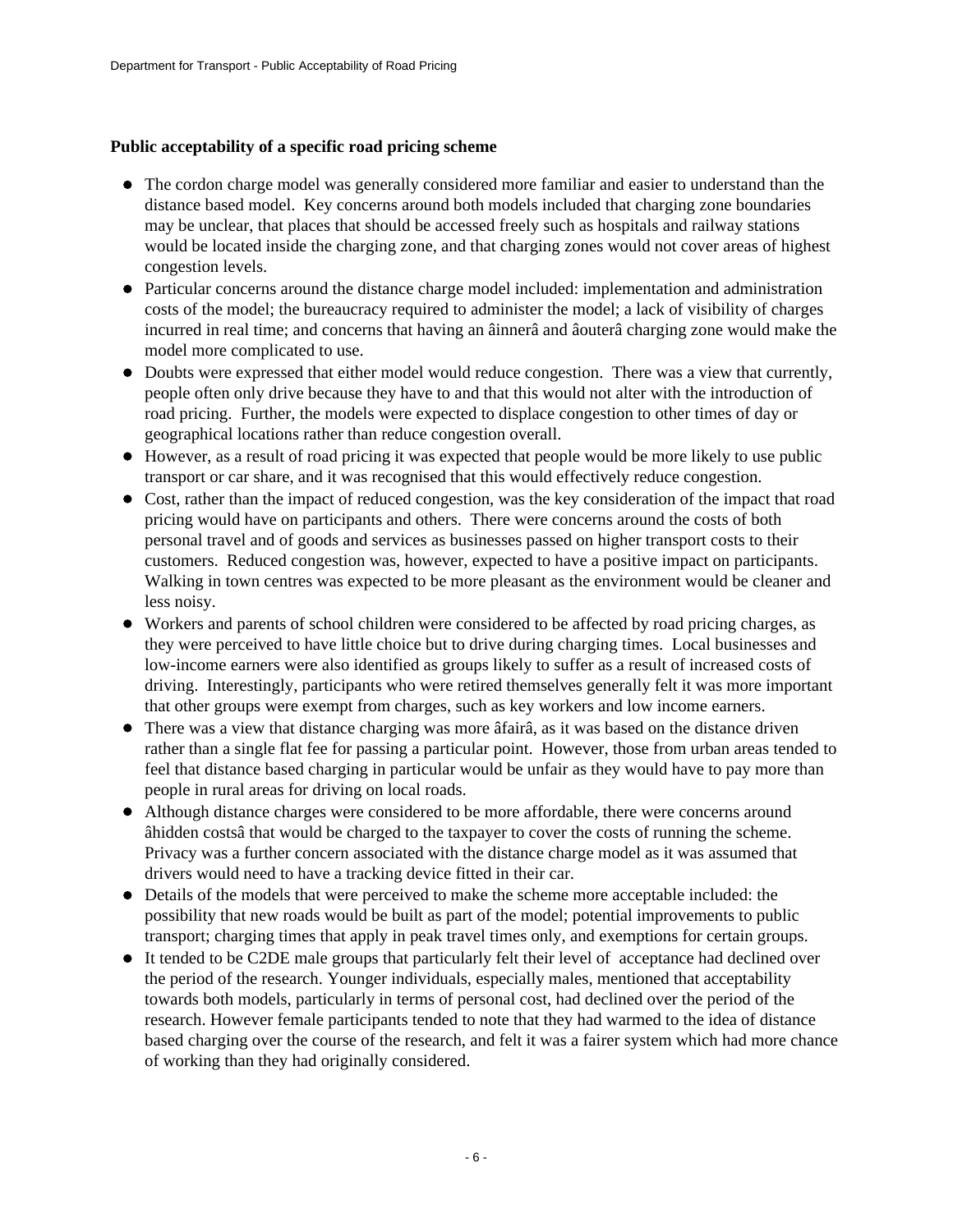**Public acceptability of a specific road pricing scheme**

- The cordon charge model was generally considered more familiar and easier to understand than the distance based model. Key concerns around both models included that charging zone boundaries may be unclear, that places that should be accessed freely such as hospitals and railway stations would be located inside the charging zone, and that charging zones would not cover areas of highest congestion levels.
- Particular concerns around the distance charge model included: implementation and administration costs of the model; the bureaucracy required to administer the model; a lack of visibility of charges incurred in real time; and concerns that having an âinnerâ and âouterâ charging zone would make the model more complicated to use.
- Doubts were expressed that either model would reduce congestion. There was a view that currently, people often only drive because they have to and that this would not alter with the introduction of road pricing. Further, the models were expected to displace congestion to other times of day or geographical locations rather than reduce congestion overall.
- However, as a result of road pricing it was expected that people would be more likely to use public transport or car share, and it was recognised that this would effectively reduce congestion.
- Cost, rather than the impact of reduced congestion, was the key consideration of the impact that road pricing would have on participants and others. There were concerns around the costs of both personal travel and of goods and services as businesses passed on higher transport costs to their customers. Reduced congestion was, however, expected to have a positive impact on participants. Walking in town centres was expected to be more pleasant as the environment would be cleaner and less noisy.
- Workers and parents of school children were considered to be affected by road pricing charges, as they were perceived to have little choice but to drive during charging times. Local businesses and low-income earners were also identified as groups likely to suffer as a result of increased costs of driving. Interestingly, participants who were retired themselves generally felt it was more important that other groups were exempt from charges, such as key workers and low income earners.
- There was a view that distance charging was more âfairâ, as it was based on the distance driven rather than a single flat fee for passing a particular point. However, those from urban areas tended to feel that distance based charging in particular would be unfair as they would have to pay more than people in rural areas for driving on local roads.
- Although distance charges were considered to be more affordable, there were concerns around âhidden costsâ that would be charged to the taxpayer to cover the costs of running the scheme. Privacy was a further concern associated with the distance charge model as it was assumed that drivers would need to have a tracking device fitted in their car.
- Details of the models that were perceived to make the scheme more acceptable included: the possibility that new roads would be built as part of the model; potential improvements to public transport; charging times that apply in peak travel times only, and exemptions for certain groups.
- It tended to be C2DE male groups that particularly felt their level of acceptance had declined over the period of the research. Younger individuals, especially males, mentioned that acceptability towards both models, particularly in terms of personal cost, had declined over the period of the research. However female participants tended to note that they had warmed to the idea of distance based charging over the course of the research, and felt it was a fairer system which had more chance of working than they had originally considered.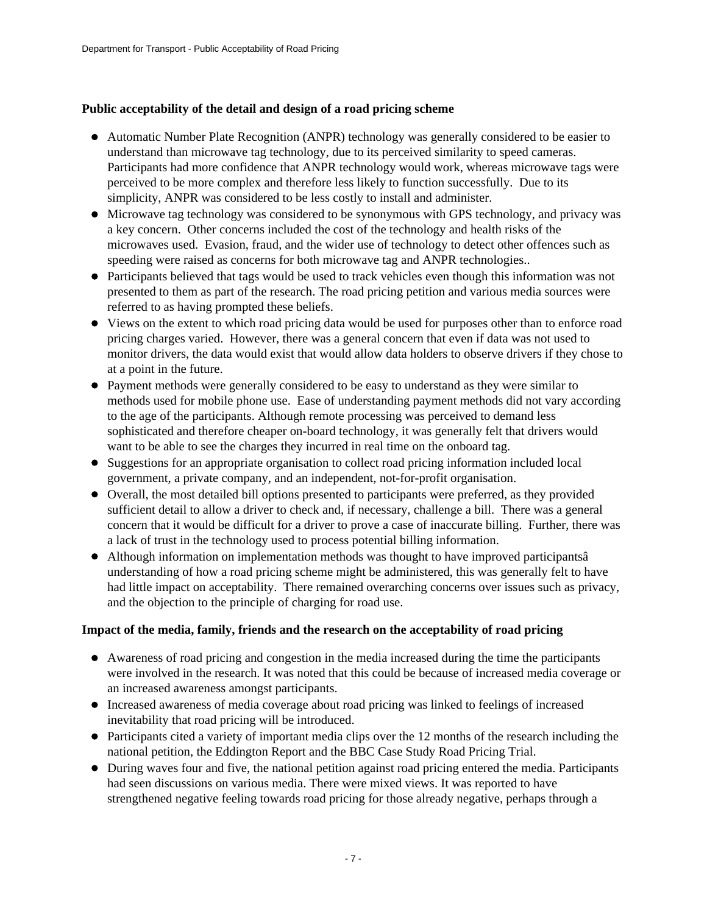**Public acceptability of the detail and design of a road pricing scheme**

- Automatic Number Plate Recognition (ANPR) technology was generally considered to be easier to understand than microwave tag technology, due to its perceived similarity to speed cameras. Participants had more confidence that ANPR technology would work, whereas microwave tags were perceived to be more complex and therefore less likely to function successfully. Due to its simplicity, ANPR was considered to be less costly to install and administer.
- Microwave tag technology was considered to be synonymous with GPS technology, and privacy was a key concern. Other concerns included the cost of the technology and health risks of the microwaves used. Evasion, fraud, and the wider use of technology to detect other offences such as speeding were raised as concerns for both microwave tag and ANPR technologies..
- Participants believed that tags would be used to track vehicles even though this information was not presented to them as part of the research. The road pricing petition and various media sources were referred to as having prompted these beliefs.
- Views on the extent to which road pricing data would be used for purposes other than to enforce road pricing charges varied. However, there was a general concern that even if data was not used to monitor drivers, the data would exist that would allow data holders to observe drivers if they chose to at a point in the future.
- Payment methods were generally considered to be easy to understand as they were similar to methods used for mobile phone use. Ease of understanding payment methods did not vary according to the age of the participants. Although remote processing was perceived to demand less sophisticated and therefore cheaper on-board technology, it was generally felt that drivers would want to be able to see the charges they incurred in real time on the onboard tag.
- Suggestions for an appropriate organisation to collect road pricing information included local government, a private company, and an independent, not-for-profit organisation.
- Overall, the most detailed bill options presented to participants were preferred, as they provided sufficient detail to allow a driver to check and, if necessary, challenge a bill. There was a general concern that it would be difficult for a driver to prove a case of inaccurate billing. Further, there was a lack of trust in the technology used to process potential billing information.
- Although information on implementation methods was thought to have improved participantsâ understanding of how a road pricing scheme might be administered, this was generally felt to have had little impact on acceptability. There remained overarching concerns over issues such as privacy, and the objection to the principle of charging for road use.

**Impact of the media, family, friends and the research on the acceptability of road pricing**

- Awareness of road pricing and congestion in the media increased during the time the participants were involved in the research. It was noted that this could be because of increased media coverage or an increased awareness amongst participants.
- Increased awareness of media coverage about road pricing was linked to feelings of increased inevitability that road pricing will be introduced.
- Participants cited a variety of important media clips over the 12 months of the research including the national petition, the Eddington Report and the BBC Case Study Road Pricing Trial.
- During waves four and five, the national petition against road pricing entered the media. Participants had seen discussions on various media. There were mixed views. It was reported to have strengthened negative feeling towards road pricing for those already negative, perhaps through a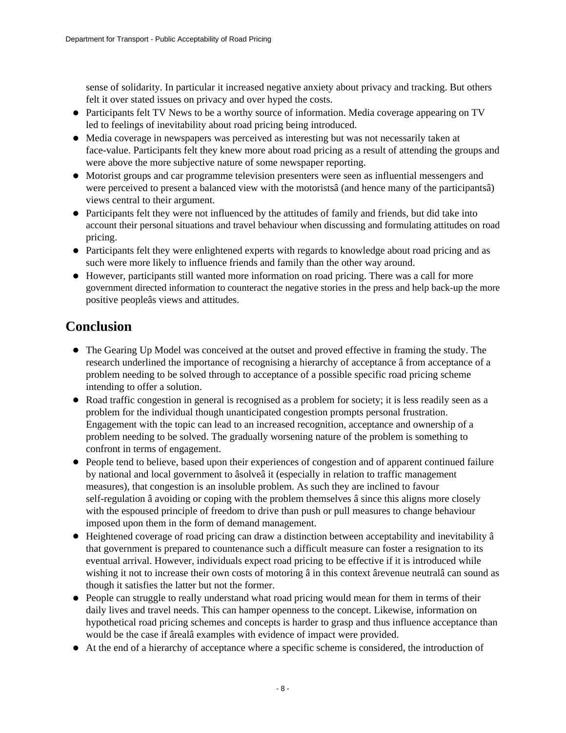sense of solidarity. In particular it increased negative anxiety about privacy and tracking. But others felt it over stated issues on privacy and over hyped the costs.

- Participants felt TV News to be a worthy source of information. Media coverage appearing on TV led to feelings of inevitability about road pricing being introduced.
- Media coverage in newspapers was perceived as interesting but was not necessarily taken at face-value. Participants felt they knew more about road pricing as a result of attending the groups and were above the more subjective nature of some newspaper reporting.
- Motorist groups and car programme television presenters were seen as influential messengers and were perceived to present a balanced view with the motoristsâ (and hence many of the participantsâ) views central to their argument.
- Participants felt they were not influenced by the attitudes of family and friends, but did take into account their personal situations and travel behaviour when discussing and formulating attitudes on road pricing.
- Participants felt they were enlightened experts with regards to knowledge about road pricing and as such were more likely to influence friends and family than the other way around.
- However, participants still wanted more information on road pricing. There was a call for more government directed information to counteract the negative stories in the press and help back-up the more positive peopleâs views and attitudes.

## Conclusion

- The Gearing Up Model was conceived at the outset and proved effective in framing the study. The research underlined the importance of recognising a hierarchy of acceptance â from acceptance of a problem needing to be solved through to acceptance of a possible specific road pricing scheme intending to offer a solution.
- Road traffic congestion in general is recognised as a problem for society; it is less readily seen as a problem for the individual though unanticipated congestion prompts personal frustration. Engagement with the topic can lead to an increased recognition, acceptance and ownership of a problem needing to be solved. The gradually worsening nature of the problem is something to confront in terms of engagement.
- People tend to believe, based upon their experiences of congestion and of apparent continued failure by national and local government to âsolveâ it (especially in relation to traffic management measures), that congestion is an insoluble problem. As such they are inclined to favour self-regulation â avoiding or coping with the problem themselves â since this aligns more closely with the espoused principle of freedom to drive than push or pull measures to change behaviour imposed upon them in the form of demand management.
- Heightened coverage of road pricing can draw a distinction between acceptability and inevitability â that government is prepared to countenance such a difficult measure can foster a resignation to its eventual arrival. However, individuals expect road pricing to be effective if it is introduced while wishing it not to increase their own costs of motoring â in this context ârevenue neutralâ can sound as though it satisfies the latter but not the former.
- People can struggle to really understand what road pricing would mean for them in terms of their daily lives and travel needs. This can hamper openness to the concept. Likewise, information on hypothetical road pricing schemes and concepts is harder to grasp and thus influence acceptance than would be the case if ârealâ examples with evidence of impact were provided.
- At the end of a hierarchy of acceptance where a specific scheme is considered, the introduction of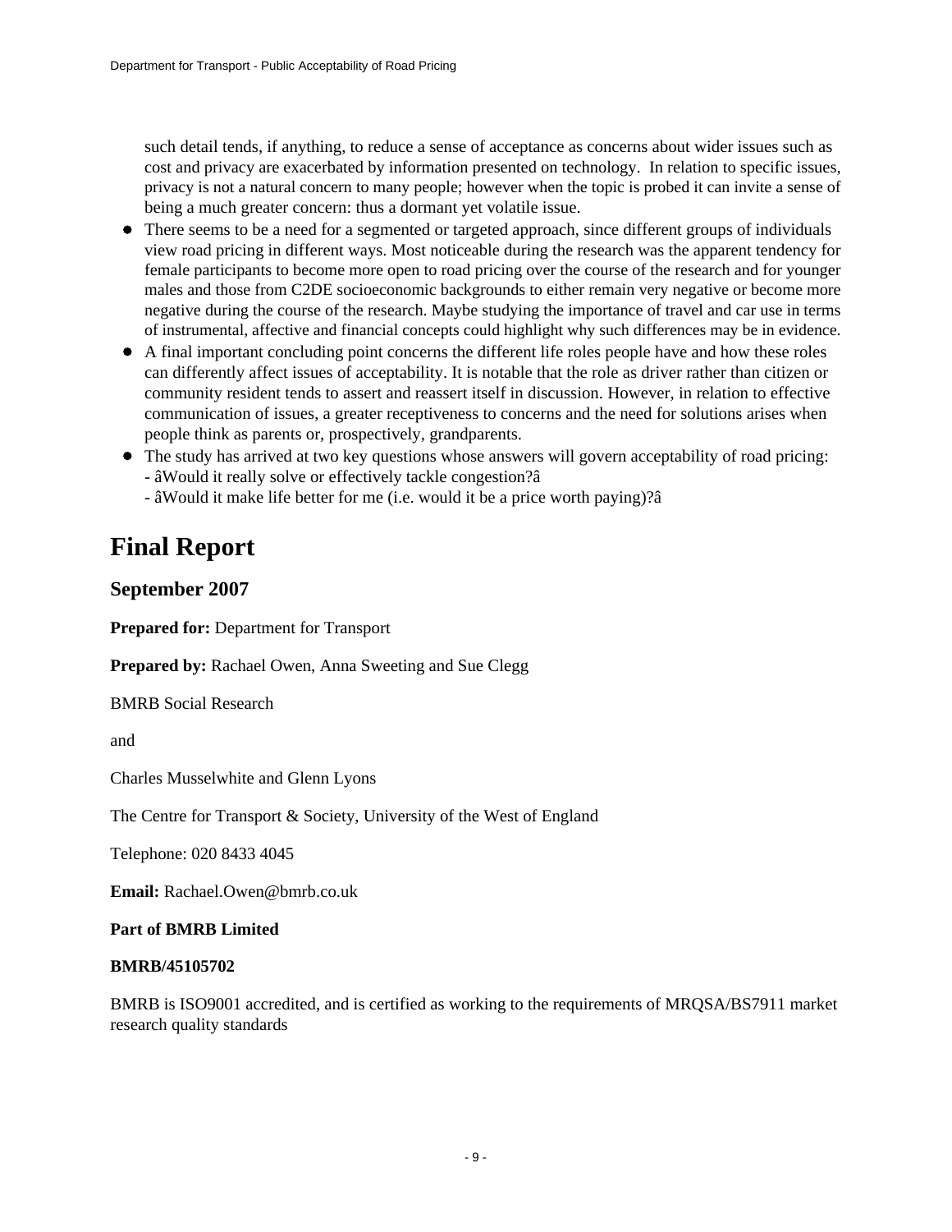such detail tends, if anything, to reduce a sense of acceptance as concerns about wider issues such as cost and privacy are exacerbated by information presented on technology.  In relation to specific issues, privacy is not a natural concern to many people; however when the topic is probed it can invite a sense of being a much greater concern: thus a dormant yet volatile issue.

- There seems to be a need for a segmented or targeted approach, since different groups of individuals view road pricing in different ways. Most noticeable during the research was the apparent tendency for female participants to become more open to road pricing over the course of the research and for younger males and those from C2DE socioeconomic backgrounds to either remain very negative or become more negative during the course of the research. Maybe studying the importance of travel and car use in terms of instrumental, affective and financial concepts could highlight why such differences may be in evidence.
- A final important concluding point concerns the different life roles people have and how these roles can differently affect issues of acceptability. It is notable that the role as driver rather than citizen or community resident tends to assert and reassert itself in discussion. However, in relation to effective communication of issues, a greater receptiveness to concerns and the need for solutions arises when people think as parents or, prospectively, grandparents.
- The study has arrived at two key questions whose answers will govern acceptability of road pricing:
  - âWould it really solve or effectively tackle congestion?â
  - âWould it make life better for me (i.e. would it be a price worth paying)?â

# Final Report

## September 2007

**Prepared for:** Department for Transport

**Prepared by:** Rachael Owen, Anna Sweeting and Sue Clegg

BMRB Social Research

and

Charles Musselwhite and Glenn Lyons

The Centre for Transport & Society, University of the West of England

Telephone: 020 8433 4045

**Email:** Rachael.Owen@bmrb.co.uk

**Part of BMRB Limited**

**BMRB/45105702**

BMRB is ISO9001 accredited, and is certified as working to the requirements of MRQSA/BS7911 market research quality standards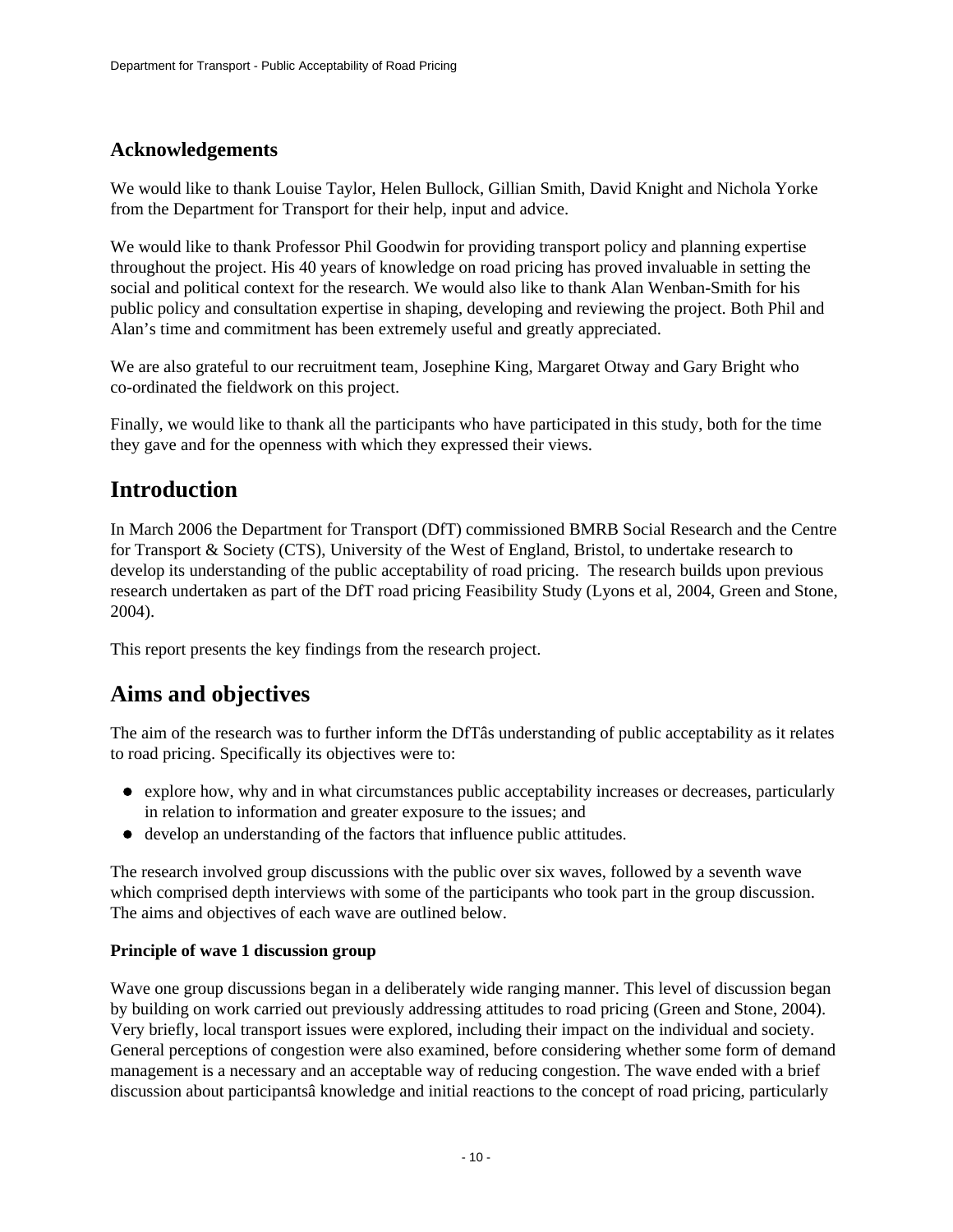## Acknowledgements

We would like to thank Louise Taylor, Helen Bullock, Gillian Smith, David Knight and Nichola Yorke from the Department for Transport for their help, input and advice.

We would like to thank Professor Phil Goodwin for providing transport policy and planning expertise throughout the project. His 40 years of knowledge on road pricing has proved invaluable in setting the social and political context for the research. We would also like to thank Alan Wenban-Smith for his public policy and consultation expertise in shaping, developing and reviewing the project. Both Phil and Alan's time and commitment has been extremely useful and greatly appreciated.

We are also grateful to our recruitment team, Josephine King, Margaret Otway and Gary Bright who co-ordinated the fieldwork on this project.

Finally, we would like to thank all the participants who have participated in this study, both for the time they gave and for the openness with which they expressed their views.

# Introduction

In March 2006 the Department for Transport (DfT) commissioned BMRB Social Research and the Centre for Transport & Society (CTS), University of the West of England, Bristol, to undertake research to develop its understanding of the public acceptability of road pricing. The research builds upon previous research undertaken as part of the DfT road pricing Feasibility Study (Lyons et al, 2004, Green and Stone, 2004).

This report presents the key findings from the research project.

# Aims and objectives

The aim of the research was to further inform the DfTâs understanding of public acceptability as it relates to road pricing. Specifically its objectives were to:

- explore how, why and in what circumstances public acceptability increases or decreases, particularly in relation to information and greater exposure to the issues; and
- develop an understanding of the factors that influence public attitudes.

The research involved group discussions with the public over six waves, followed by a seventh wave which comprised depth interviews with some of the participants who took part in the group discussion. The aims and objectives of each wave are outlined below.

**Principle of wave 1 discussion group**

Wave one group discussions began in a deliberately wide ranging manner. This level of discussion began by building on work carried out previously addressing attitudes to road pricing (Green and Stone, 2004). Very briefly, local transport issues were explored, including their impact on the individual and society. General perceptions of congestion were also examined, before considering whether some form of demand management is a necessary and an acceptable way of reducing congestion. The wave ended with a brief discussion about participantsâ knowledge and initial reactions to the concept of road pricing, particularly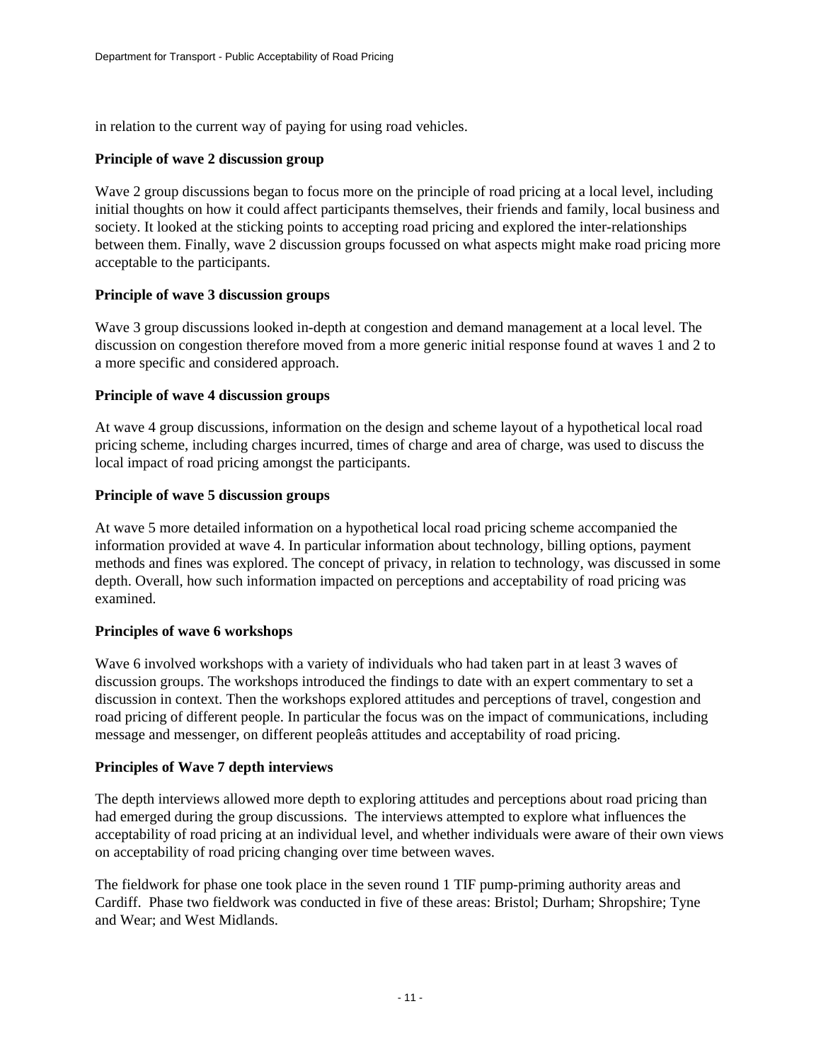in relation to the current way of paying for using road vehicles.

**Principle of wave 2 discussion group**

Wave 2 group discussions began to focus more on the principle of road pricing at a local level, including initial thoughts on how it could affect participants themselves, their friends and family, local business and society. It looked at the sticking points to accepting road pricing and explored the inter-relationships between them. Finally, wave 2 discussion groups focussed on what aspects might make road pricing more acceptable to the participants.

**Principle of wave 3 discussion groups**

Wave 3 group discussions looked in-depth at congestion and demand management at a local level. The discussion on congestion therefore moved from a more generic initial response found at waves 1 and 2 to a more specific and considered approach.

**Principle of wave 4 discussion groups**

At wave 4 group discussions, information on the design and scheme layout of a hypothetical local road pricing scheme, including charges incurred, times of charge and area of charge, was used to discuss the local impact of road pricing amongst the participants.

**Principle of wave 5 discussion groups**

At wave 5 more detailed information on a hypothetical local road pricing scheme accompanied the information provided at wave 4. In particular information about technology, billing options, payment methods and fines was explored. The concept of privacy, in relation to technology, was discussed in some depth. Overall, how such information impacted on perceptions and acceptability of road pricing was examined.

**Principles of wave 6 workshops**

Wave 6 involved workshops with a variety of individuals who had taken part in at least 3 waves of discussion groups. The workshops introduced the findings to date with an expert commentary to set a discussion in context. Then the workshops explored attitudes and perceptions of travel, congestion and road pricing of different people. In particular the focus was on the impact of communications, including message and messenger, on different peopleâs attitudes and acceptability of road pricing.

**Principles of Wave 7 depth interviews**

The depth interviews allowed more depth to exploring attitudes and perceptions about road pricing than had emerged during the group discussions. The interviews attempted to explore what influences the acceptability of road pricing at an individual level, and whether individuals were aware of their own views on acceptability of road pricing changing over time between waves.

The fieldwork for phase one took place in the seven round 1 TIF pump-priming authority areas and Cardiff. Phase two fieldwork was conducted in five of these areas: Bristol; Durham; Shropshire; Tyne and Wear; and West Midlands.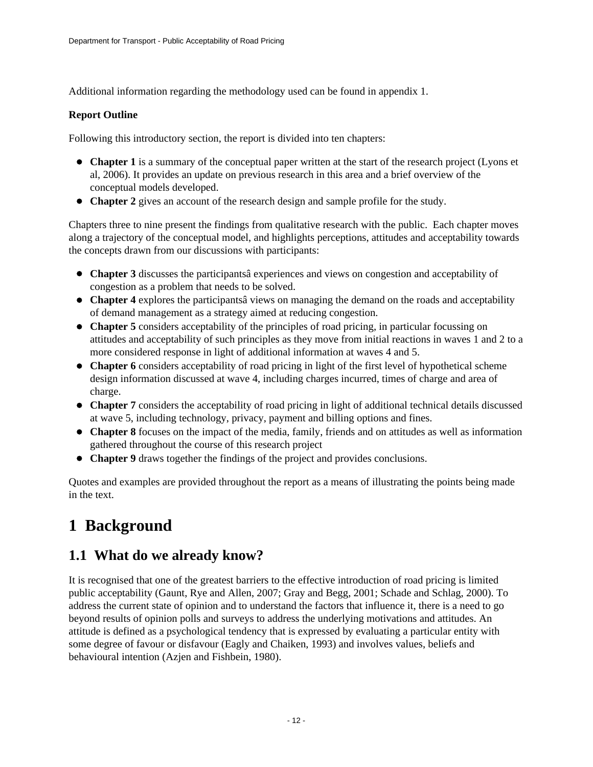Additional information regarding the methodology used can be found in appendix 1.

**Report Outline**

Following this introductory section, the report is divided into ten chapters:

- **Chapter 1** is a summary of the conceptual paper written at the start of the research project (Lyons et al, 2006). It provides an update on previous research in this area and a brief overview of the conceptual models developed.
- **Chapter 2** gives an account of the research design and sample profile for the study.

Chapters three to nine present the findings from qualitative research with the public. Each chapter moves along a trajectory of the conceptual model, and highlights perceptions, attitudes and acceptability towards the concepts drawn from our discussions with participants:

- **Chapter 3** discusses the participantsâ experiences and views on congestion and acceptability of congestion as a problem that needs to be solved.
- **Chapter 4** explores the participantsâ views on managing the demand on the roads and acceptability of demand management as a strategy aimed at reducing congestion.
- **Chapter 5** considers acceptability of the principles of road pricing, in particular focussing on attitudes and acceptability of such principles as they move from initial reactions in waves 1 and 2 to a more considered response in light of additional information at waves 4 and 5.
- **Chapter 6** considers acceptability of road pricing in light of the first level of hypothetical scheme design information discussed at wave 4, including charges incurred, times of charge and area of charge.
- **Chapter 7** considers the acceptability of road pricing in light of additional technical details discussed at wave 5, including technology, privacy, payment and billing options and fines.
- **Chapter 8** focuses on the impact of the media, family, friends and on attitudes as well as information gathered throughout the course of this research project
- **Chapter 9** draws together the findings of the project and provides conclusions.

Quotes and examples are provided throughout the report as a means of illustrating the points being made in the text.

# 1 Background

## 1.1 What do we already know?

It is recognised that one of the greatest barriers to the effective introduction of road pricing is limited public acceptability (Gaunt, Rye and Allen, 2007; Gray and Begg, 2001; Schade and Schlag, 2000). To address the current state of opinion and to understand the factors that influence it, there is a need to go beyond results of opinion polls and surveys to address the underlying motivations and attitudes. An attitude is defined as a psychological tendency that is expressed by evaluating a particular entity with some degree of favour or disfavour (Eagly and Chaiken, 1993) and involves values, beliefs and behavioural intention (Azjen and Fishbein, 1980).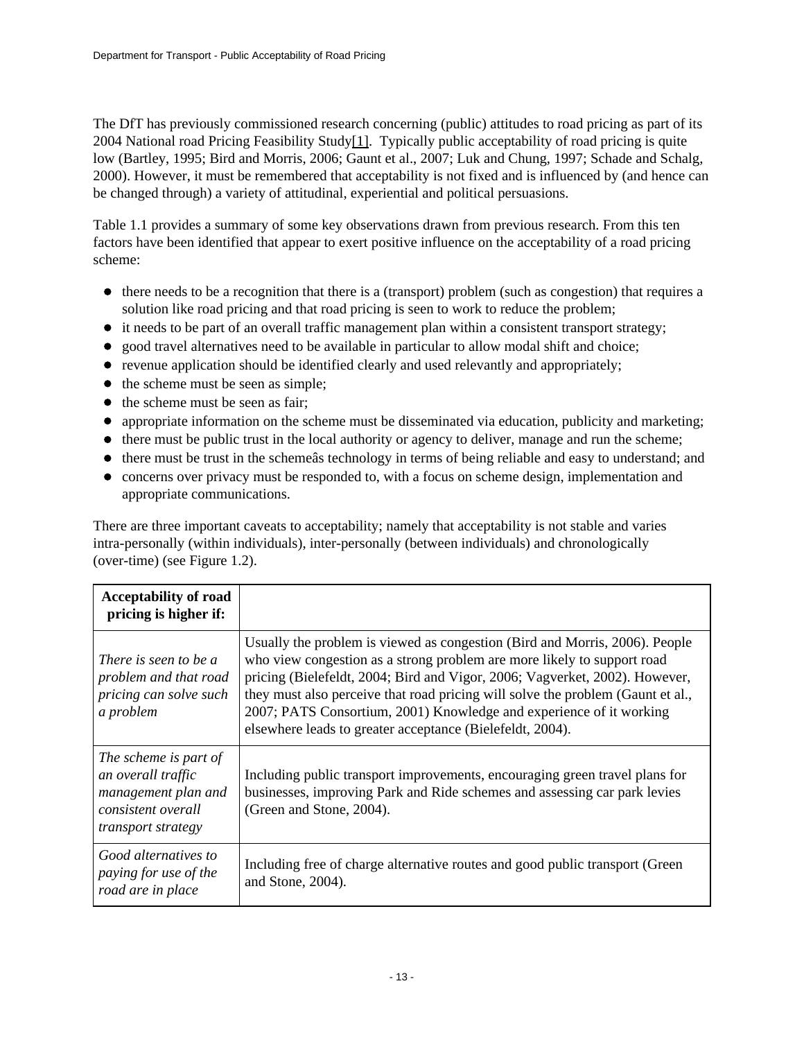The DfT has previously commissioned research concerning (public) attitudes to road pricing as part of its 2004 National road Pricing Feasibility Study[1]. Typically public acceptability of road pricing is quite low (Bartley, 1995; Bird and Morris, 2006; Gaunt et al., 2007; Luk and Chung, 1997; Schade and Schalg, 2000). However, it must be remembered that acceptability is not fixed and is influenced by (and hence can be changed through) a variety of attitudinal, experiential and political persuasions.

Table 1.1 provides a summary of some key observations drawn from previous research. From this ten factors have been identified that appear to exert positive influence on the acceptability of a road pricing scheme:

- there needs to be a recognition that there is a (transport) problem (such as congestion) that requires a solution like road pricing and that road pricing is seen to work to reduce the problem;
- it needs to be part of an overall traffic management plan within a consistent transport strategy;
- good travel alternatives need to be available in particular to allow modal shift and choice;
- revenue application should be identified clearly and used relevantly and appropriately;
- the scheme must be seen as simple;
- the scheme must be seen as fair;
- appropriate information on the scheme must be disseminated via education, publicity and marketing;
- there must be public trust in the local authority or agency to deliver, manage and run the scheme;
- there must be trust in the schemeâs technology in terms of being reliable and easy to understand; and
- concerns over privacy must be responded to, with a focus on scheme design, implementation and appropriate communications.

There are three important caveats to acceptability; namely that acceptability is not stable and varies intra-personally (within individuals), inter-personally (between individuals) and chronologically (over-time) (see Figure 1.2).

| **Acceptability of road pricing is higher if:** | |
|---|---|
| *There is seen to be a problem and that road pricing can solve such a problem* | Usually the problem is viewed as congestion (Bird and Morris, 2006). People who view congestion as a strong problem are more likely to support road pricing (Bielefeldt, 2004; Bird and Vigor, 2006; Vagverket, 2002). However, they must also perceive that road pricing will solve the problem (Gaunt et al., 2007; PATS Consortium, 2001) Knowledge and experience of it working elsewhere leads to greater acceptance (Bielefeldt, 2004). |
| *The scheme is part of an overall traffic management plan and consistent overall transport strategy* | Including public transport improvements, encouraging green travel plans for businesses, improving Park and Ride schemes and assessing car park levies (Green and Stone, 2004). |
| *Good alternatives to paying for use of the road are in place* | Including free of charge alternative routes and good public transport (Green and Stone, 2004). |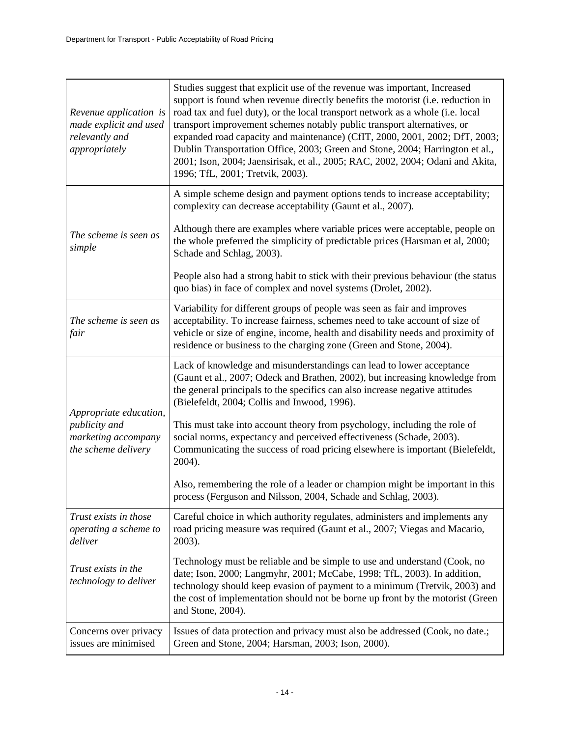| | |
|---|---|
| *Revenue application is made explicit and used relevantly and appropriately* | Studies suggest that explicit use of the revenue was important, Increased support is found when revenue directly benefits the motorist (i.e. reduction in road tax and fuel duty), or the local transport network as a whole (i.e. local transport improvement schemes notably public transport alternatives, or expanded road capacity and maintenance) (CfIT, 2000, 2001, 2002; DfT, 2003; Dublin Transportation Office, 2003; Green and Stone, 2004; Harrington et al., 2001; Ison, 2004; Jaensirisak, et al., 2005; RAC, 2002, 2004; Odani and Akita, 1996; TfL, 2001; Tretvik, 2003). |
| *The scheme is seen as simple* | A simple scheme design and payment options tends to increase acceptability; complexity can decrease acceptability (Gaunt et al., 2007).<br><br>Although there are examples where variable prices were acceptable, people on the whole preferred the simplicity of predictable prices (Harsman et al, 2000; Schade and Schlag, 2003).<br><br>People also had a strong habit to stick with their previous behaviour (the status quo bias) in face of complex and novel systems (Drolet, 2002). |
| *The scheme is seen as fair* | Variability for different groups of people was seen as fair and improves acceptability. To increase fairness, schemes need to take account of size of vehicle or size of engine, income, health and disability needs and proximity of residence or business to the charging zone (Green and Stone, 2004). |
| *Appropriate education, publicity and marketing accompany the scheme delivery* | Lack of knowledge and misunderstandings can lead to lower acceptance (Gaunt et al., 2007; Odeck and Brathen, 2002), but increasing knowledge from the general principals to the specifics can also increase negative attitudes (Bielefeldt, 2004; Collis and Inwood, 1996).<br><br>This must take into account theory from psychology, including the role of social norms, expectancy and perceived effectiveness (Schade, 2003). Communicating the success of road pricing elsewhere is important (Bielefeldt, 2004).<br><br>Also, remembering the role of a leader or champion might be important in this process (Ferguson and Nilsson, 2004, Schade and Schlag, 2003). |
| *Trust exists in those operating a scheme to deliver* | Careful choice in which authority regulates, administers and implements any road pricing measure was required (Gaunt et al., 2007; Viegas and Macario, 2003). |
| *Trust exists in the technology to deliver* | Technology must be reliable and be simple to use and understand (Cook, no date; Ison, 2000; Langmyhr, 2001; McCabe, 1998; TfL, 2003). In addition, technology should keep evasion of payment to a minimum (Tretvik, 2003) and the cost of implementation should not be borne up front by the motorist (Green and Stone, 2004). |
| Concerns over privacy issues are minimised | Issues of data protection and privacy must also be addressed (Cook, no date.; Green and Stone, 2004; Harsman, 2003; Ison, 2000). |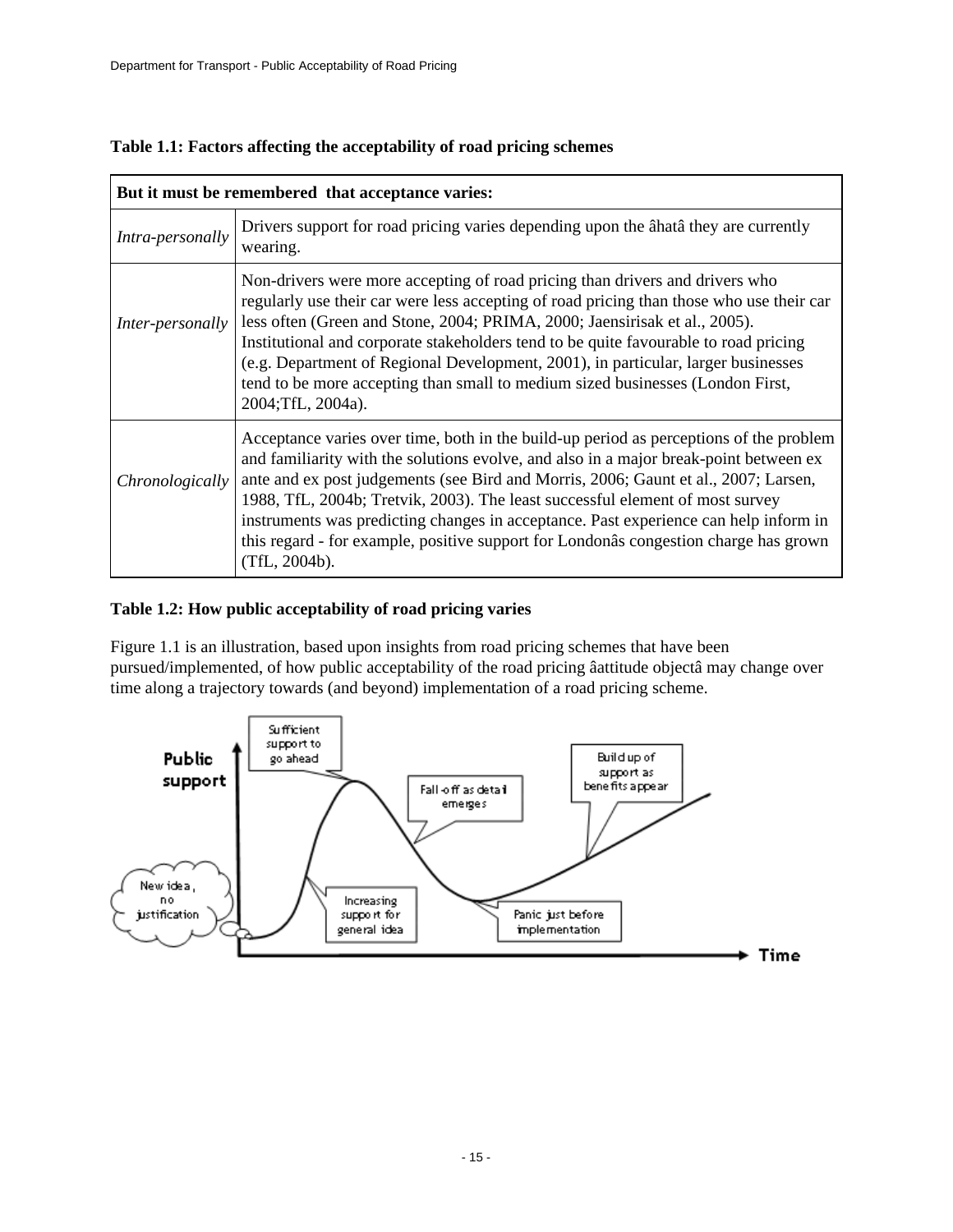**Table 1.1: Factors affecting the acceptability of road pricing schemes**

| But it must be remembered that acceptance varies: | |
|---|---|
| *Intra-personally* | Drivers support for road pricing varies depending upon the âhatâ they are currently wearing. |
| *Inter-personally* | Non-drivers were more accepting of road pricing than drivers and drivers who regularly use their car were less accepting of road pricing than those who use their car less often (Green and Stone, 2004; PRIMA, 2000; Jaensirisak et al., 2005). Institutional and corporate stakeholders tend to be quite favourable to road pricing (e.g. Department of Regional Development, 2001), in particular, larger businesses tend to be more accepting than small to medium sized businesses (London First, 2004;TfL, 2004a). |
| *Chronologically* | Acceptance varies over time, both in the build-up period as perceptions of the problem and familiarity with the solutions evolve, and also in a major break-point between ex ante and ex post judgements (see Bird and Morris, 2006; Gaunt et al., 2007; Larsen, 1988, TfL, 2004b; Tretvik, 2003). The least successful element of most survey instruments was predicting changes in acceptance. Past experience can help inform in this regard - for example, positive support for Londonâs congestion charge has grown (TfL, 2004b). |

**Table 1.2: How public acceptability of road pricing varies**

Figure 1.1 is an illustration, based upon insights from road pricing schemes that have been pursued/implemented, of how public acceptability of the road pricing âattitude objectâ may change over time along a trajectory towards (and beyond) implementation of a road pricing scheme.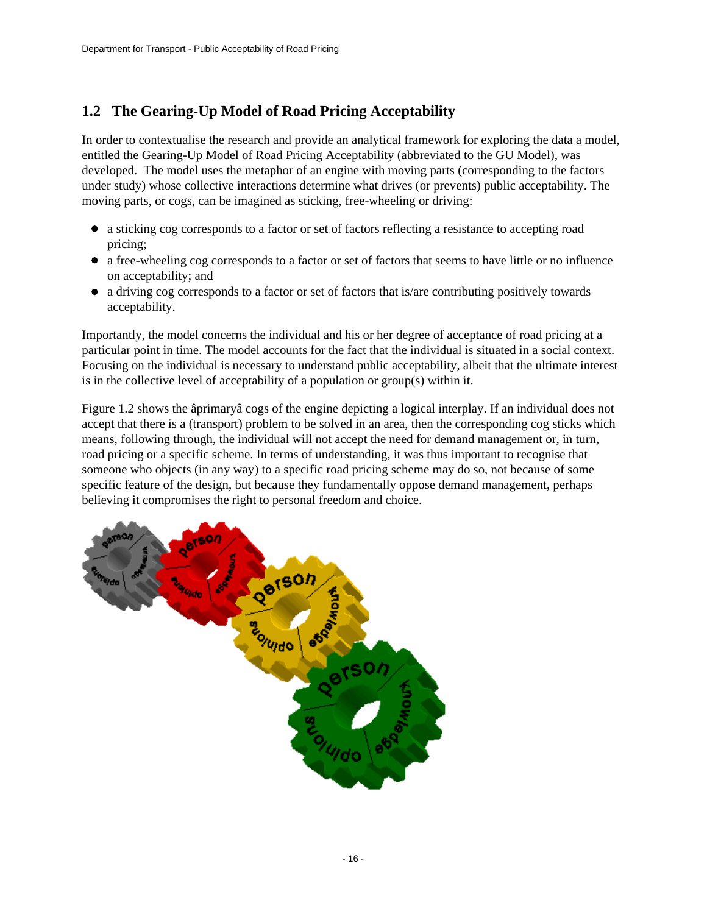## 1.2 The Gearing-Up Model of Road Pricing Acceptability

In order to contextualise the research and provide an analytical framework for exploring the data a model, entitled the Gearing-Up Model of Road Pricing Acceptability (abbreviated to the GU Model), was developed. The model uses the metaphor of an engine with moving parts (corresponding to the factors under study) whose collective interactions determine what drives (or prevents) public acceptability. The moving parts, or cogs, can be imagined as sticking, free-wheeling or driving:

- a sticking cog corresponds to a factor or set of factors reflecting a resistance to accepting road pricing;
- a free-wheeling cog corresponds to a factor or set of factors that seems to have little or no influence on acceptability; and
- a driving cog corresponds to a factor or set of factors that is/are contributing positively towards acceptability.

Importantly, the model concerns the individual and his or her degree of acceptance of road pricing at a particular point in time. The model accounts for the fact that the individual is situated in a social context. Focusing on the individual is necessary to understand public acceptability, albeit that the ultimate interest is in the collective level of acceptability of a population or group(s) within it.

Figure 1.2 shows the âprimaryâ cogs of the engine depicting a logical interplay. If an individual does not accept that there is a (transport) problem to be solved in an area, then the corresponding cog sticks which means, following through, the individual will not accept the need for demand management or, in turn, road pricing or a specific scheme. In terms of understanding, it was thus important to recognise that someone who objects (in any way) to a specific road pricing scheme may do so, not because of some specific feature of the design, but because they fundamentally oppose demand management, perhaps believing it compromises the right to personal freedom and choice.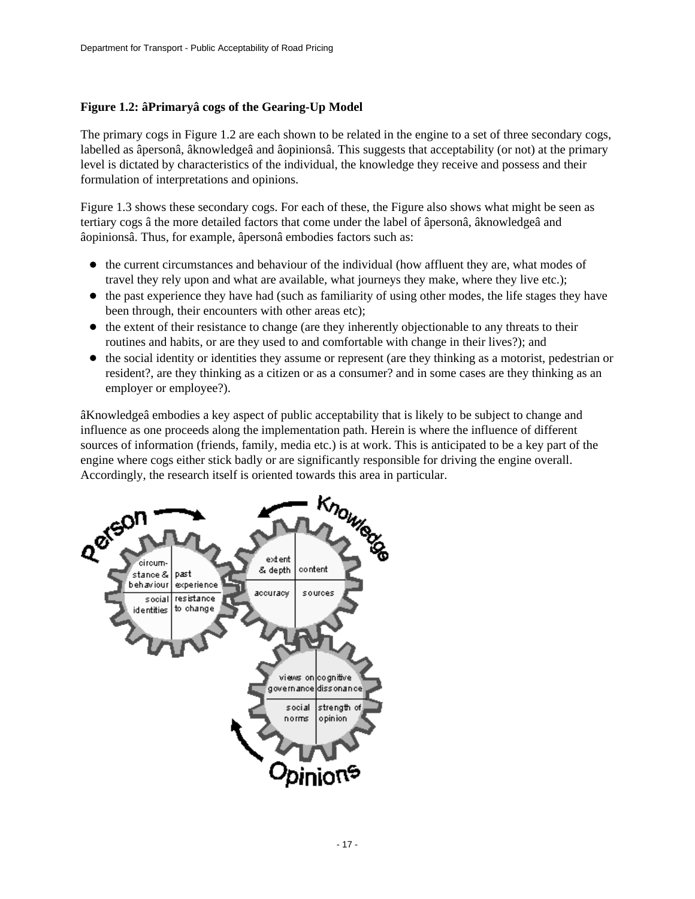**Figure 1.2: âPrimaryâ cogs of the Gearing-Up Model**

The primary cogs in Figure 1.2 are each shown to be related in the engine to a set of three secondary cogs, labelled as âpersonâ, âknowledgeâ and âopinionsâ. This suggests that acceptability (or not) at the primary level is dictated by characteristics of the individual, the knowledge they receive and possess and their formulation of interpretations and opinions.

Figure 1.3 shows these secondary cogs. For each of these, the Figure also shows what might be seen as tertiary cogs â the more detailed factors that come under the label of âpersonâ, âknowledgeâ and âopinionsâ. Thus, for example, âpersonâ embodies factors such as:

- the current circumstances and behaviour of the individual (how affluent they are, what modes of travel they rely upon and what are available, what journeys they make, where they live etc.);
- the past experience they have had (such as familiarity of using other modes, the life stages they have been through, their encounters with other areas etc);
- the extent of their resistance to change (are they inherently objectionable to any threats to their routines and habits, or are they used to and comfortable with change in their lives?); and
- the social identity or identities they assume or represent (are they thinking as a motorist, pedestrian or resident?, are they thinking as a citizen or as a consumer? and in some cases are they thinking as an employer or employee?).

âKnowledgeâ embodies a key aspect of public acceptability that is likely to be subject to change and influence as one proceeds along the implementation path. Herein is where the influence of different sources of information (friends, family, media etc.) is at work. This is anticipated to be a key part of the engine where cogs either stick badly or are significantly responsible for driving the engine overall. Accordingly, the research itself is oriented towards this area in particular.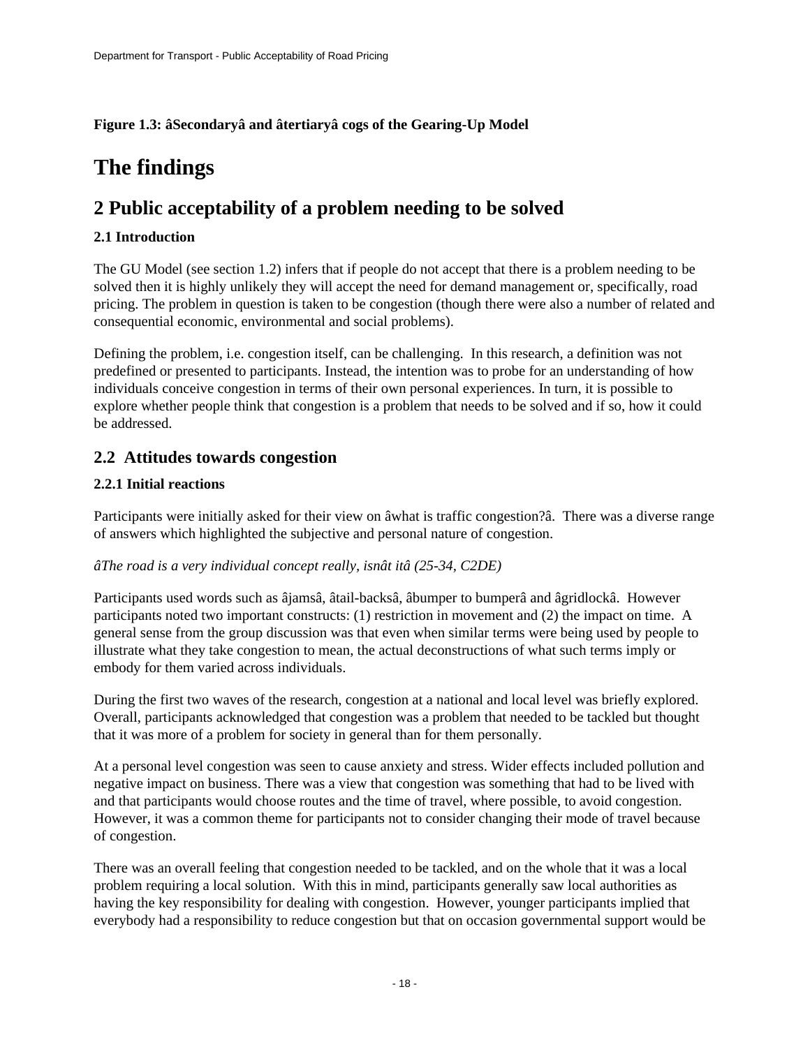**Figure 1.3: âSecondaryâ and âtertiaryâ cogs of the Gearing-Up Model**

# The findings

## 2 Public acceptability of a problem needing to be solved

### 2.1 Introduction

The GU Model (see section 1.2) infers that if people do not accept that there is a problem needing to be solved then it is highly unlikely they will accept the need for demand management or, specifically, road pricing. The problem in question is taken to be congestion (though there were also a number of related and consequential economic, environmental and social problems).

Defining the problem, i.e. congestion itself, can be challenging. In this research, a definition was not predefined or presented to participants. Instead, the intention was to probe for an understanding of how individuals conceive congestion in terms of their own personal experiences. In turn, it is possible to explore whether people think that congestion is a problem that needs to be solved and if so, how it could be addressed.

## 2.2 Attitudes towards congestion

### 2.2.1 Initial reactions

Participants were initially asked for their view on âwhat is traffic congestion?â. There was a diverse range of answers which highlighted the subjective and personal nature of congestion.

*âThe road is a very individual concept really, isnât itâ (25-34, C2DE)*

Participants used words such as âjamsâ, âtail-backsâ, âbumper to bumperâ and âgridlockâ. However participants noted two important constructs: (1) restriction in movement and (2) the impact on time. A general sense from the group discussion was that even when similar terms were being used by people to illustrate what they take congestion to mean, the actual deconstructions of what such terms imply or embody for them varied across individuals.

During the first two waves of the research, congestion at a national and local level was briefly explored. Overall, participants acknowledged that congestion was a problem that needed to be tackled but thought that it was more of a problem for society in general than for them personally.

At a personal level congestion was seen to cause anxiety and stress. Wider effects included pollution and negative impact on business. There was a view that congestion was something that had to be lived with and that participants would choose routes and the time of travel, where possible, to avoid congestion. However, it was a common theme for participants not to consider changing their mode of travel because of congestion.

There was an overall feeling that congestion needed to be tackled, and on the whole that it was a local problem requiring a local solution. With this in mind, participants generally saw local authorities as having the key responsibility for dealing with congestion. However, younger participants implied that everybody had a responsibility to reduce congestion but that on occasion governmental support would be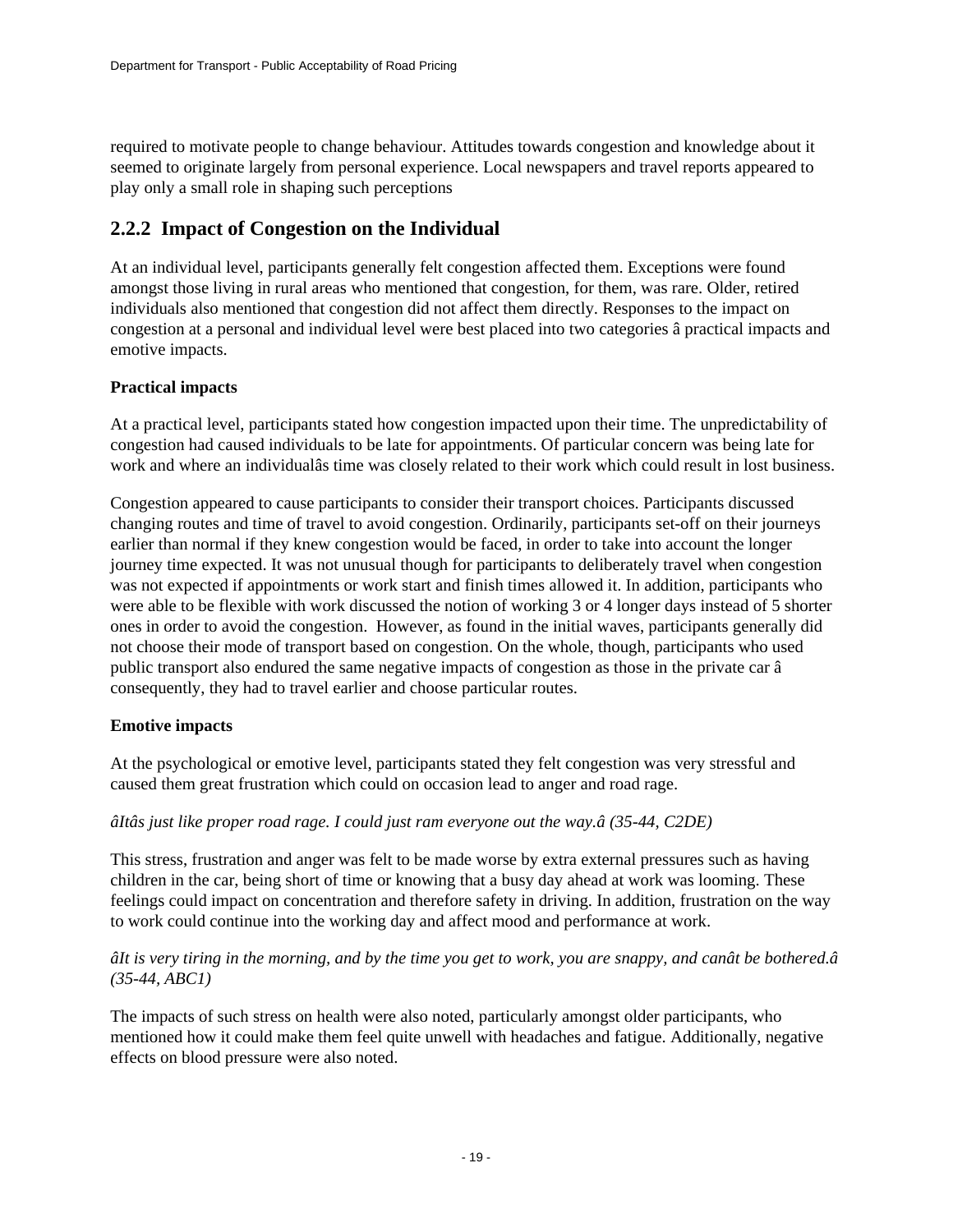required to motivate people to change behaviour. Attitudes towards congestion and knowledge about it seemed to originate largely from personal experience. Local newspapers and travel reports appeared to play only a small role in shaping such perceptions

## 2.2.2 Impact of Congestion on the Individual

At an individual level, participants generally felt congestion affected them. Exceptions were found amongst those living in rural areas who mentioned that congestion, for them, was rare. Older, retired individuals also mentioned that congestion did not affect them directly. Responses to the impact on congestion at a personal and individual level were best placed into two categories â practical impacts and emotive impacts.

**Practical impacts**

At a practical level, participants stated how congestion impacted upon their time. The unpredictability of congestion had caused individuals to be late for appointments. Of particular concern was being late for work and where an individualâs time was closely related to their work which could result in lost business.

Congestion appeared to cause participants to consider their transport choices. Participants discussed changing routes and time of travel to avoid congestion. Ordinarily, participants set-off on their journeys earlier than normal if they knew congestion would be faced, in order to take into account the longer journey time expected. It was not unusual though for participants to deliberately travel when congestion was not expected if appointments or work start and finish times allowed it. In addition, participants who were able to be flexible with work discussed the notion of working 3 or 4 longer days instead of 5 shorter ones in order to avoid the congestion. However, as found in the initial waves, participants generally did not choose their mode of transport based on congestion. On the whole, though, participants who used public transport also endured the same negative impacts of congestion as those in the private car â consequently, they had to travel earlier and choose particular routes.

**Emotive impacts**

At the psychological or emotive level, participants stated they felt congestion was very stressful and caused them great frustration which could on occasion lead to anger and road rage.

*âItâs just like proper road rage. I could just ram everyone out the way.â (35-44, C2DE)*

This stress, frustration and anger was felt to be made worse by extra external pressures such as having children in the car, being short of time or knowing that a busy day ahead at work was looming. These feelings could impact on concentration and therefore safety in driving. In addition, frustration on the way to work could continue into the working day and affect mood and performance at work.

*âIt is very tiring in the morning, and by the time you get to work, you are snappy, and canât be bothered.â (35-44, ABC1)*

The impacts of such stress on health were also noted, particularly amongst older participants, who mentioned how it could make them feel quite unwell with headaches and fatigue. Additionally, negative effects on blood pressure were also noted.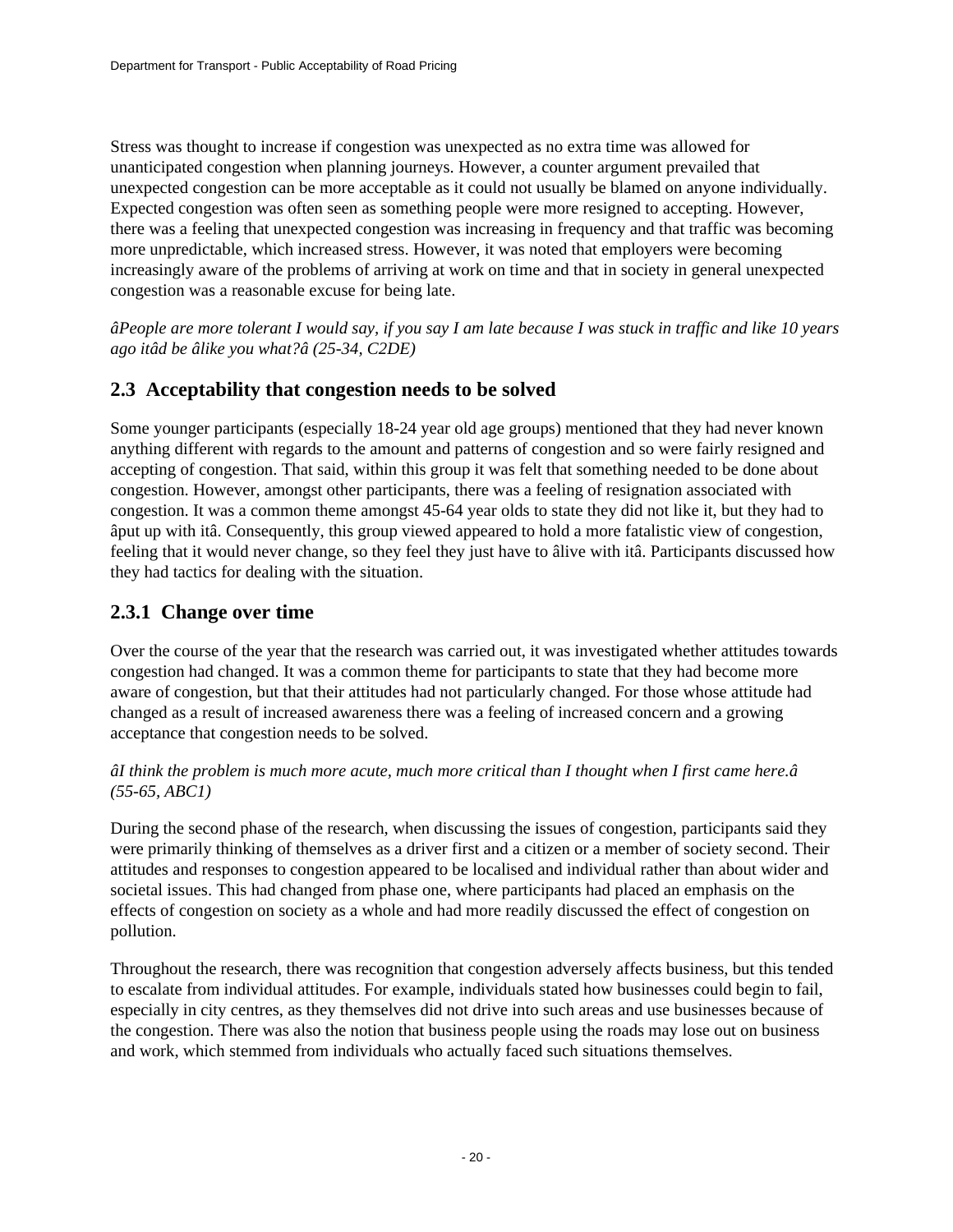Stress was thought to increase if congestion was unexpected as no extra time was allowed for unanticipated congestion when planning journeys. However, a counter argument prevailed that unexpected congestion can be more acceptable as it could not usually be blamed on anyone individually. Expected congestion was often seen as something people were more resigned to accepting. However, there was a feeling that unexpected congestion was increasing in frequency and that traffic was becoming more unpredictable, which increased stress. However, it was noted that employers were becoming increasingly aware of the problems of arriving at work on time and that in society in general unexpected congestion was a reasonable excuse for being late.

*âPeople are more tolerant I would say, if you say I am late because I was stuck in traffic and like 10 years ago itâd be âlike you what?â (25-34, C2DE)*

## 2.3 Acceptability that congestion needs to be solved

Some younger participants (especially 18-24 year old age groups) mentioned that they had never known anything different with regards to the amount and patterns of congestion and so were fairly resigned and accepting of congestion. That said, within this group it was felt that something needed to be done about congestion. However, amongst other participants, there was a feeling of resignation associated with congestion. It was a common theme amongst 45-64 year olds to state they did not like it, but they had to âput up with itâ. Consequently, this group viewed appeared to hold a more fatalistic view of congestion, feeling that it would never change, so they feel they just have to âlive with itâ. Participants discussed how they had tactics for dealing with the situation.

### 2.3.1 Change over time

Over the course of the year that the research was carried out, it was investigated whether attitudes towards congestion had changed. It was a common theme for participants to state that they had become more aware of congestion, but that their attitudes had not particularly changed. For those whose attitude had changed as a result of increased awareness there was a feeling of increased concern and a growing acceptance that congestion needs to be solved.

*âI think the problem is much more acute, much more critical than I thought when I first came here.â (55-65, ABC1)*

During the second phase of the research, when discussing the issues of congestion, participants said they were primarily thinking of themselves as a driver first and a citizen or a member of society second. Their attitudes and responses to congestion appeared to be localised and individual rather than about wider and societal issues. This had changed from phase one, where participants had placed an emphasis on the effects of congestion on society as a whole and had more readily discussed the effect of congestion on pollution.

Throughout the research, there was recognition that congestion adversely affects business, but this tended to escalate from individual attitudes. For example, individuals stated how businesses could begin to fail, especially in city centres, as they themselves did not drive into such areas and use businesses because of the congestion. There was also the notion that business people using the roads may lose out on business and work, which stemmed from individuals who actually faced such situations themselves.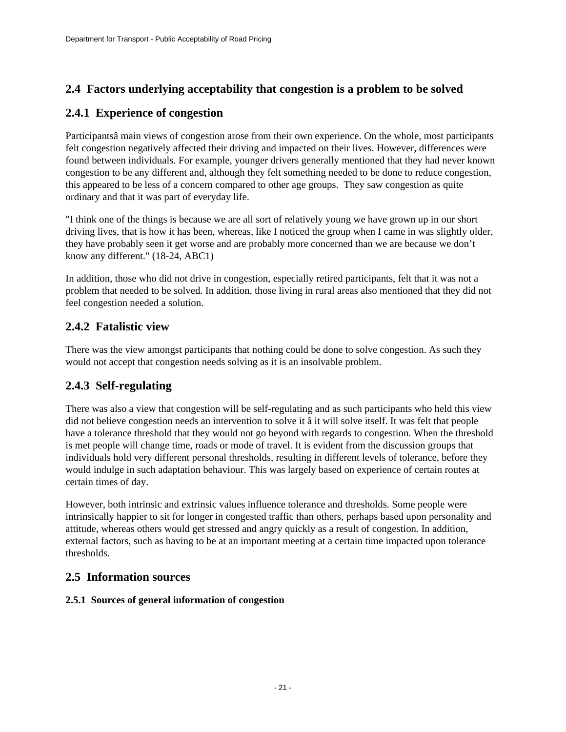## 2.4 Factors underlying acceptability that congestion is a problem to be solved

### 2.4.1 Experience of congestion

Participantsâ main views of congestion arose from their own experience. On the whole, most participants felt congestion negatively affected their driving and impacted on their lives. However, differences were found between individuals. For example, younger drivers generally mentioned that they had never known congestion to be any different and, although they felt something needed to be done to reduce congestion, this appeared to be less of a concern compared to other age groups. They saw congestion as quite ordinary and that it was part of everyday life.

"I think one of the things is because we are all sort of relatively young we have grown up in our short driving lives, that is how it has been, whereas, like I noticed the group when I came in was slightly older, they have probably seen it get worse and are probably more concerned than we are because we don't know any different." (18-24, ABC1)

In addition, those who did not drive in congestion, especially retired participants, felt that it was not a problem that needed to be solved. In addition, those living in rural areas also mentioned that they did not feel congestion needed a solution.

### 2.4.2 Fatalistic view

There was the view amongst participants that nothing could be done to solve congestion. As such they would not accept that congestion needs solving as it is an insolvable problem.

### 2.4.3 Self-regulating

There was also a view that congestion will be self-regulating and as such participants who held this view did not believe congestion needs an intervention to solve it â it will solve itself. It was felt that people have a tolerance threshold that they would not go beyond with regards to congestion. When the threshold is met people will change time, roads or mode of travel. It is evident from the discussion groups that individuals hold very different personal thresholds, resulting in different levels of tolerance, before they would indulge in such adaptation behaviour. This was largely based on experience of certain routes at certain times of day.

However, both intrinsic and extrinsic values influence tolerance and thresholds. Some people were intrinsically happier to sit for longer in congested traffic than others, perhaps based upon personality and attitude, whereas others would get stressed and angry quickly as a result of congestion. In addition, external factors, such as having to be at an important meeting at a certain time impacted upon tolerance thresholds.

## 2.5 Information sources

#### 2.5.1 Sources of general information of congestion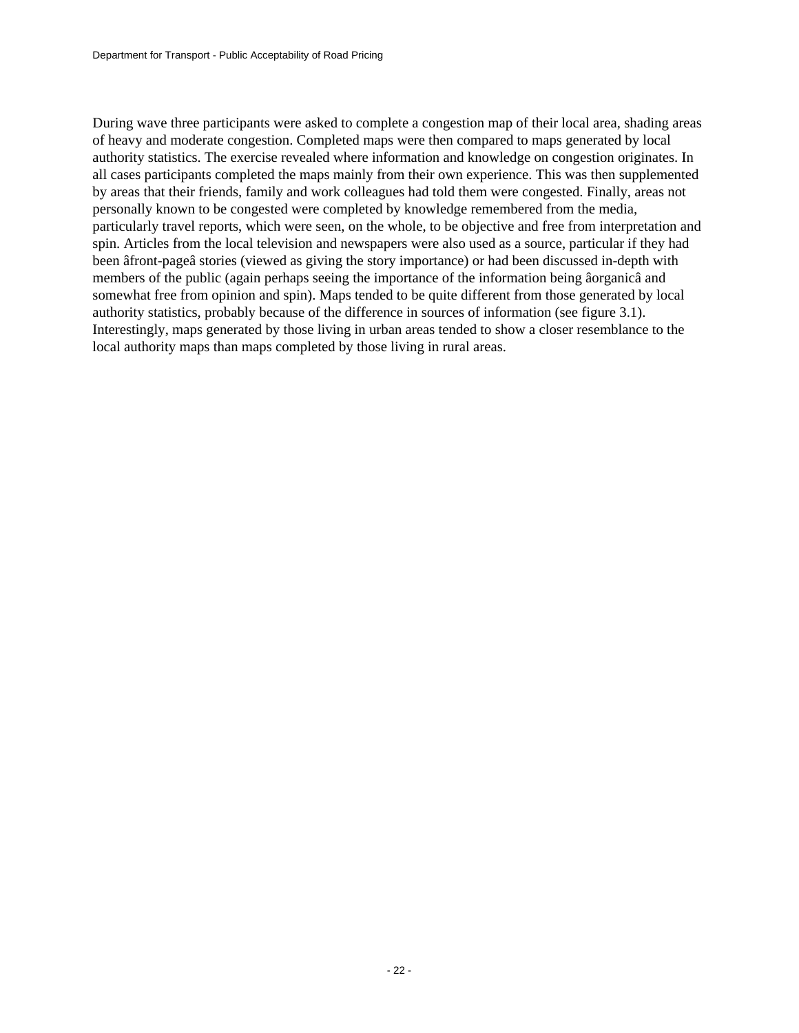During wave three participants were asked to complete a congestion map of their local area, shading areas of heavy and moderate congestion. Completed maps were then compared to maps generated by local authority statistics. The exercise revealed where information and knowledge on congestion originates. In all cases participants completed the maps mainly from their own experience. This was then supplemented by areas that their friends, family and work colleagues had told them were congested. Finally, areas not personally known to be congested were completed by knowledge remembered from the media, particularly travel reports, which were seen, on the whole, to be objective and free from interpretation and spin. Articles from the local television and newspapers were also used as a source, particular if they had been âfront-pageâ stories (viewed as giving the story importance) or had been discussed in-depth with members of the public (again perhaps seeing the importance of the information being âorganicâ and somewhat free from opinion and spin). Maps tended to be quite different from those generated by local authority statistics, probably because of the difference in sources of information (see figure 3.1). Interestingly, maps generated by those living in urban areas tended to show a closer resemblance to the local authority maps than maps completed by those living in rural areas.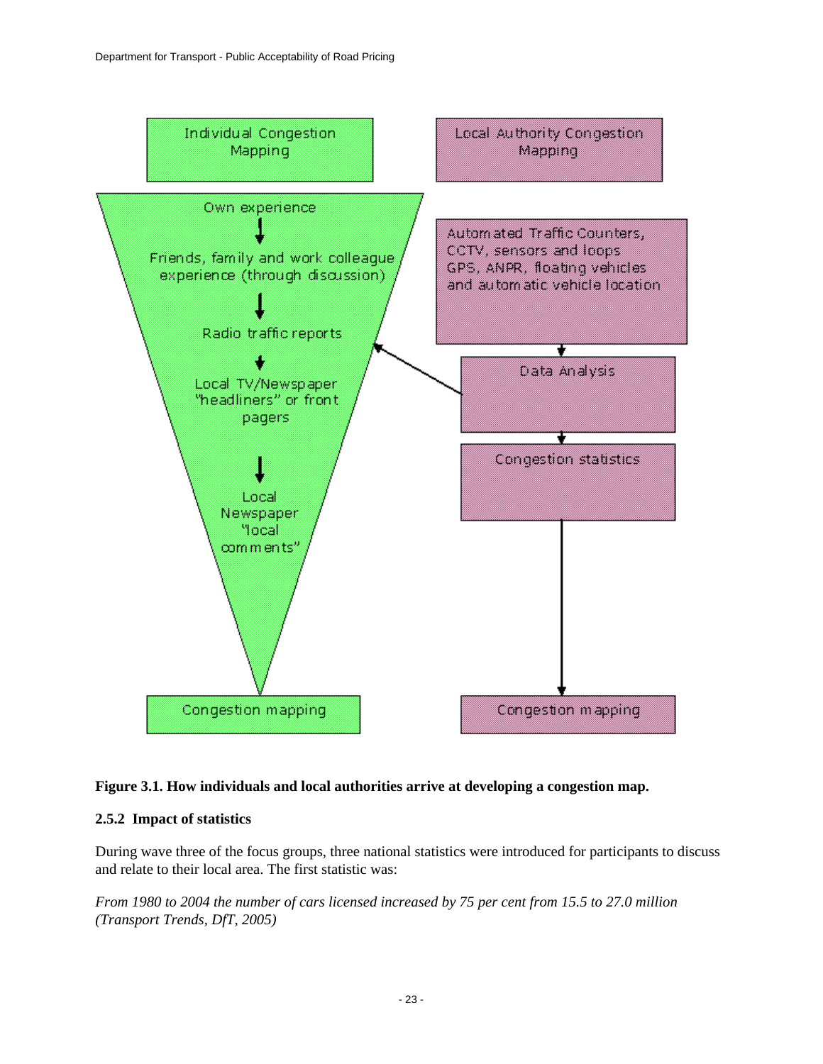Individual Congestion Mapping

Local Authority Congestion Mapping

Own experience

Friends, family and work colleague experience (through discussion)

Radio traffic reports

Local TV/Newspaper "headliners" or front pagers

Local Newspaper "local comments"

Automated Traffic Counters, CCTV, sensors and loops GPS, ANPR, floating vehicles and automatic vehicle location

Data Analysis

Congestion statistics

Congestion mapping

Congestion mapping

**Figure 3.1. How individuals and local authorities arrive at developing a congestion map.**

### 2.5.2 Impact of statistics

During wave three of the focus groups, three national statistics were introduced for participants to discuss and relate to their local area. The first statistic was:

*From 1980 to 2004 the number of cars licensed increased by 75 per cent from 15.5 to 27.0 million (Transport Trends, DfT, 2005)*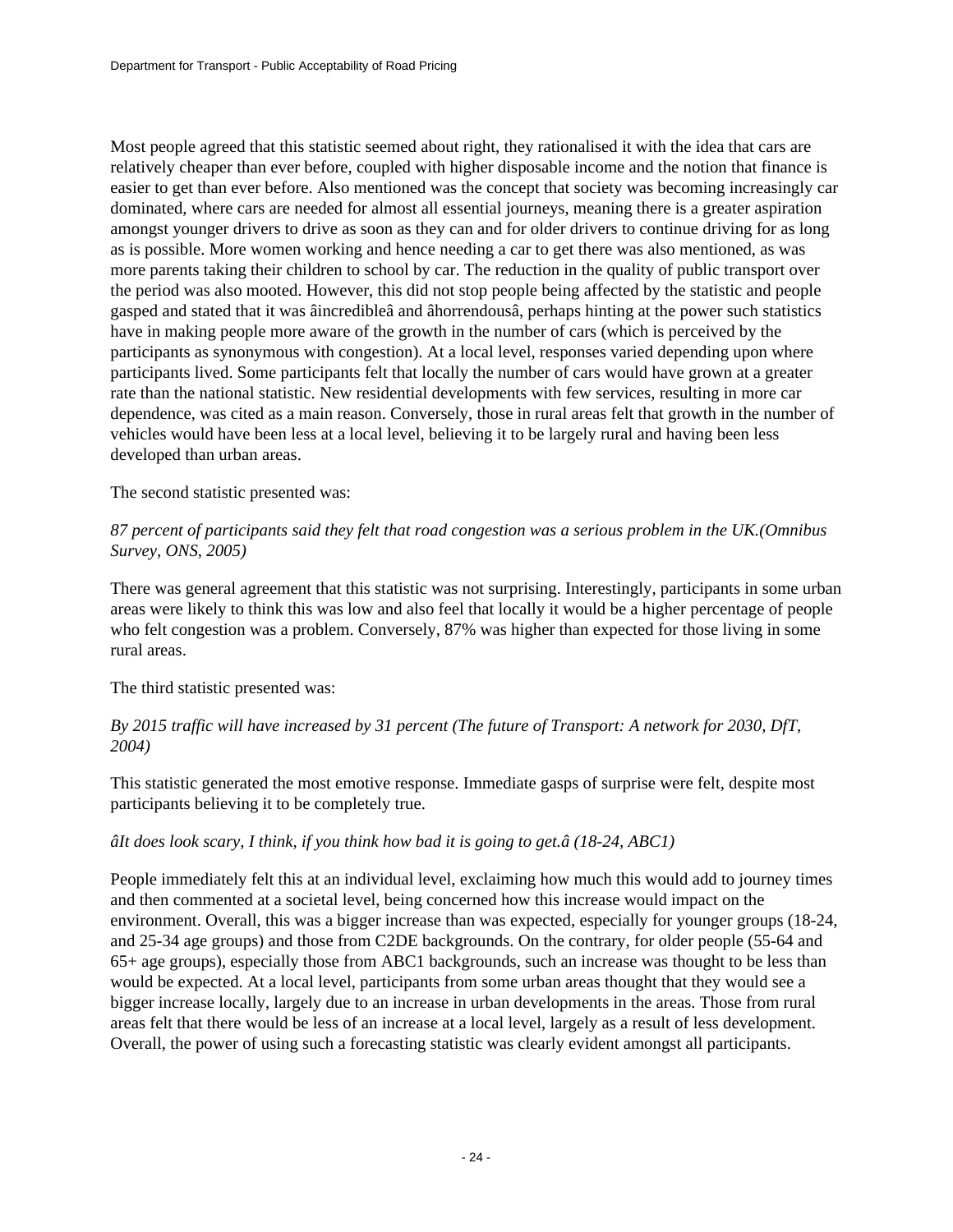Most people agreed that this statistic seemed about right, they rationalised it with the idea that cars are relatively cheaper than ever before, coupled with higher disposable income and the notion that finance is easier to get than ever before. Also mentioned was the concept that society was becoming increasingly car dominated, where cars are needed for almost all essential journeys, meaning there is a greater aspiration amongst younger drivers to drive as soon as they can and for older drivers to continue driving for as long as is possible. More women working and hence needing a car to get there was also mentioned, as was more parents taking their children to school by car. The reduction in the quality of public transport over the period was also mooted. However, this did not stop people being affected by the statistic and people gasped and stated that it was âincredibleâ and âhorrendousâ, perhaps hinting at the power such statistics have in making people more aware of the growth in the number of cars (which is perceived by the participants as synonymous with congestion). At a local level, responses varied depending upon where participants lived. Some participants felt that locally the number of cars would have grown at a greater rate than the national statistic. New residential developments with few services, resulting in more car dependence, was cited as a main reason. Conversely, those in rural areas felt that growth in the number of vehicles would have been less at a local level, believing it to be largely rural and having been less developed than urban areas.

The second statistic presented was:

*87 percent of participants said they felt that road congestion was a serious problem in the UK.(Omnibus Survey, ONS, 2005)*

There was general agreement that this statistic was not surprising. Interestingly, participants in some urban areas were likely to think this was low and also feel that locally it would be a higher percentage of people who felt congestion was a problem. Conversely, 87% was higher than expected for those living in some rural areas.

The third statistic presented was:

*By 2015 traffic will have increased by 31 percent (The future of Transport: A network for 2030, DfT, 2004)*

This statistic generated the most emotive response. Immediate gasps of surprise were felt, despite most participants believing it to be completely true.

*âIt does look scary, I think, if you think how bad it is going to get.â (18-24, ABC1)*

People immediately felt this at an individual level, exclaiming how much this would add to journey times and then commented at a societal level, being concerned how this increase would impact on the environment. Overall, this was a bigger increase than was expected, especially for younger groups (18-24, and 25-34 age groups) and those from C2DE backgrounds. On the contrary, for older people (55-64 and 65+ age groups), especially those from ABC1 backgrounds, such an increase was thought to be less than would be expected. At a local level, participants from some urban areas thought that they would see a bigger increase locally, largely due to an increase in urban developments in the areas. Those from rural areas felt that there would be less of an increase at a local level, largely as a result of less development. Overall, the power of using such a forecasting statistic was clearly evident amongst all participants.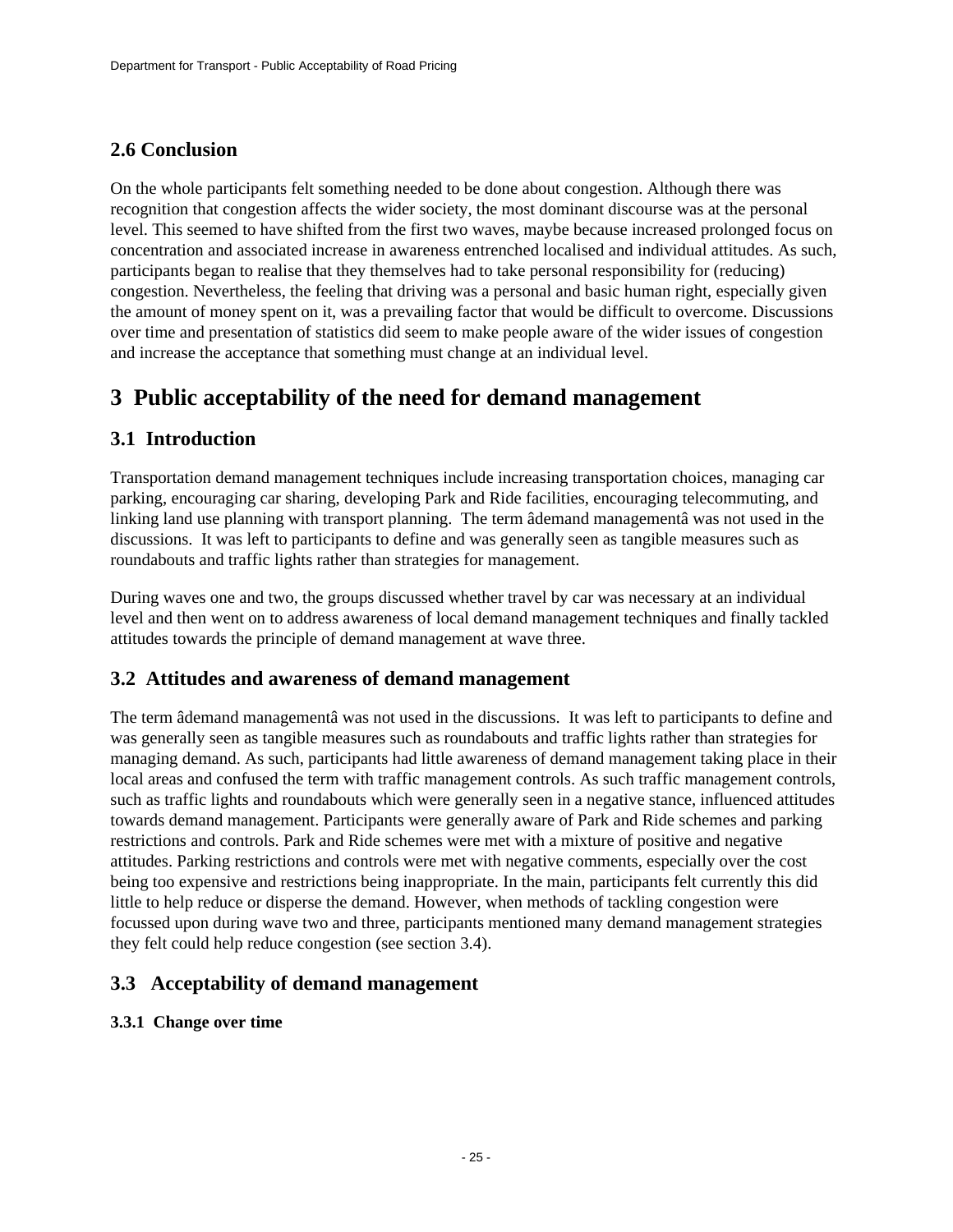### 2.6 Conclusion

On the whole participants felt something needed to be done about congestion. Although there was recognition that congestion affects the wider society, the most dominant discourse was at the personal level. This seemed to have shifted from the first two waves, maybe because increased prolonged focus on concentration and associated increase in awareness entrenched localised and individual attitudes. As such, participants began to realise that they themselves had to take personal responsibility for (reducing) congestion. Nevertheless, the feeling that driving was a personal and basic human right, especially given the amount of money spent on it, was a prevailing factor that would be difficult to overcome. Discussions over time and presentation of statistics did seem to make people aware of the wider issues of congestion and increase the acceptance that something must change at an individual level.

# 3 Public acceptability of the need for demand management

## 3.1 Introduction

Transportation demand management techniques include increasing transportation choices, managing car parking, encouraging car sharing, developing Park and Ride facilities, encouraging telecommuting, and linking land use planning with transport planning. The term âdemand managementâ was not used in the discussions. It was left to participants to define and was generally seen as tangible measures such as roundabouts and traffic lights rather than strategies for management.

During waves one and two, the groups discussed whether travel by car was necessary at an individual level and then went on to address awareness of local demand management techniques and finally tackled attitudes towards the principle of demand management at wave three.

## 3.2 Attitudes and awareness of demand management

The term âdemand managementâ was not used in the discussions. It was left to participants to define and was generally seen as tangible measures such as roundabouts and traffic lights rather than strategies for managing demand. As such, participants had little awareness of demand management taking place in their local areas and confused the term with traffic management controls. As such traffic management controls, such as traffic lights and roundabouts which were generally seen in a negative stance, influenced attitudes towards demand management. Participants were generally aware of Park and Ride schemes and parking restrictions and controls. Park and Ride schemes were met with a mixture of positive and negative attitudes. Parking restrictions and controls were met with negative comments, especially over the cost being too expensive and restrictions being inappropriate. In the main, participants felt currently this did little to help reduce or disperse the demand. However, when methods of tackling congestion were focussed upon during wave two and three, participants mentioned many demand management strategies they felt could help reduce congestion (see section 3.4).

## 3.3 Acceptability of demand management

#### 3.3.1 Change over time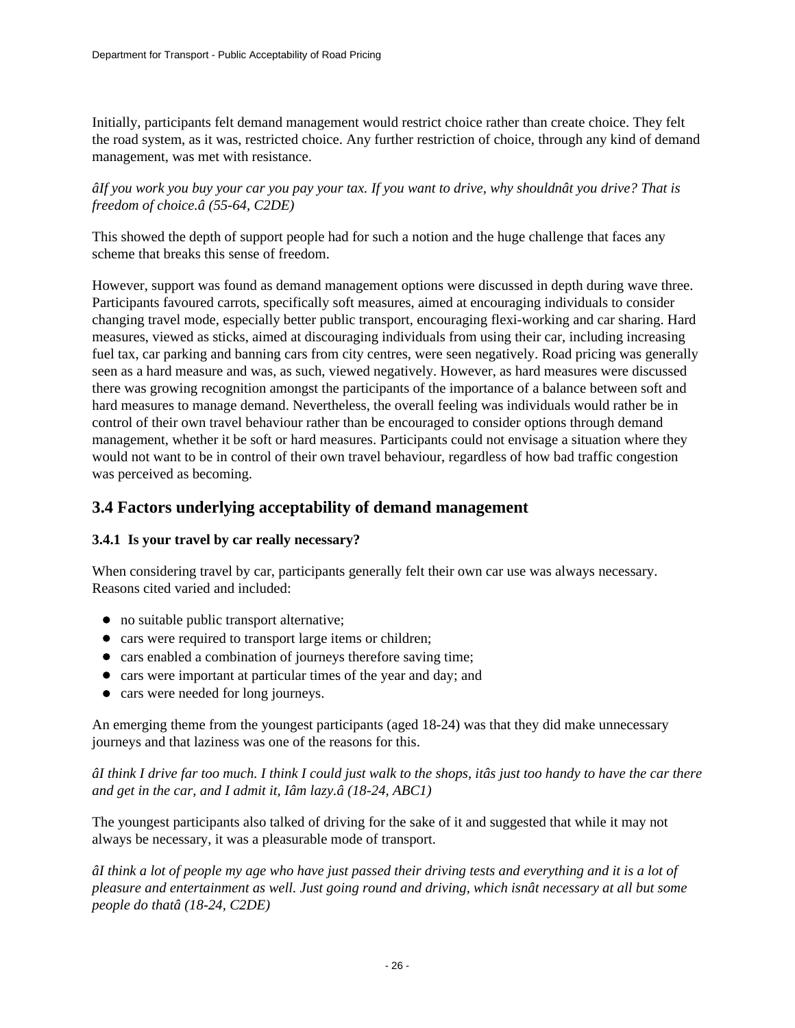Initially, participants felt demand management would restrict choice rather than create choice. They felt the road system, as it was, restricted choice. Any further restriction of choice, through any kind of demand management, was met with resistance.

*âIf you work you buy your car you pay your tax. If you want to drive, why shouldnât you drive? That is freedom of choice.â (55-64, C2DE)*

This showed the depth of support people had for such a notion and the huge challenge that faces any scheme that breaks this sense of freedom.

However, support was found as demand management options were discussed in depth during wave three. Participants favoured carrots, specifically soft measures, aimed at encouraging individuals to consider changing travel mode, especially better public transport, encouraging flexi-working and car sharing. Hard measures, viewed as sticks, aimed at discouraging individuals from using their car, including increasing fuel tax, car parking and banning cars from city centres, were seen negatively. Road pricing was generally seen as a hard measure and was, as such, viewed negatively. However, as hard measures were discussed there was growing recognition amongst the participants of the importance of a balance between soft and hard measures to manage demand. Nevertheless, the overall feeling was individuals would rather be in control of their own travel behaviour rather than be encouraged to consider options through demand management, whether it be soft or hard measures. Participants could not envisage a situation where they would not want to be in control of their own travel behaviour, regardless of how bad traffic congestion was perceived as becoming.

## 3.4 Factors underlying acceptability of demand management

### 3.4.1 Is your travel by car really necessary?

When considering travel by car, participants generally felt their own car use was always necessary. Reasons cited varied and included:

- no suitable public transport alternative;
- cars were required to transport large items or children;
- cars enabled a combination of journeys therefore saving time;
- cars were important at particular times of the year and day; and
- cars were needed for long journeys.

An emerging theme from the youngest participants (aged 18-24) was that they did make unnecessary journeys and that laziness was one of the reasons for this.

*âI think I drive far too much. I think I could just walk to the shops, itâs just too handy to have the car there and get in the car, and I admit it, Iâm lazy.â (18-24, ABC1)*

The youngest participants also talked of driving for the sake of it and suggested that while it may not always be necessary, it was a pleasurable mode of transport.

*âI think a lot of people my age who have just passed their driving tests and everything and it is a lot of pleasure and entertainment as well. Just going round and driving, which isnât necessary at all but some people do thatâ (18-24, C2DE)*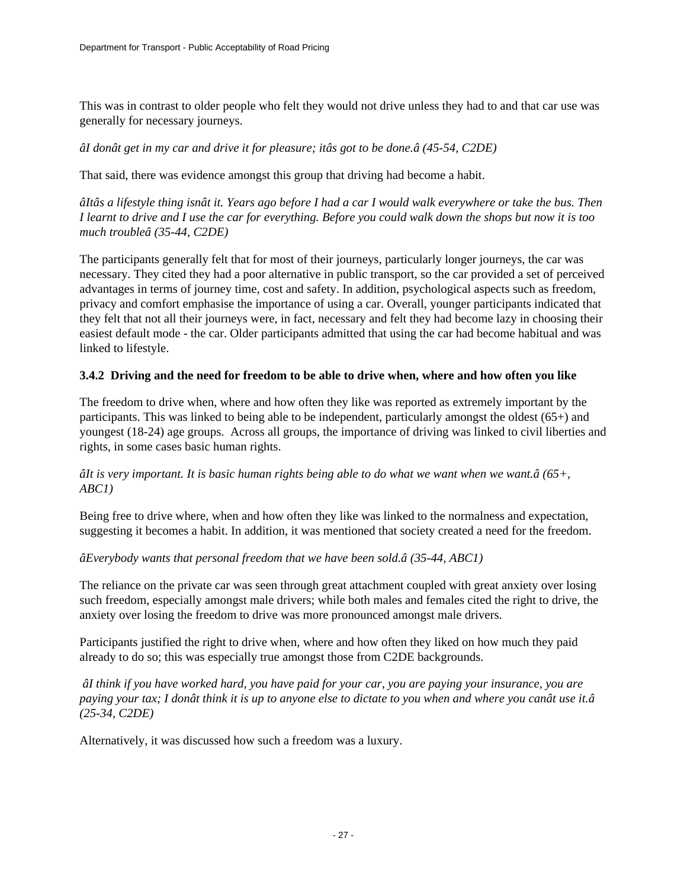This was in contrast to older people who felt they would not drive unless they had to and that car use was generally for necessary journeys.

*âI donât get in my car and drive it for pleasure; itâs got to be done.â (45-54, C2DE)*

That said, there was evidence amongst this group that driving had become a habit.

*âItâs a lifestyle thing isnât it. Years ago before I had a car I would walk everywhere or take the bus. Then I learnt to drive and I use the car for everything. Before you could walk down the shops but now it is too much troubleâ (35-44, C2DE)*

The participants generally felt that for most of their journeys, particularly longer journeys, the car was necessary. They cited they had a poor alternative in public transport, so the car provided a set of perceived advantages in terms of journey time, cost and safety. In addition, psychological aspects such as freedom, privacy and comfort emphasise the importance of using a car. Overall, younger participants indicated that they felt that not all their journeys were, in fact, necessary and felt they had become lazy in choosing their easiest default mode - the car. Older participants admitted that using the car had become habitual and was linked to lifestyle.

### 3.4.2 Driving and the need for freedom to be able to drive when, where and how often you like

The freedom to drive when, where and how often they like was reported as extremely important by the participants. This was linked to being able to be independent, particularly amongst the oldest (65+) and youngest (18-24) age groups. Across all groups, the importance of driving was linked to civil liberties and rights, in some cases basic human rights.

*âIt is very important. It is basic human rights being able to do what we want when we want.â (65+, ABC1)*

Being free to drive where, when and how often they like was linked to the normalness and expectation, suggesting it becomes a habit. In addition, it was mentioned that society created a need for the freedom.

*âEverybody wants that personal freedom that we have been sold.â (35-44, ABC1)*

The reliance on the private car was seen through great attachment coupled with great anxiety over losing such freedom, especially amongst male drivers; while both males and females cited the right to drive, the anxiety over losing the freedom to drive was more pronounced amongst male drivers.

Participants justified the right to drive when, where and how often they liked on how much they paid already to do so; this was especially true amongst those from C2DE backgrounds.

*âI think if you have worked hard, you have paid for your car, you are paying your insurance, you are paying your tax; I donât think it is up to anyone else to dictate to you when and where you canât use it.â (25-34, C2DE)*

Alternatively, it was discussed how such a freedom was a luxury.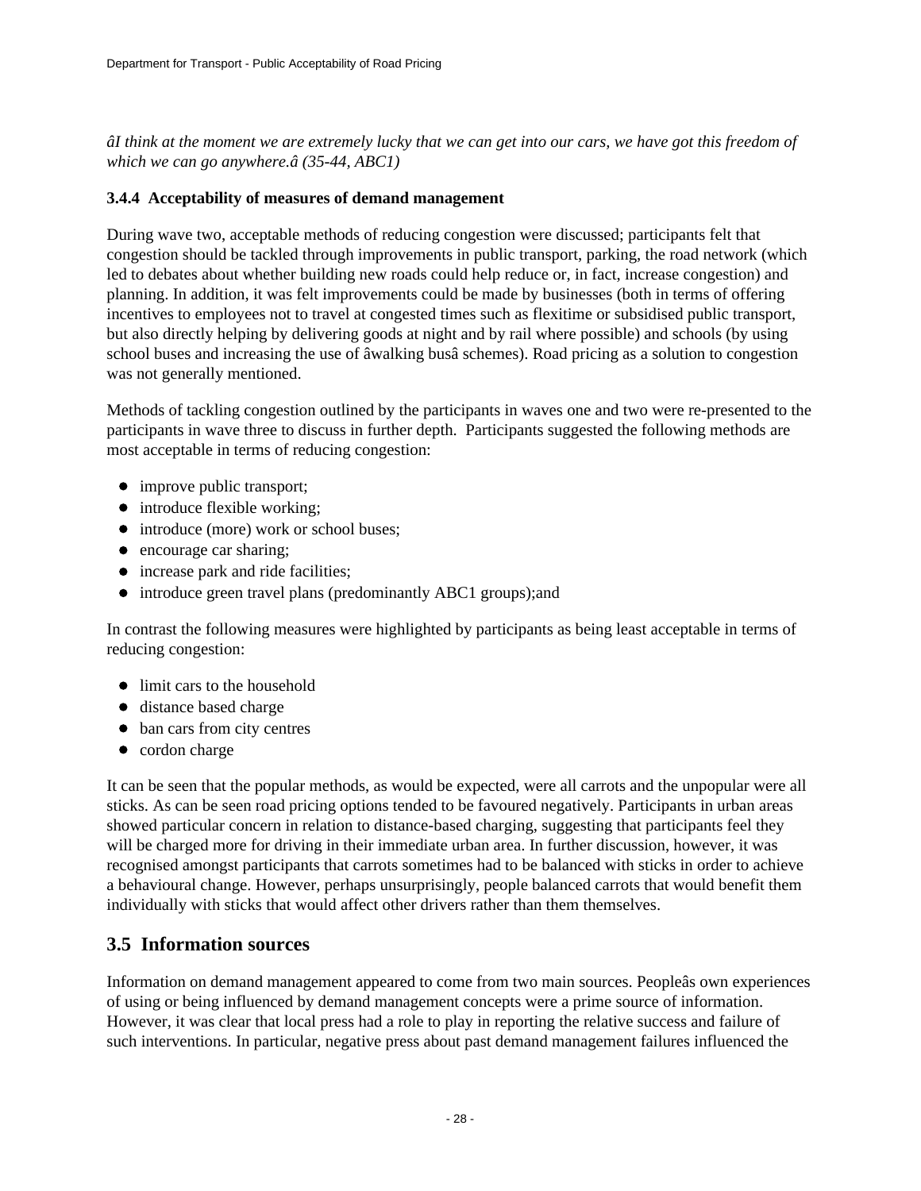*âI think at the moment we are extremely lucky that we can get into our cars, we have got this freedom of which we can go anywhere.â (35-44, ABC1)*

### 3.4.4 Acceptability of measures of demand management

During wave two, acceptable methods of reducing congestion were discussed; participants felt that congestion should be tackled through improvements in public transport, parking, the road network (which led to debates about whether building new roads could help reduce or, in fact, increase congestion) and planning. In addition, it was felt improvements could be made by businesses (both in terms of offering incentives to employees not to travel at congested times such as flexitime or subsidised public transport, but also directly helping by delivering goods at night and by rail where possible) and schools (by using school buses and increasing the use of âwalking busâ schemes). Road pricing as a solution to congestion was not generally mentioned.

Methods of tackling congestion outlined by the participants in waves one and two were re-presented to the participants in wave three to discuss in further depth. Participants suggested the following methods are most acceptable in terms of reducing congestion:

- improve public transport;
- introduce flexible working;
- introduce (more) work or school buses;
- encourage car sharing;
- increase park and ride facilities;
- introduce green travel plans (predominantly ABC1 groups);and

In contrast the following measures were highlighted by participants as being least acceptable in terms of reducing congestion:

- limit cars to the household
- distance based charge
- ban cars from city centres
- cordon charge

It can be seen that the popular methods, as would be expected, were all carrots and the unpopular were all sticks. As can be seen road pricing options tended to be favoured negatively. Participants in urban areas showed particular concern in relation to distance-based charging, suggesting that participants feel they will be charged more for driving in their immediate urban area. In further discussion, however, it was recognised amongst participants that carrots sometimes had to be balanced with sticks in order to achieve a behavioural change. However, perhaps unsurprisingly, people balanced carrots that would benefit them individually with sticks that would affect other drivers rather than them themselves.

## 3.5 Information sources

Information on demand management appeared to come from two main sources. Peopleâs own experiences of using or being influenced by demand management concepts were a prime source of information. However, it was clear that local press had a role to play in reporting the relative success and failure of such interventions. In particular, negative press about past demand management failures influenced the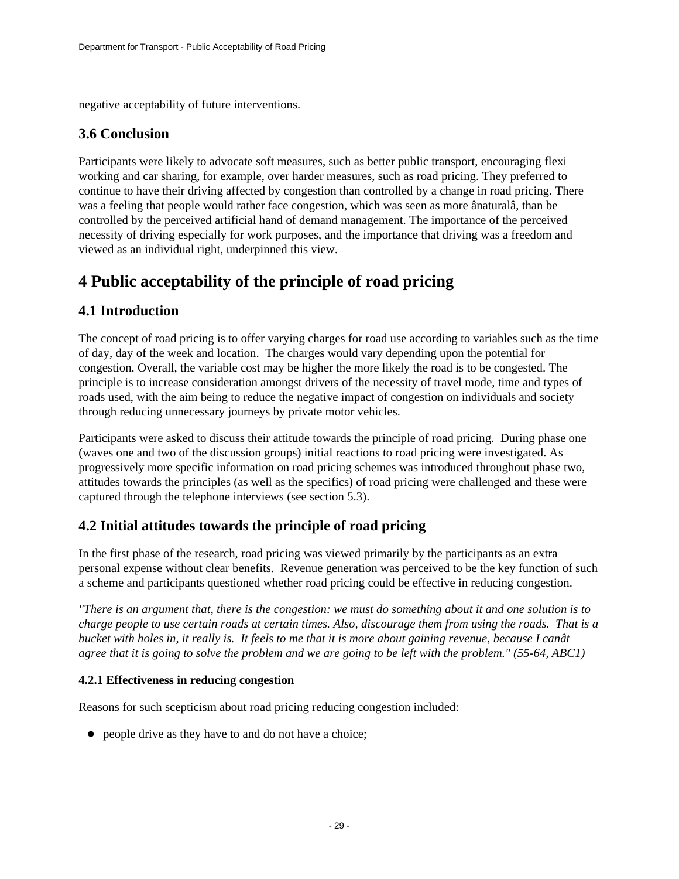negative acceptability of future interventions.

## 3.6 Conclusion

Participants were likely to advocate soft measures, such as better public transport, encouraging flexi working and car sharing, for example, over harder measures, such as road pricing. They preferred to continue to have their driving affected by congestion than controlled by a change in road pricing. There was a feeling that people would rather face congestion, which was seen as more ânaturalâ, than be controlled by the perceived artificial hand of demand management. The importance of the perceived necessity of driving especially for work purposes, and the importance that driving was a freedom and viewed as an individual right, underpinned this view.

# 4 Public acceptability of the principle of road pricing

## 4.1 Introduction

The concept of road pricing is to offer varying charges for road use according to variables such as the time of day, day of the week and location. The charges would vary depending upon the potential for congestion. Overall, the variable cost may be higher the more likely the road is to be congested. The principle is to increase consideration amongst drivers of the necessity of travel mode, time and types of roads used, with the aim being to reduce the negative impact of congestion on individuals and society through reducing unnecessary journeys by private motor vehicles.

Participants were asked to discuss their attitude towards the principle of road pricing. During phase one (waves one and two of the discussion groups) initial reactions to road pricing were investigated. As progressively more specific information on road pricing schemes was introduced throughout phase two, attitudes towards the principles (as well as the specifics) of road pricing were challenged and these were captured through the telephone interviews (see section 5.3).

## 4.2 Initial attitudes towards the principle of road pricing

In the first phase of the research, road pricing was viewed primarily by the participants as an extra personal expense without clear benefits. Revenue generation was perceived to be the key function of such a scheme and participants questioned whether road pricing could be effective in reducing congestion.

*"There is an argument that, there is the congestion: we must do something about it and one solution is to charge people to use certain roads at certain times. Also, discourage them from using the roads. That is a bucket with holes in, it really is. It feels to me that it is more about gaining revenue, because I canât agree that it is going to solve the problem and we are going to be left with the problem." (55-64, ABC1)*

### 4.2.1 Effectiveness in reducing congestion

Reasons for such scepticism about road pricing reducing congestion included:

- people drive as they have to and do not have a choice;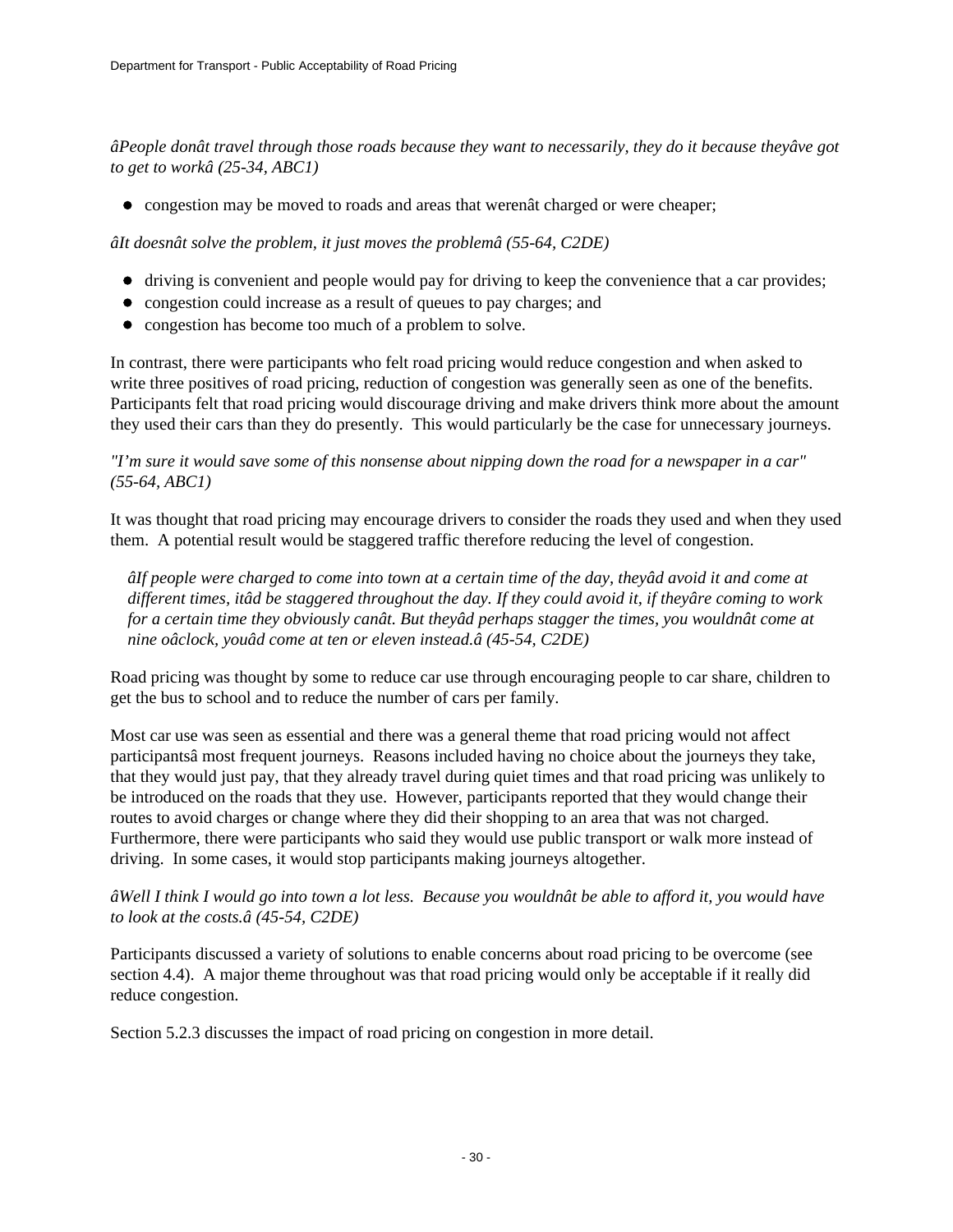*âPeople donât travel through those roads because they want to necessarily, they do it because theyâve got to get to workâ (25-34, ABC1)*

- congestion may be moved to roads and areas that werenât charged or were cheaper;

*âIt doesnât solve the problem, it just moves the problemâ (55-64, C2DE)*

- driving is convenient and people would pay for driving to keep the convenience that a car provides;
- congestion could increase as a result of queues to pay charges; and
- congestion has become too much of a problem to solve.

In contrast, there were participants who felt road pricing would reduce congestion and when asked to write three positives of road pricing, reduction of congestion was generally seen as one of the benefits. Participants felt that road pricing would discourage driving and make drivers think more about the amount they used their cars than they do presently. This would particularly be the case for unnecessary journeys.

*"I'm sure it would save some of this nonsense about nipping down the road for a newspaper in a car" (55-64, ABC1)*

It was thought that road pricing may encourage drivers to consider the roads they used and when they used them. A potential result would be staggered traffic therefore reducing the level of congestion.

> *âIf people were charged to come into town at a certain time of the day, theyâd avoid it and come at different times, itâd be staggered throughout the day. If they could avoid it, if theyâre coming to work for a certain time they obviously canât. But theyâd perhaps stagger the times, you wouldnât come at nine oâclock, youâd come at ten or eleven instead.â (45-54, C2DE)*

Road pricing was thought by some to reduce car use through encouraging people to car share, children to get the bus to school and to reduce the number of cars per family.

Most car use was seen as essential and there was a general theme that road pricing would not affect participantsâ most frequent journeys. Reasons included having no choice about the journeys they take, that they would just pay, that they already travel during quiet times and that road pricing was unlikely to be introduced on the roads that they use. However, participants reported that they would change their routes to avoid charges or change where they did their shopping to an area that was not charged. Furthermore, there were participants who said they would use public transport or walk more instead of driving. In some cases, it would stop participants making journeys altogether.

*âWell I think I would go into town a lot less. Because you wouldnât be able to afford it, you would have to look at the costs.â (45-54, C2DE)*

Participants discussed a variety of solutions to enable concerns about road pricing to be overcome (see section 4.4). A major theme throughout was that road pricing would only be acceptable if it really did reduce congestion.

Section 5.2.3 discusses the impact of road pricing on congestion in more detail.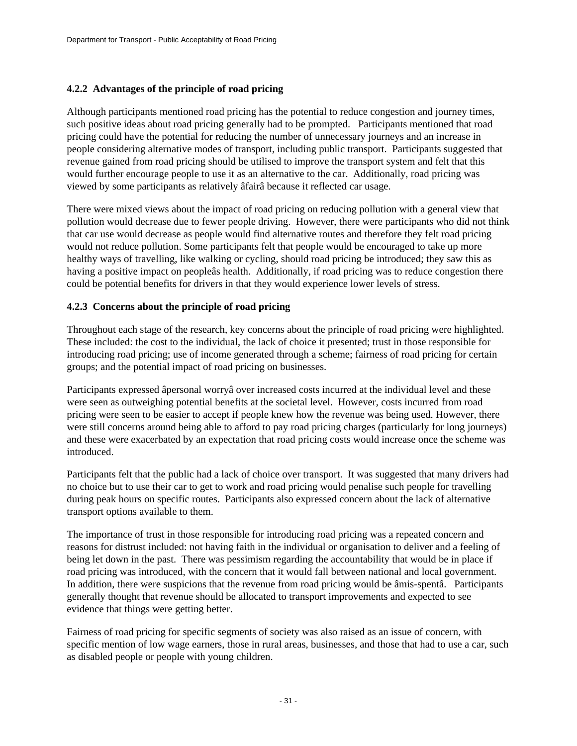### 4.2.2 Advantages of the principle of road pricing

Although participants mentioned road pricing has the potential to reduce congestion and journey times, such positive ideas about road pricing generally had to be prompted. Participants mentioned that road pricing could have the potential for reducing the number of unnecessary journeys and an increase in people considering alternative modes of transport, including public transport. Participants suggested that revenue gained from road pricing should be utilised to improve the transport system and felt that this would further encourage people to use it as an alternative to the car. Additionally, road pricing was viewed by some participants as relatively âfairâ because it reflected car usage.

There were mixed views about the impact of road pricing on reducing pollution with a general view that pollution would decrease due to fewer people driving. However, there were participants who did not think that car use would decrease as people would find alternative routes and therefore they felt road pricing would not reduce pollution. Some participants felt that people would be encouraged to take up more healthy ways of travelling, like walking or cycling, should road pricing be introduced; they saw this as having a positive impact on peopleâs health. Additionally, if road pricing was to reduce congestion there could be potential benefits for drivers in that they would experience lower levels of stress.

### 4.2.3 Concerns about the principle of road pricing

Throughout each stage of the research, key concerns about the principle of road pricing were highlighted. These included: the cost to the individual, the lack of choice it presented; trust in those responsible for introducing road pricing; use of income generated through a scheme; fairness of road pricing for certain groups; and the potential impact of road pricing on businesses.

Participants expressed âpersonal worryâ over increased costs incurred at the individual level and these were seen as outweighing potential benefits at the societal level. However, costs incurred from road pricing were seen to be easier to accept if people knew how the revenue was being used. However, there were still concerns around being able to afford to pay road pricing charges (particularly for long journeys) and these were exacerbated by an expectation that road pricing costs would increase once the scheme was introduced.

Participants felt that the public had a lack of choice over transport. It was suggested that many drivers had no choice but to use their car to get to work and road pricing would penalise such people for travelling during peak hours on specific routes. Participants also expressed concern about the lack of alternative transport options available to them.

The importance of trust in those responsible for introducing road pricing was a repeated concern and reasons for distrust included: not having faith in the individual or organisation to deliver and a feeling of being let down in the past. There was pessimism regarding the accountability that would be in place if road pricing was introduced, with the concern that it would fall between national and local government. In addition, there were suspicions that the revenue from road pricing would be âmis-spentâ. Participants generally thought that revenue should be allocated to transport improvements and expected to see evidence that things were getting better.

Fairness of road pricing for specific segments of society was also raised as an issue of concern, with specific mention of low wage earners, those in rural areas, businesses, and those that had to use a car, such as disabled people or people with young children.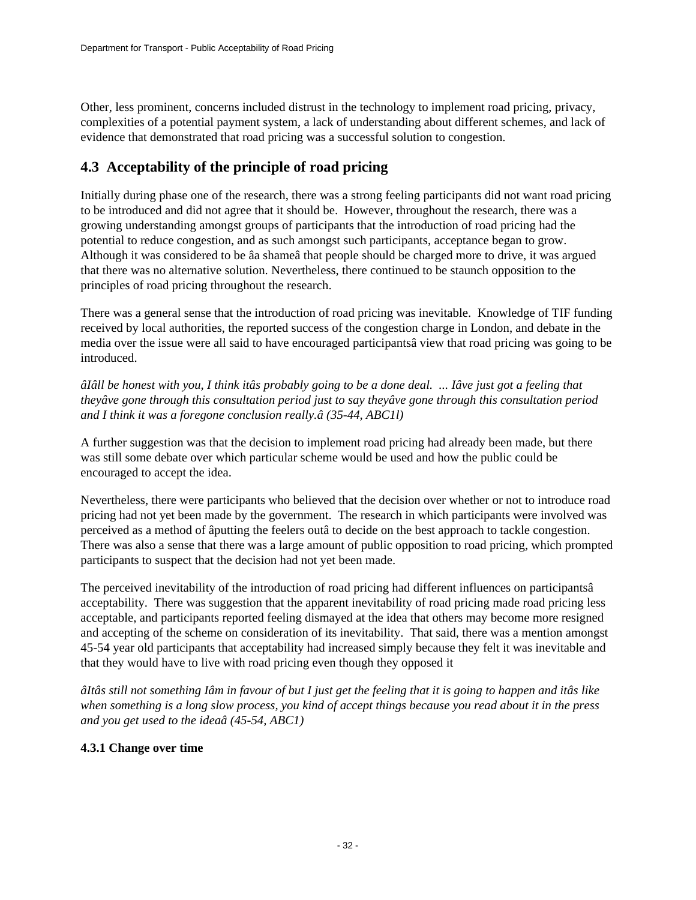Other, less prominent, concerns included distrust in the technology to implement road pricing, privacy, complexities of a potential payment system, a lack of understanding about different schemes, and lack of evidence that demonstrated that road pricing was a successful solution to congestion.

## 4.3 Acceptability of the principle of road pricing

Initially during phase one of the research, there was a strong feeling participants did not want road pricing to be introduced and did not agree that it should be. However, throughout the research, there was a growing understanding amongst groups of participants that the introduction of road pricing had the potential to reduce congestion, and as such amongst such participants, acceptance began to grow. Although it was considered to be âa shameâ that people should be charged more to drive, it was argued that there was no alternative solution. Nevertheless, there continued to be staunch opposition to the principles of road pricing throughout the research.

There was a general sense that the introduction of road pricing was inevitable. Knowledge of TIF funding received by local authorities, the reported success of the congestion charge in London, and debate in the media over the issue were all said to have encouraged participantsâ view that road pricing was going to be introduced.

*âIâll be honest with you, I think itâs probably going to be a done deal. ... Iâve just got a feeling that theyâve gone through this consultation period just to say theyâve gone through this consultation period and I think it was a foregone conclusion really.â (35-44, ABC1l)*

A further suggestion was that the decision to implement road pricing had already been made, but there was still some debate over which particular scheme would be used and how the public could be encouraged to accept the idea.

Nevertheless, there were participants who believed that the decision over whether or not to introduce road pricing had not yet been made by the government. The research in which participants were involved was perceived as a method of âputting the feelers outâ to decide on the best approach to tackle congestion. There was also a sense that there was a large amount of public opposition to road pricing, which prompted participants to suspect that the decision had not yet been made.

The perceived inevitability of the introduction of road pricing had different influences on participantsâ acceptability. There was suggestion that the apparent inevitability of road pricing made road pricing less acceptable, and participants reported feeling dismayed at the idea that others may become more resigned and accepting of the scheme on consideration of its inevitability. That said, there was a mention amongst 45-54 year old participants that acceptability had increased simply because they felt it was inevitable and that they would have to live with road pricing even though they opposed it

*âItâs still not something Iâm in favour of but I just get the feeling that it is going to happen and itâs like when something is a long slow process, you kind of accept things because you read about it in the press and you get used to the ideaâ (45-54, ABC1)*

### 4.3.1 Change over time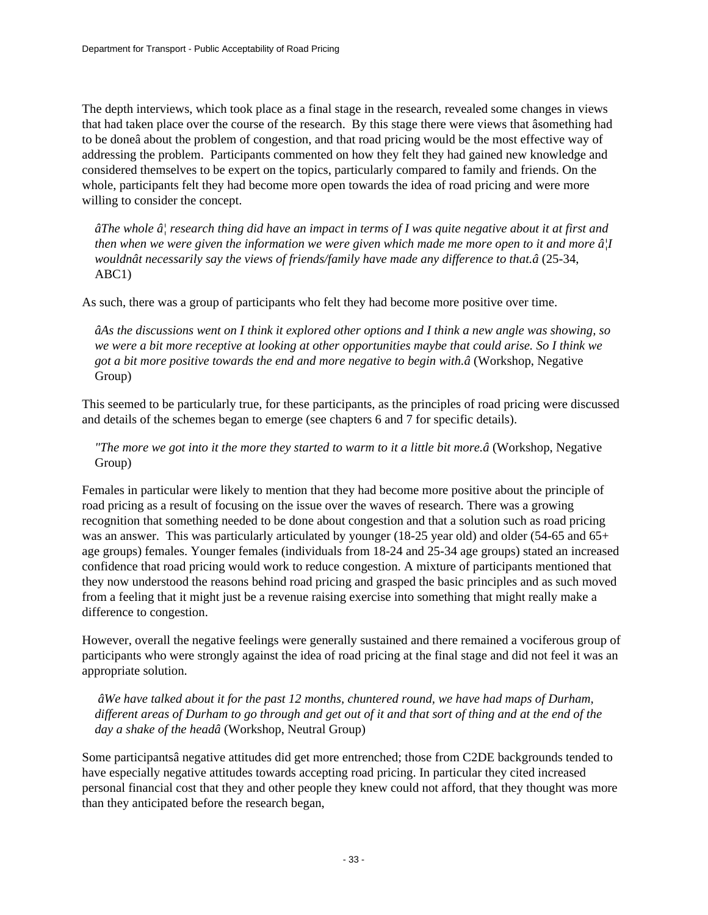The depth interviews, which took place as a final stage in the research, revealed some changes in views that had taken place over the course of the research. By this stage there were views that âsomething had to be doneâ about the problem of congestion, and that road pricing would be the most effective way of addressing the problem. Participants commented on how they felt they had gained new knowledge and considered themselves to be expert on the topics, particularly compared to family and friends. On the whole, participants felt they had become more open towards the idea of road pricing and were more willing to consider the concept.

> *âThe whole â¦ research thing did have an impact in terms of I was quite negative about it at first and then when we were given the information we were given which made me more open to it and more â¦I wouldnât necessarily say the views of friends/family have made any difference to that.â* (25-34, ABC1)

As such, there was a group of participants who felt they had become more positive over time.

> *âAs the discussions went on I think it explored other options and I think a new angle was showing, so we were a bit more receptive at looking at other opportunities maybe that could arise. So I think we got a bit more positive towards the end and more negative to begin with.â* (Workshop, Negative Group)

This seemed to be particularly true, for these participants, as the principles of road pricing were discussed and details of the schemes began to emerge (see chapters 6 and 7 for specific details).

> *"The more we got into it the more they started to warm to it a little bit more.â* (Workshop, Negative Group)

Females in particular were likely to mention that they had become more positive about the principle of road pricing as a result of focusing on the issue over the waves of research. There was a growing recognition that something needed to be done about congestion and that a solution such as road pricing was an answer. This was particularly articulated by younger (18-25 year old) and older (54-65 and 65+ age groups) females. Younger females (individuals from 18-24 and 25-34 age groups) stated an increased confidence that road pricing would work to reduce congestion. A mixture of participants mentioned that they now understood the reasons behind road pricing and grasped the basic principles and as such moved from a feeling that it might just be a revenue raising exercise into something that might really make a difference to congestion.

However, overall the negative feelings were generally sustained and there remained a vociferous group of participants who were strongly against the idea of road pricing at the final stage and did not feel it was an appropriate solution.

> *âWe have talked about it for the past 12 months, chuntered round, we have had maps of Durham, different areas of Durham to go through and get out of it and that sort of thing and at the end of the day a shake of the headâ* (Workshop, Neutral Group)

Some participantsâ negative attitudes did get more entrenched; those from C2DE backgrounds tended to have especially negative attitudes towards accepting road pricing. In particular they cited increased personal financial cost that they and other people they knew could not afford, that they thought was more than they anticipated before the research began,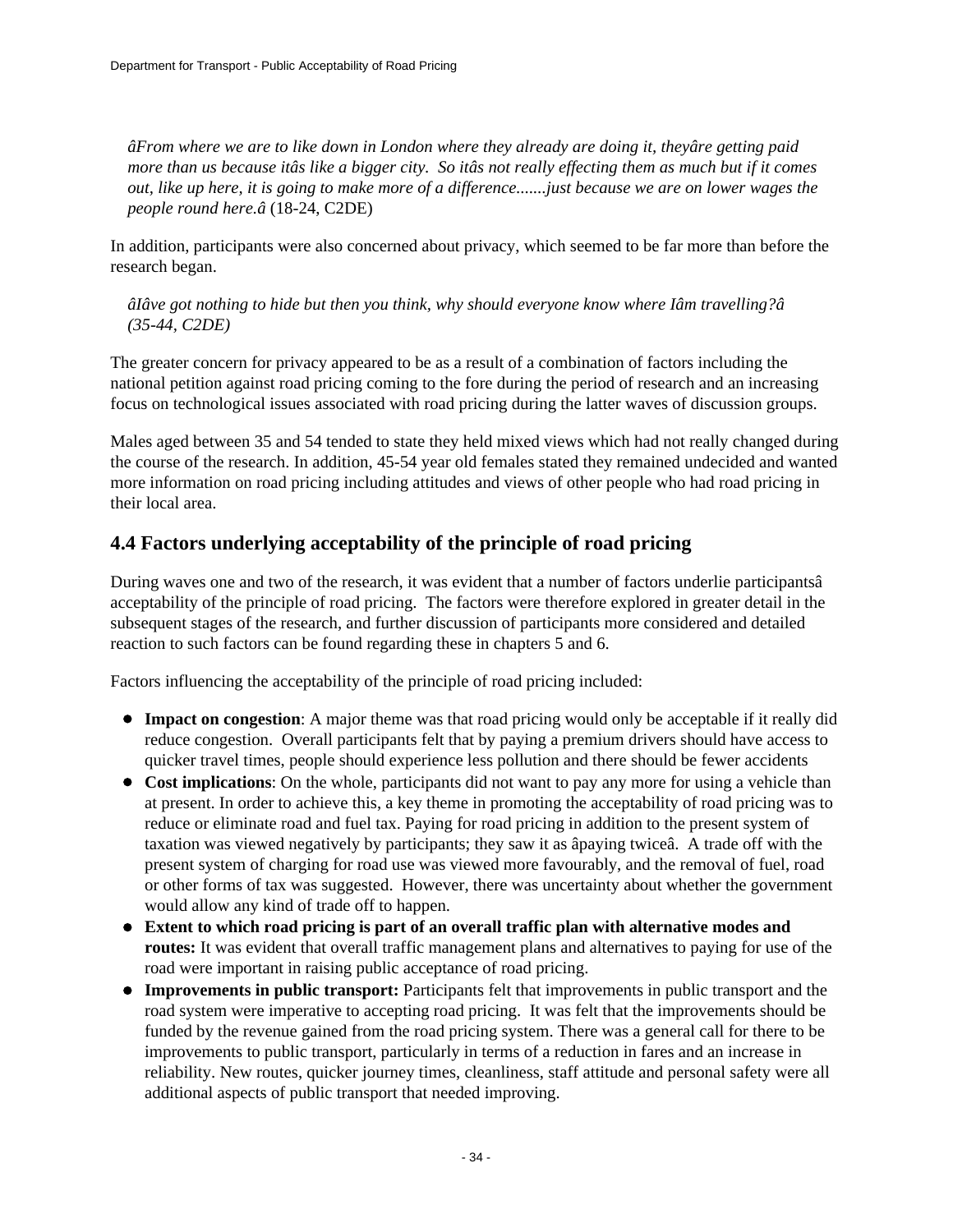*âFrom where we are to like down in London where they already are doing it, theyâre getting paid more than us because itâs like a bigger city. So itâs not really effecting them as much but if it comes out, like up here, it is going to make more of a difference.......just because we are on lower wages the people round here.â* (18-24, C2DE)

In addition, participants were also concerned about privacy, which seemed to be far more than before the research began.

*âIâve got nothing to hide but then you think, why should everyone know where Iâm travelling?â (35-44, C2DE)*

The greater concern for privacy appeared to be as a result of a combination of factors including the national petition against road pricing coming to the fore during the period of research and an increasing focus on technological issues associated with road pricing during the latter waves of discussion groups.

Males aged between 35 and 54 tended to state they held mixed views which had not really changed during the course of the research. In addition, 45-54 year old females stated they remained undecided and wanted more information on road pricing including attitudes and views of other people who had road pricing in their local area.

## 4.4 Factors underlying acceptability of the principle of road pricing

During waves one and two of the research, it was evident that a number of factors underlie participantsâ acceptability of the principle of road pricing. The factors were therefore explored in greater detail in the subsequent stages of the research, and further discussion of participants more considered and detailed reaction to such factors can be found regarding these in chapters 5 and 6.

Factors influencing the acceptability of the principle of road pricing included:

- **Impact on congestion**: A major theme was that road pricing would only be acceptable if it really did reduce congestion. Overall participants felt that by paying a premium drivers should have access to quicker travel times, people should experience less pollution and there should be fewer accidents
- **Cost implications**: On the whole, participants did not want to pay any more for using a vehicle than at present. In order to achieve this, a key theme in promoting the acceptability of road pricing was to reduce or eliminate road and fuel tax. Paying for road pricing in addition to the present system of taxation was viewed negatively by participants; they saw it as âpaying twiceâ. A trade off with the present system of charging for road use was viewed more favourably, and the removal of fuel, road or other forms of tax was suggested. However, there was uncertainty about whether the government would allow any kind of trade off to happen.
- **Extent to which road pricing is part of an overall traffic plan with alternative modes and routes:** It was evident that overall traffic management plans and alternatives to paying for use of the road were important in raising public acceptance of road pricing.
- **Improvements in public transport:** Participants felt that improvements in public transport and the road system were imperative to accepting road pricing. It was felt that the improvements should be funded by the revenue gained from the road pricing system. There was a general call for there to be improvements to public transport, particularly in terms of a reduction in fares and an increase in reliability. New routes, quicker journey times, cleanliness, staff attitude and personal safety were all additional aspects of public transport that needed improving.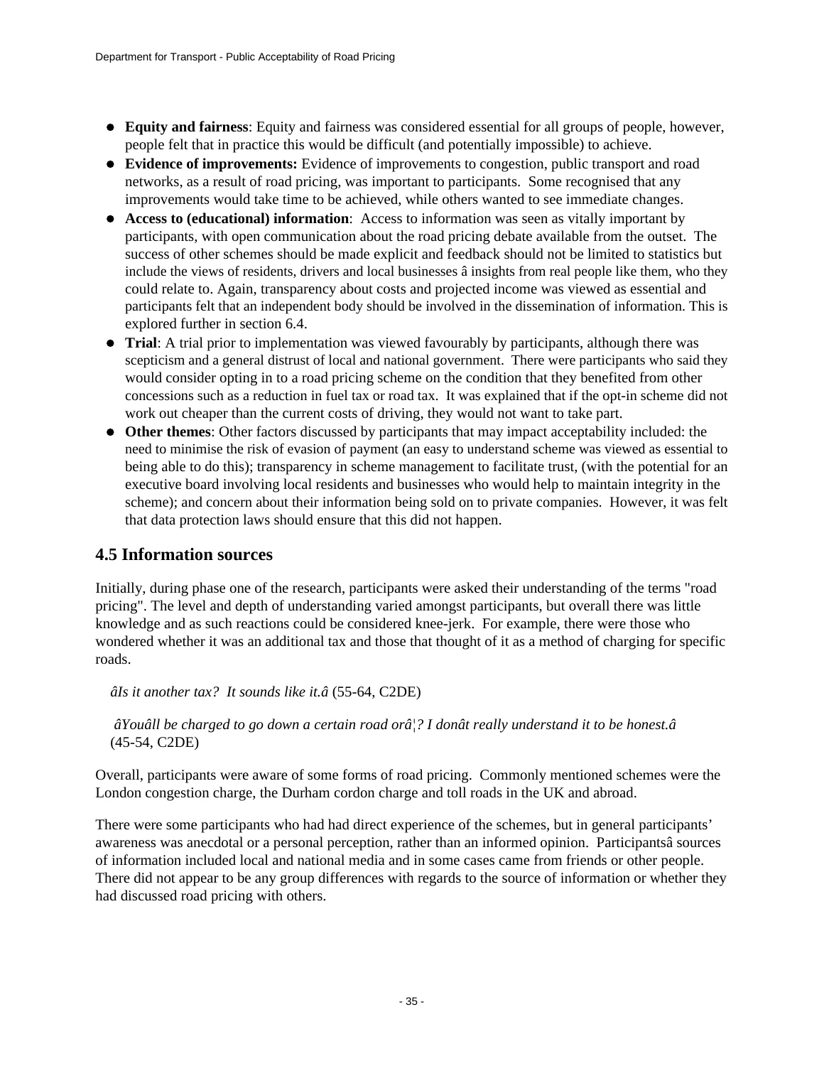- **Equity and fairness**: Equity and fairness was considered essential for all groups of people, however, people felt that in practice this would be difficult (and potentially impossible) to achieve.
- **Evidence of improvements:** Evidence of improvements to congestion, public transport and road networks, as a result of road pricing, was important to participants. Some recognised that any improvements would take time to be achieved, while others wanted to see immediate changes.
- **Access to (educational) information**: Access to information was seen as vitally important by participants, with open communication about the road pricing debate available from the outset. The success of other schemes should be made explicit and feedback should not be limited to statistics but include the views of residents, drivers and local businesses â insights from real people like them, who they could relate to. Again, transparency about costs and projected income was viewed as essential and participants felt that an independent body should be involved in the dissemination of information. This is explored further in section 6.4.
- **Trial**: A trial prior to implementation was viewed favourably by participants, although there was scepticism and a general distrust of local and national government. There were participants who said they would consider opting in to a road pricing scheme on the condition that they benefited from other concessions such as a reduction in fuel tax or road tax. It was explained that if the opt-in scheme did not work out cheaper than the current costs of driving, they would not want to take part.
- **Other themes**: Other factors discussed by participants that may impact acceptability included: the need to minimise the risk of evasion of payment (an easy to understand scheme was viewed as essential to being able to do this); transparency in scheme management to facilitate trust, (with the potential for an executive board involving local residents and businesses who would help to maintain integrity in the scheme); and concern about their information being sold on to private companies. However, it was felt that data protection laws should ensure that this did not happen.

## 4.5 Information sources

Initially, during phase one of the research, participants were asked their understanding of the terms "road pricing". The level and depth of understanding varied amongst participants, but overall there was little knowledge and as such reactions could be considered knee-jerk. For example, there were those who wondered whether it was an additional tax and those that thought of it as a method of charging for specific roads.

*âIs it another tax? It sounds like it.â* (55-64, C2DE)

*âYouâll be charged to go down a certain road orâ¦? I donât really understand it to be honest.â* (45-54, C2DE)

Overall, participants were aware of some forms of road pricing. Commonly mentioned schemes were the London congestion charge, the Durham cordon charge and toll roads in the UK and abroad.

There were some participants who had had direct experience of the schemes, but in general participants' awareness was anecdotal or a personal perception, rather than an informed opinion. Participantsâ sources of information included local and national media and in some cases came from friends or other people. There did not appear to be any group differences with regards to the source of information or whether they had discussed road pricing with others.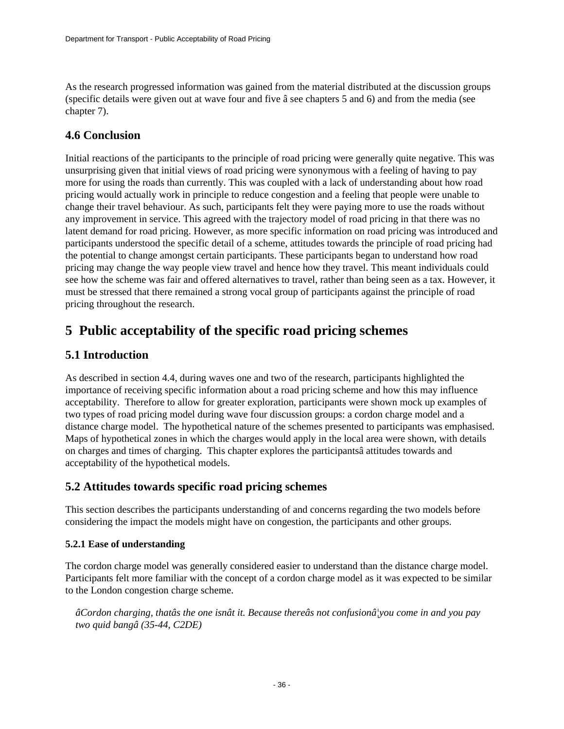As the research progressed information was gained from the material distributed at the discussion groups (specific details were given out at wave four and five â see chapters 5 and 6) and from the media (see chapter 7).

### 4.6 Conclusion

Initial reactions of the participants to the principle of road pricing were generally quite negative. This was unsurprising given that initial views of road pricing were synonymous with a feeling of having to pay more for using the roads than currently. This was coupled with a lack of understanding about how road pricing would actually work in principle to reduce congestion and a feeling that people were unable to change their travel behaviour. As such, participants felt they were paying more to use the roads without any improvement in service. This agreed with the trajectory model of road pricing in that there was no latent demand for road pricing. However, as more specific information on road pricing was introduced and participants understood the specific detail of a scheme, attitudes towards the principle of road pricing had the potential to change amongst certain participants. These participants began to understand how road pricing may change the way people view travel and hence how they travel. This meant individuals could see how the scheme was fair and offered alternatives to travel, rather than being seen as a tax. However, it must be stressed that there remained a strong vocal group of participants against the principle of road pricing throughout the research.

## 5 Public acceptability of the specific road pricing schemes

### 5.1 Introduction

As described in section 4.4, during waves one and two of the research, participants highlighted the importance of receiving specific information about a road pricing scheme and how this may influence acceptability. Therefore to allow for greater exploration, participants were shown mock up examples of two types of road pricing model during wave four discussion groups: a cordon charge model and a distance charge model. The hypothetical nature of the schemes presented to participants was emphasised. Maps of hypothetical zones in which the charges would apply in the local area were shown, with details on charges and times of charging. This chapter explores the participantsâ attitudes towards and acceptability of the hypothetical models.

### 5.2 Attitudes towards specific road pricing schemes

This section describes the participants understanding of and concerns regarding the two models before considering the impact the models might have on congestion, the participants and other groups.

#### 5.2.1 Ease of understanding

The cordon charge model was generally considered easier to understand than the distance charge model. Participants felt more familiar with the concept of a cordon charge model as it was expected to be similar to the London congestion charge scheme.

> *âCordon charging, thatâs the one isnât it. Because thereâs not confusionâ¦you come in and you pay two quid bangâ (35-44, C2DE)*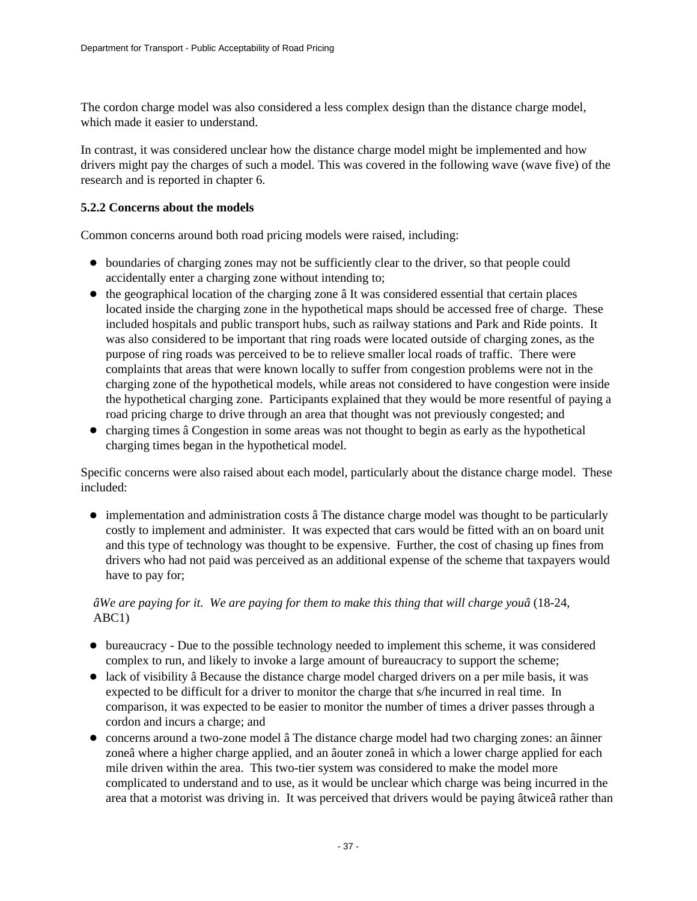The cordon charge model was also considered a less complex design than the distance charge model, which made it easier to understand.

In contrast, it was considered unclear how the distance charge model might be implemented and how drivers might pay the charges of such a model. This was covered in the following wave (wave five) of the research and is reported in chapter 6.

**5.2.2 Concerns about the models**

Common concerns around both road pricing models were raised, including:

- boundaries of charging zones may not be sufficiently clear to the driver, so that people could accidentally enter a charging zone without intending to;
- the geographical location of the charging zone â It was considered essential that certain places located inside the charging zone in the hypothetical maps should be accessed free of charge. These included hospitals and public transport hubs, such as railway stations and Park and Ride points. It was also considered to be important that ring roads were located outside of charging zones, as the purpose of ring roads was perceived to be to relieve smaller local roads of traffic. There were complaints that areas that were known locally to suffer from congestion problems were not in the charging zone of the hypothetical models, while areas not considered to have congestion were inside the hypothetical charging zone. Participants explained that they would be more resentful of paying a road pricing charge to drive through an area that thought was not previously congested; and
- charging times â Congestion in some areas was not thought to begin as early as the hypothetical charging times began in the hypothetical model.

Specific concerns were also raised about each model, particularly about the distance charge model. These included:

- implementation and administration costs â The distance charge model was thought to be particularly costly to implement and administer. It was expected that cars would be fitted with an on board unit and this type of technology was thought to be expensive. Further, the cost of chasing up fines from drivers who had not paid was perceived as an additional expense of the scheme that taxpayers would have to pay for;

  *âWe are paying for it. We are paying for them to make this thing that will charge youâ* (18-24, ABC1)

- bureaucracy - Due to the possible technology needed to implement this scheme, it was considered complex to run, and likely to invoke a large amount of bureaucracy to support the scheme;
- lack of visibility â Because the distance charge model charged drivers on a per mile basis, it was expected to be difficult for a driver to monitor the charge that s/he incurred in real time. In comparison, it was expected to be easier to monitor the number of times a driver passes through a cordon and incurs a charge; and
- concerns around a two-zone model â The distance charge model had two charging zones: an âinner zoneâ where a higher charge applied, and an âouter zoneâ in which a lower charge applied for each mile driven within the area. This two-tier system was considered to make the model more complicated to understand and to use, as it would be unclear which charge was being incurred in the area that a motorist was driving in. It was perceived that drivers would be paying âtwiceâ rather than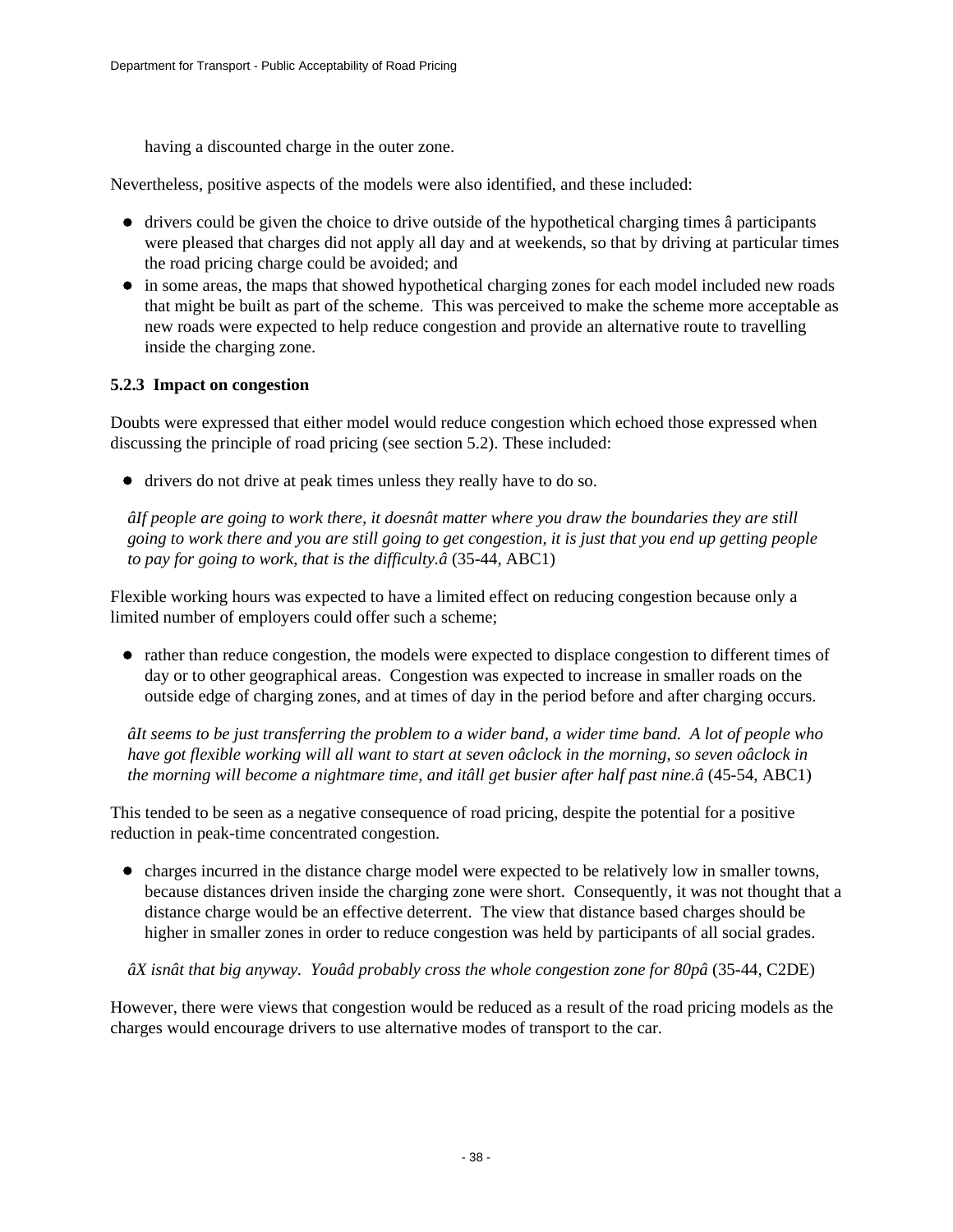having a discounted charge in the outer zone.

Nevertheless, positive aspects of the models were also identified, and these included:

- drivers could be given the choice to drive outside of the hypothetical charging times â participants were pleased that charges did not apply all day and at weekends, so that by driving at particular times the road pricing charge could be avoided; and
- in some areas, the maps that showed hypothetical charging zones for each model included new roads that might be built as part of the scheme. This was perceived to make the scheme more acceptable as new roads were expected to help reduce congestion and provide an alternative route to travelling inside the charging zone.

### 5.2.3 Impact on congestion

Doubts were expressed that either model would reduce congestion which echoed those expressed when discussing the principle of road pricing (see section 5.2). These included:

- drivers do not drive at peak times unless they really have to do so.

*âIf people are going to work there, it doesnât matter where you draw the boundaries they are still going to work there and you are still going to get congestion, it is just that you end up getting people to pay for going to work, that is the difficulty.â* (35-44, ABC1)

Flexible working hours was expected to have a limited effect on reducing congestion because only a limited number of employers could offer such a scheme;

- rather than reduce congestion, the models were expected to displace congestion to different times of day or to other geographical areas. Congestion was expected to increase in smaller roads on the outside edge of charging zones, and at times of day in the period before and after charging occurs.

*âIt seems to be just transferring the problem to a wider band, a wider time band. A lot of people who have got flexible working will all want to start at seven oâclock in the morning, so seven oâclock in the morning will become a nightmare time, and itâll get busier after half past nine.â* (45-54, ABC1)

This tended to be seen as a negative consequence of road pricing, despite the potential for a positive reduction in peak-time concentrated congestion.

- charges incurred in the distance charge model were expected to be relatively low in smaller towns, because distances driven inside the charging zone were short. Consequently, it was not thought that a distance charge would be an effective deterrent. The view that distance based charges should be higher in smaller zones in order to reduce congestion was held by participants of all social grades.

*âX isnât that big anyway. Youâd probably cross the whole congestion zone for 80pâ* (35-44, C2DE)

However, there were views that congestion would be reduced as a result of the road pricing models as the charges would encourage drivers to use alternative modes of transport to the car.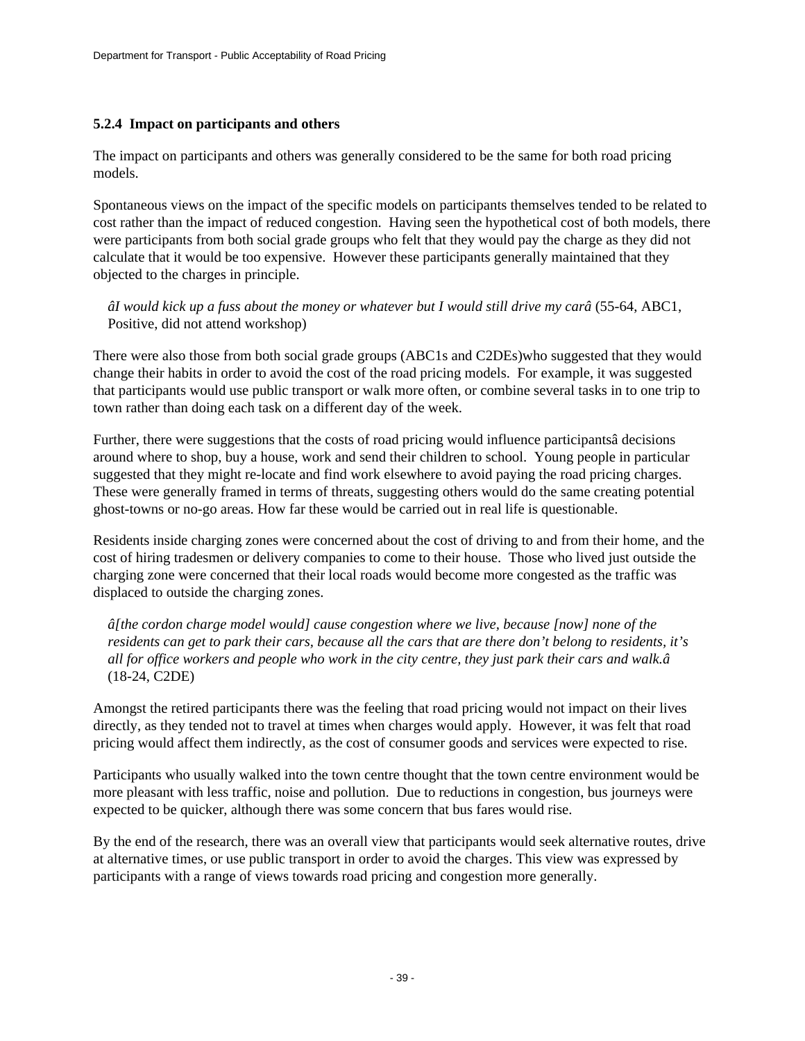### 5.2.4 Impact on participants and others

The impact on participants and others was generally considered to be the same for both road pricing models.

Spontaneous views on the impact of the specific models on participants themselves tended to be related to cost rather than the impact of reduced congestion. Having seen the hypothetical cost of both models, there were participants from both social grade groups who felt that they would pay the charge as they did not calculate that it would be too expensive. However these participants generally maintained that they objected to the charges in principle.

> *âI would kick up a fuss about the money or whatever but I would still drive my carâ* (55-64, ABC1, Positive, did not attend workshop)

There were also those from both social grade groups (ABC1s and C2DEs)who suggested that they would change their habits in order to avoid the cost of the road pricing models. For example, it was suggested that participants would use public transport or walk more often, or combine several tasks in to one trip to town rather than doing each task on a different day of the week.

Further, there were suggestions that the costs of road pricing would influence participantsâ decisions around where to shop, buy a house, work and send their children to school. Young people in particular suggested that they might re-locate and find work elsewhere to avoid paying the road pricing charges. These were generally framed in terms of threats, suggesting others would do the same creating potential ghost-towns or no-go areas. How far these would be carried out in real life is questionable.

Residents inside charging zones were concerned about the cost of driving to and from their home, and the cost of hiring tradesmen or delivery companies to come to their house. Those who lived just outside the charging zone were concerned that their local roads would become more congested as the traffic was displaced to outside the charging zones.

> *â[the cordon charge model would] cause congestion where we live, because [now] none of the residents can get to park their cars, because all the cars that are there don’t belong to residents, it’s all for office workers and people who work in the city centre, they just park their cars and walk.â* (18-24, C2DE)

Amongst the retired participants there was the feeling that road pricing would not impact on their lives directly, as they tended not to travel at times when charges would apply. However, it was felt that road pricing would affect them indirectly, as the cost of consumer goods and services were expected to rise.

Participants who usually walked into the town centre thought that the town centre environment would be more pleasant with less traffic, noise and pollution. Due to reductions in congestion, bus journeys were expected to be quicker, although there was some concern that bus fares would rise.

By the end of the research, there was an overall view that participants would seek alternative routes, drive at alternative times, or use public transport in order to avoid the charges. This view was expressed by participants with a range of views towards road pricing and congestion more generally.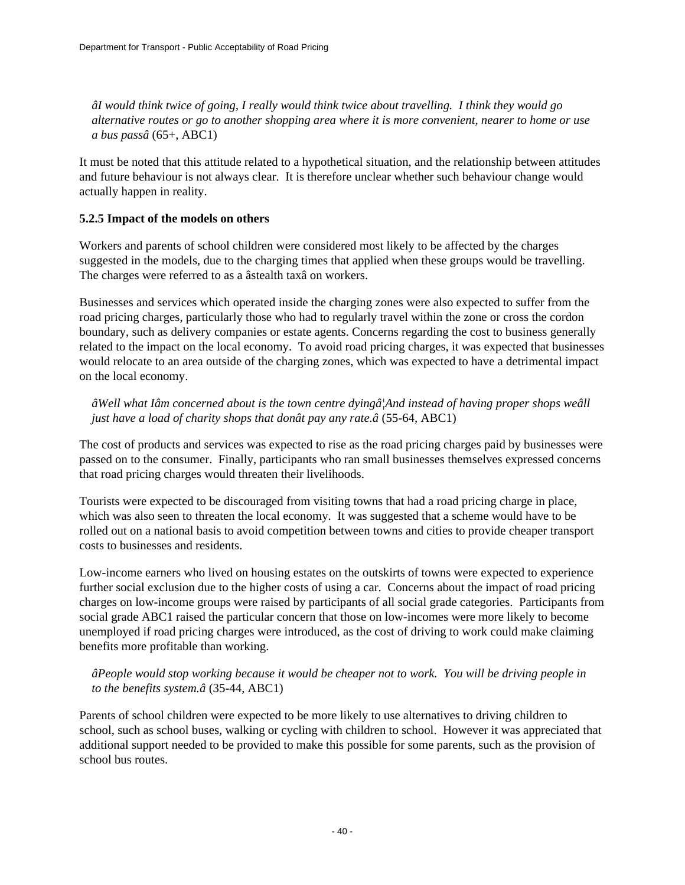*âI would think twice of going, I really would think twice about travelling. I think they would go alternative routes or go to another shopping area where it is more convenient, nearer to home or use a bus passâ* (65+, ABC1)

It must be noted that this attitude related to a hypothetical situation, and the relationship between attitudes and future behaviour is not always clear. It is therefore unclear whether such behaviour change would actually happen in reality.

### 5.2.5 Impact of the models on others

Workers and parents of school children were considered most likely to be affected by the charges suggested in the models, due to the charging times that applied when these groups would be travelling. The charges were referred to as a âstealth taxâ on workers.

Businesses and services which operated inside the charging zones were also expected to suffer from the road pricing charges, particularly those who had to regularly travel within the zone or cross the cordon boundary, such as delivery companies or estate agents. Concerns regarding the cost to business generally related to the impact on the local economy. To avoid road pricing charges, it was expected that businesses would relocate to an area outside of the charging zones, which was expected to have a detrimental impact on the local economy.

*âWell what Iâm concerned about is the town centre dyingâ¦And instead of having proper shops weâll just have a load of charity shops that donât pay any rate.â* (55-64, ABC1)

The cost of products and services was expected to rise as the road pricing charges paid by businesses were passed on to the consumer. Finally, participants who ran small businesses themselves expressed concerns that road pricing charges would threaten their livelihoods.

Tourists were expected to be discouraged from visiting towns that had a road pricing charge in place, which was also seen to threaten the local economy. It was suggested that a scheme would have to be rolled out on a national basis to avoid competition between towns and cities to provide cheaper transport costs to businesses and residents.

Low-income earners who lived on housing estates on the outskirts of towns were expected to experience further social exclusion due to the higher costs of using a car. Concerns about the impact of road pricing charges on low-income groups were raised by participants of all social grade categories. Participants from social grade ABC1 raised the particular concern that those on low-incomes were more likely to become unemployed if road pricing charges were introduced, as the cost of driving to work could make claiming benefits more profitable than working.

*âPeople would stop working because it would be cheaper not to work. You will be driving people in to the benefits system.â* (35-44, ABC1)

Parents of school children were expected to be more likely to use alternatives to driving children to school, such as school buses, walking or cycling with children to school. However it was appreciated that additional support needed to be provided to make this possible for some parents, such as the provision of school bus routes.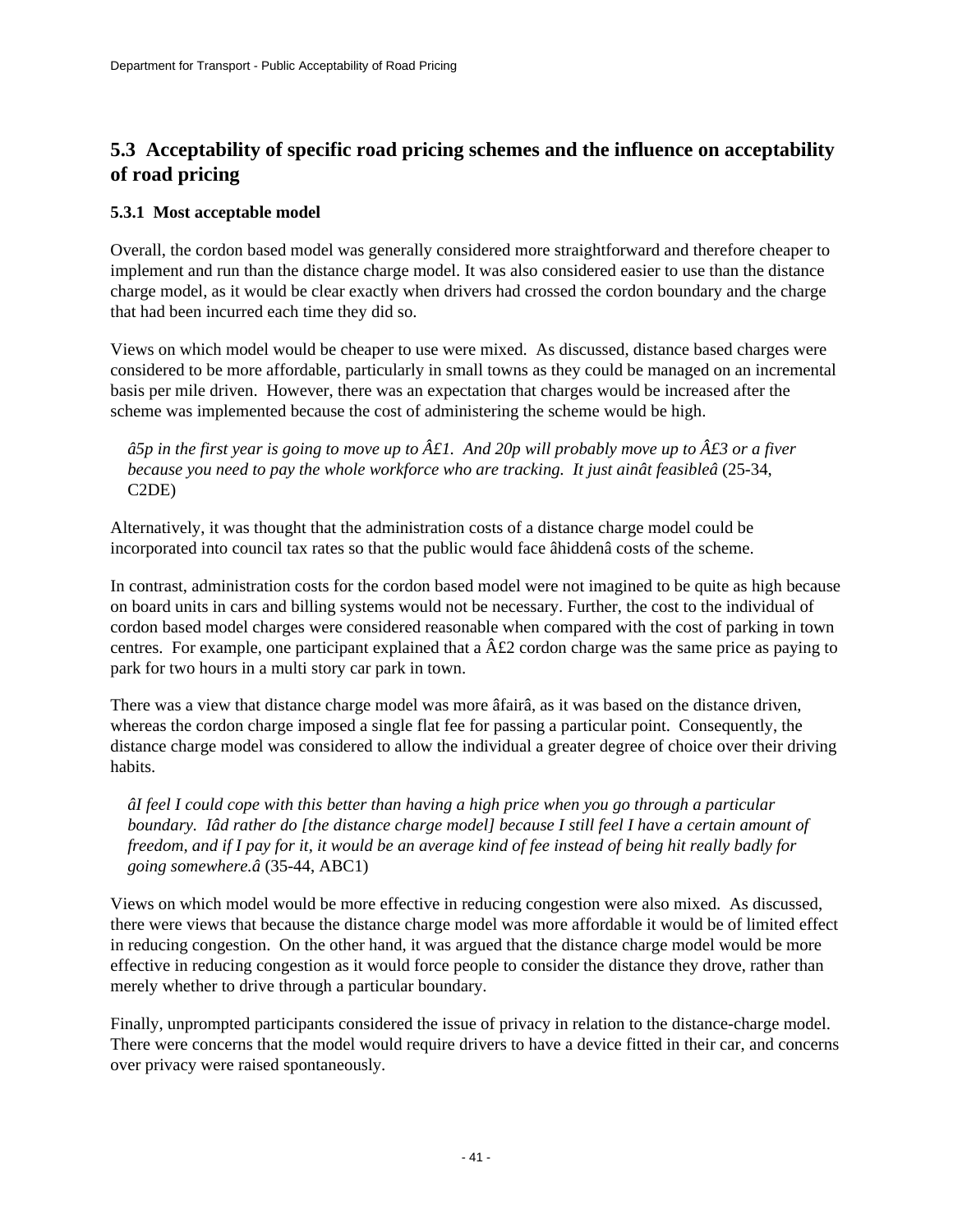## 5.3 Acceptability of specific road pricing schemes and the influence on acceptability of road pricing

### 5.3.1 Most acceptable model

Overall, the cordon based model was generally considered more straightforward and therefore cheaper to implement and run than the distance charge model. It was also considered easier to use than the distance charge model, as it would be clear exactly when drivers had crossed the cordon boundary and the charge that had been incurred each time they did so.

Views on which model would be cheaper to use were mixed. As discussed, distance based charges were considered to be more affordable, particularly in small towns as they could be managed on an incremental basis per mile driven. However, there was an expectation that charges would be increased after the scheme was implemented because the cost of administering the scheme would be high.

> *â5p in the first year is going to move up to Â£1. And 20p will probably move up to Â£3 or a fiver because you need to pay the whole workforce who are tracking. It just ainât feasibleâ* (25-34, C2DE)

Alternatively, it was thought that the administration costs of a distance charge model could be incorporated into council tax rates so that the public would face âhiddenâ costs of the scheme.

In contrast, administration costs for the cordon based model were not imagined to be quite as high because on board units in cars and billing systems would not be necessary. Further, the cost to the individual of cordon based model charges were considered reasonable when compared with the cost of parking in town centres. For example, one participant explained that a Â£2 cordon charge was the same price as paying to park for two hours in a multi story car park in town.

There was a view that distance charge model was more âfairâ, as it was based on the distance driven, whereas the cordon charge imposed a single flat fee for passing a particular point. Consequently, the distance charge model was considered to allow the individual a greater degree of choice over their driving habits.

> *âI feel I could cope with this better than having a high price when you go through a particular boundary. Iâd rather do [the distance charge model] because I still feel I have a certain amount of freedom, and if I pay for it, it would be an average kind of fee instead of being hit really badly for going somewhere.â* (35-44, ABC1)

Views on which model would be more effective in reducing congestion were also mixed. As discussed, there were views that because the distance charge model was more affordable it would be of limited effect in reducing congestion. On the other hand, it was argued that the distance charge model would be more effective in reducing congestion as it would force people to consider the distance they drove, rather than merely whether to drive through a particular boundary.

Finally, unprompted participants considered the issue of privacy in relation to the distance-charge model. There were concerns that the model would require drivers to have a device fitted in their car, and concerns over privacy were raised spontaneously.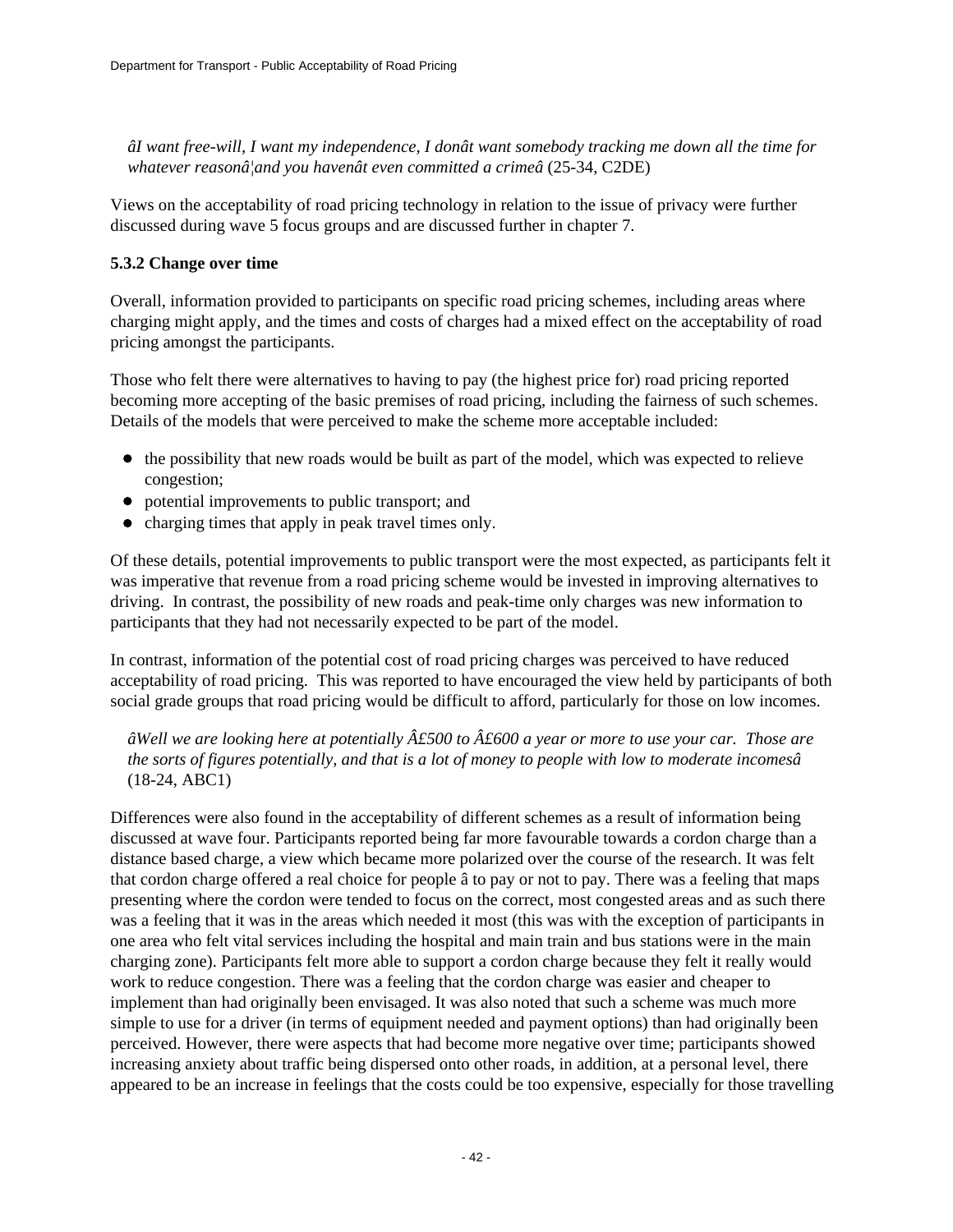*âI want free-will, I want my independence, I donât want somebody tracking me down all the time for whatever reasonâ¦and you havenât even committed a crimeâ* (25-34, C2DE)

Views on the acceptability of road pricing technology in relation to the issue of privacy were further discussed during wave 5 focus groups and are discussed further in chapter 7.

### 5.3.2 Change over time

Overall, information provided to participants on specific road pricing schemes, including areas where charging might apply, and the times and costs of charges had a mixed effect on the acceptability of road pricing amongst the participants.

Those who felt there were alternatives to having to pay (the highest price for) road pricing reported becoming more accepting of the basic premises of road pricing, including the fairness of such schemes. Details of the models that were perceived to make the scheme more acceptable included:

- the possibility that new roads would be built as part of the model, which was expected to relieve congestion;
- potential improvements to public transport; and
- charging times that apply in peak travel times only.

Of these details, potential improvements to public transport were the most expected, as participants felt it was imperative that revenue from a road pricing scheme would be invested in improving alternatives to driving. In contrast, the possibility of new roads and peak-time only charges was new information to participants that they had not necessarily expected to be part of the model.

In contrast, information of the potential cost of road pricing charges was perceived to have reduced acceptability of road pricing. This was reported to have encouraged the view held by participants of both social grade groups that road pricing would be difficult to afford, particularly for those on low incomes.

*âWell we are looking here at potentially Â£500 to Â£600 a year or more to use your car. Those are the sorts of figures potentially, and that is a lot of money to people with low to moderate incomesâ* (18-24, ABC1)

Differences were also found in the acceptability of different schemes as a result of information being discussed at wave four. Participants reported being far more favourable towards a cordon charge than a distance based charge, a view which became more polarized over the course of the research. It was felt that cordon charge offered a real choice for people â to pay or not to pay. There was a feeling that maps presenting where the cordon were tended to focus on the correct, most congested areas and as such there was a feeling that it was in the areas which needed it most (this was with the exception of participants in one area who felt vital services including the hospital and main train and bus stations were in the main charging zone). Participants felt more able to support a cordon charge because they felt it really would work to reduce congestion. There was a feeling that the cordon charge was easier and cheaper to implement than had originally been envisaged. It was also noted that such a scheme was much more simple to use for a driver (in terms of equipment needed and payment options) than had originally been perceived. However, there were aspects that had become more negative over time; participants showed increasing anxiety about traffic being dispersed onto other roads, in addition, at a personal level, there appeared to be an increase in feelings that the costs could be too expensive, especially for those travelling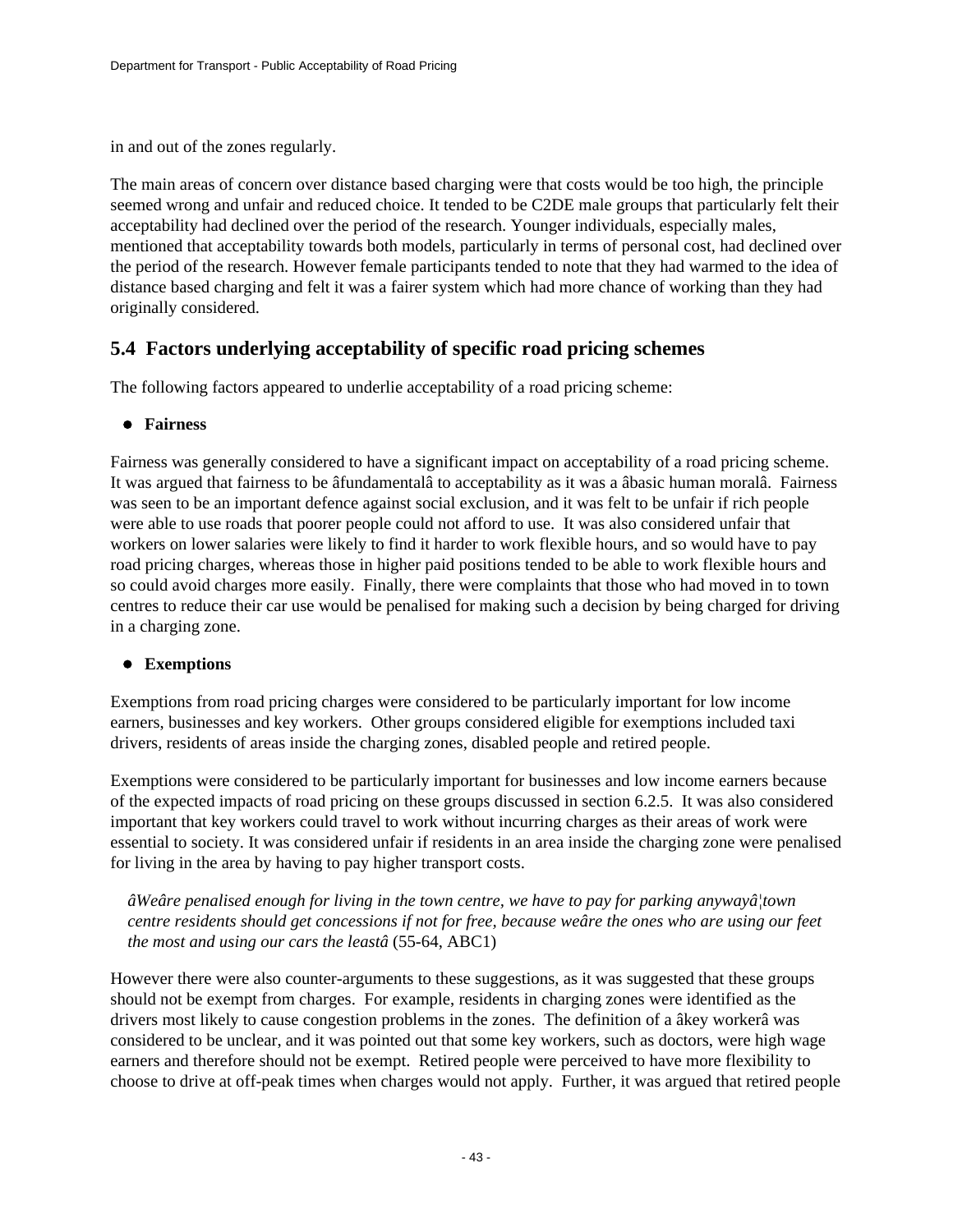in and out of the zones regularly.

The main areas of concern over distance based charging were that costs would be too high, the principle seemed wrong and unfair and reduced choice. It tended to be C2DE male groups that particularly felt their acceptability had declined over the period of the research. Younger individuals, especially males, mentioned that acceptability towards both models, particularly in terms of personal cost, had declined over the period of the research. However female participants tended to note that they had warmed to the idea of distance based charging and felt it was a fairer system which had more chance of working than they had originally considered.

## 5.4 Factors underlying acceptability of specific road pricing schemes

The following factors appeared to underlie acceptability of a road pricing scheme:

- **Fairness**

Fairness was generally considered to have a significant impact on acceptability of a road pricing scheme. It was argued that fairness to be âfundamentalâ to acceptability as it was a âbasic human moralâ. Fairness was seen to be an important defence against social exclusion, and it was felt to be unfair if rich people were able to use roads that poorer people could not afford to use. It was also considered unfair that workers on lower salaries were likely to find it harder to work flexible hours, and so would have to pay road pricing charges, whereas those in higher paid positions tended to be able to work flexible hours and so could avoid charges more easily. Finally, there were complaints that those who had moved in to town centres to reduce their car use would be penalised for making such a decision by being charged for driving in a charging zone.

- **Exemptions**

Exemptions from road pricing charges were considered to be particularly important for low income earners, businesses and key workers. Other groups considered eligible for exemptions included taxi drivers, residents of areas inside the charging zones, disabled people and retired people.

Exemptions were considered to be particularly important for businesses and low income earners because of the expected impacts of road pricing on these groups discussed in section 6.2.5. It was also considered important that key workers could travel to work without incurring charges as their areas of work were essential to society. It was considered unfair if residents in an area inside the charging zone were penalised for living in the area by having to pay higher transport costs.

> *âWeâre penalised enough for living in the town centre, we have to pay for parking anywayâ¦town centre residents should get concessions if not for free, because weâre the ones who are using our feet the most and using our cars the leastâ* (55-64, ABC1)

However there were also counter-arguments to these suggestions, as it was suggested that these groups should not be exempt from charges. For example, residents in charging zones were identified as the drivers most likely to cause congestion problems in the zones. The definition of a âkey workerâ was considered to be unclear, and it was pointed out that some key workers, such as doctors, were high wage earners and therefore should not be exempt. Retired people were perceived to have more flexibility to choose to drive at off-peak times when charges would not apply. Further, it was argued that retired people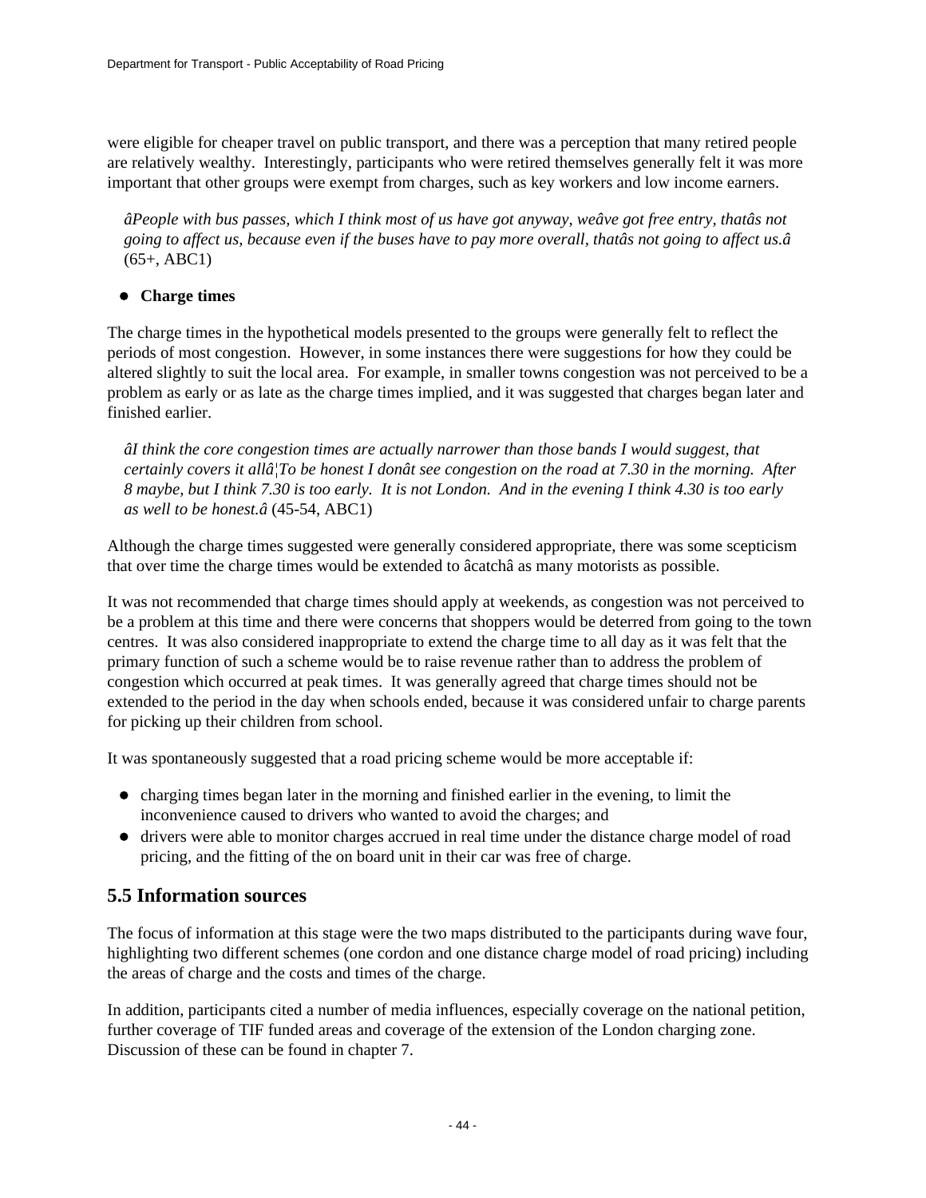were eligible for cheaper travel on public transport, and there was a perception that many retired people are relatively wealthy. Interestingly, participants who were retired themselves generally felt it was more important that other groups were exempt from charges, such as key workers and low income earners.

> *âPeople with bus passes, which I think most of us have got anyway, weâve got free entry, thatâs not going to affect us, because even if the buses have to pay more overall, thatâs not going to affect us.â* (65+, ABC1)

- **Charge times**

The charge times in the hypothetical models presented to the groups were generally felt to reflect the periods of most congestion. However, in some instances there were suggestions for how they could be altered slightly to suit the local area. For example, in smaller towns congestion was not perceived to be a problem as early or as late as the charge times implied, and it was suggested that charges began later and finished earlier.

> *âI think the core congestion times are actually narrower than those bands I would suggest, that certainly covers it allâ¦To be honest I donât see congestion on the road at 7.30 in the morning. After 8 maybe, but I think 7.30 is too early. It is not London. And in the evening I think 4.30 is too early as well to be honest.â* (45-54, ABC1)

Although the charge times suggested were generally considered appropriate, there was some scepticism that over time the charge times would be extended to âcatchâ as many motorists as possible.

It was not recommended that charge times should apply at weekends, as congestion was not perceived to be a problem at this time and there were concerns that shoppers would be deterred from going to the town centres. It was also considered inappropriate to extend the charge time to all day as it was felt that the primary function of such a scheme would be to raise revenue rather than to address the problem of congestion which occurred at peak times. It was generally agreed that charge times should not be extended to the period in the day when schools ended, because it was considered unfair to charge parents for picking up their children from school.

It was spontaneously suggested that a road pricing scheme would be more acceptable if:

- charging times began later in the morning and finished earlier in the evening, to limit the inconvenience caused to drivers who wanted to avoid the charges; and
- drivers were able to monitor charges accrued in real time under the distance charge model of road pricing, and the fitting of the on board unit in their car was free of charge.

## 5.5 Information sources

The focus of information at this stage were the two maps distributed to the participants during wave four, highlighting two different schemes (one cordon and one distance charge model of road pricing) including the areas of charge and the costs and times of the charge.

In addition, participants cited a number of media influences, especially coverage on the national petition, further coverage of TIF funded areas and coverage of the extension of the London charging zone. Discussion of these can be found in chapter 7.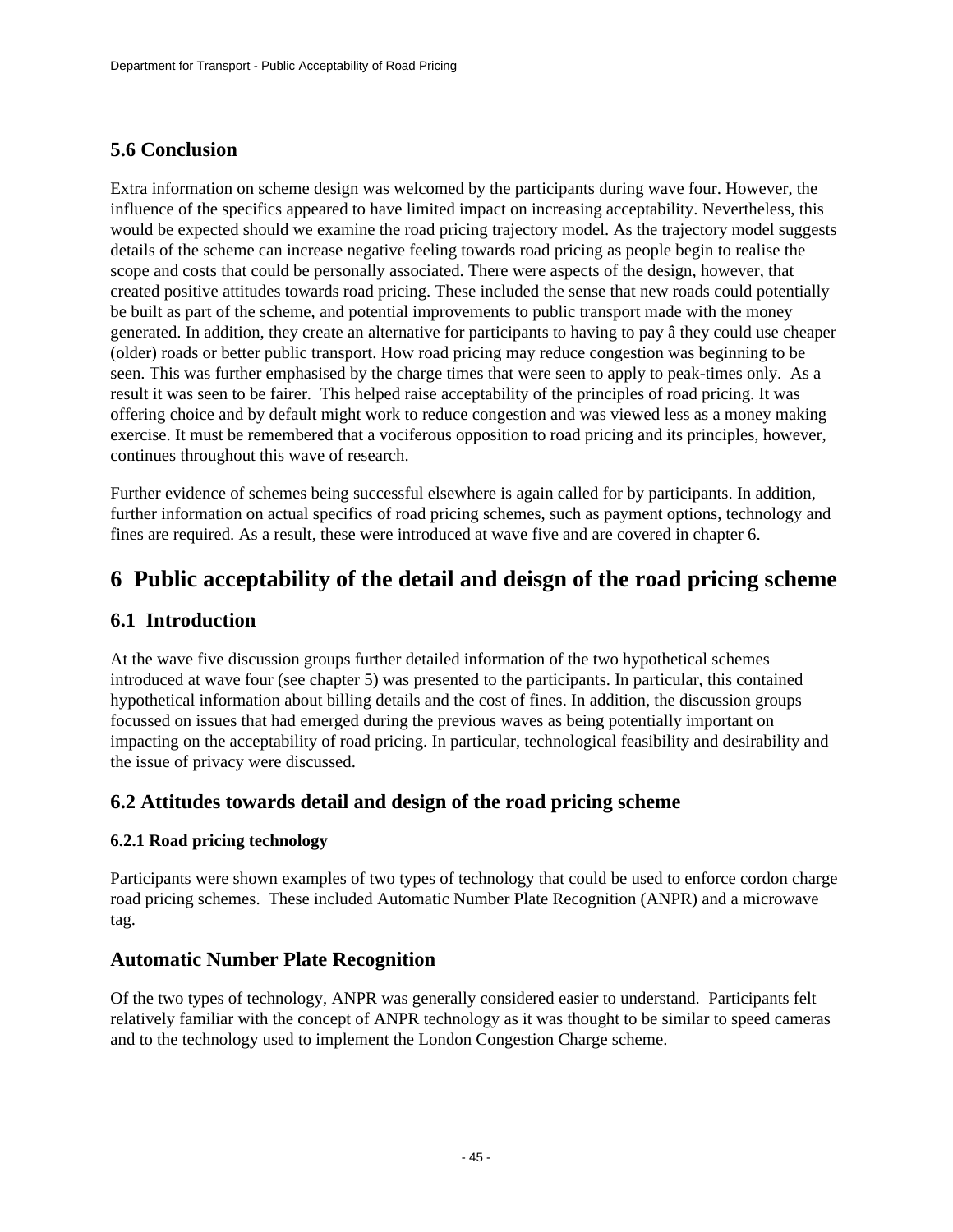## 5.6 Conclusion

Extra information on scheme design was welcomed by the participants during wave four. However, the influence of the specifics appeared to have limited impact on increasing acceptability. Nevertheless, this would be expected should we examine the road pricing trajectory model. As the trajectory model suggests details of the scheme can increase negative feeling towards road pricing as people begin to realise the scope and costs that could be personally associated. There were aspects of the design, however, that created positive attitudes towards road pricing. These included the sense that new roads could potentially be built as part of the scheme, and potential improvements to public transport made with the money generated. In addition, they create an alternative for participants to having to pay â they could use cheaper (older) roads or better public transport. How road pricing may reduce congestion was beginning to be seen. This was further emphasised by the charge times that were seen to apply to peak-times only. As a result it was seen to be fairer. This helped raise acceptability of the principles of road pricing. It was offering choice and by default might work to reduce congestion and was viewed less as a money making exercise. It must be remembered that a vociferous opposition to road pricing and its principles, however, continues throughout this wave of research.

Further evidence of schemes being successful elsewhere is again called for by participants. In addition, further information on actual specifics of road pricing schemes, such as payment options, technology and fines are required. As a result, these were introduced at wave five and are covered in chapter 6.

# 6 Public acceptability of the detail and deisgn of the road pricing scheme

## 6.1 Introduction

At the wave five discussion groups further detailed information of the two hypothetical schemes introduced at wave four (see chapter 5) was presented to the participants. In particular, this contained hypothetical information about billing details and the cost of fines. In addition, the discussion groups focussed on issues that had emerged during the previous waves as being potentially important on impacting on the acceptability of road pricing. In particular, technological feasibility and desirability and the issue of privacy were discussed.

## 6.2 Attitudes towards detail and design of the road pricing scheme

### 6.2.1 Road pricing technology

Participants were shown examples of two types of technology that could be used to enforce cordon charge road pricing schemes. These included Automatic Number Plate Recognition (ANPR) and a microwave tag.

## Automatic Number Plate Recognition

Of the two types of technology, ANPR was generally considered easier to understand. Participants felt relatively familiar with the concept of ANPR technology as it was thought to be similar to speed cameras and to the technology used to implement the London Congestion Charge scheme.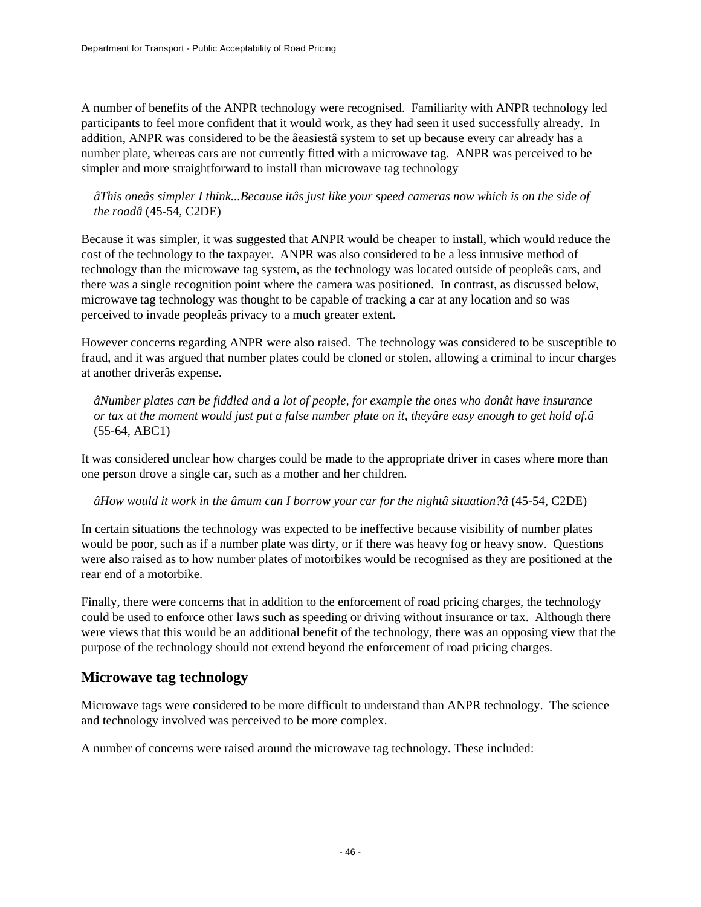A number of benefits of the ANPR technology were recognised. Familiarity with ANPR technology led participants to feel more confident that it would work, as they had seen it used successfully already. In addition, ANPR was considered to be the âeasiestâ system to set up because every car already has a number plate, whereas cars are not currently fitted with a microwave tag. ANPR was perceived to be simpler and more straightforward to install than microwave tag technology

> *âThis oneâs simpler I think...Because itâs just like your speed cameras now which is on the side of the roadâ* (45-54, C2DE)

Because it was simpler, it was suggested that ANPR would be cheaper to install, which would reduce the cost of the technology to the taxpayer. ANPR was also considered to be a less intrusive method of technology than the microwave tag system, as the technology was located outside of peopleâs cars, and there was a single recognition point where the camera was positioned. In contrast, as discussed below, microwave tag technology was thought to be capable of tracking a car at any location and so was perceived to invade peopleâs privacy to a much greater extent.

However concerns regarding ANPR were also raised. The technology was considered to be susceptible to fraud, and it was argued that number plates could be cloned or stolen, allowing a criminal to incur charges at another driverâs expense.

> *âNumber plates can be fiddled and a lot of people, for example the ones who donât have insurance or tax at the moment would just put a false number plate on it, theyâre easy enough to get hold of.â* (55-64, ABC1)

It was considered unclear how charges could be made to the appropriate driver in cases where more than one person drove a single car, such as a mother and her children.

> *âHow would it work in the âmum can I borrow your car for the nightâ situation?â* (45-54, C2DE)

In certain situations the technology was expected to be ineffective because visibility of number plates would be poor, such as if a number plate was dirty, or if there was heavy fog or heavy snow. Questions were also raised as to how number plates of motorbikes would be recognised as they are positioned at the rear end of a motorbike.

Finally, there were concerns that in addition to the enforcement of road pricing charges, the technology could be used to enforce other laws such as speeding or driving without insurance or tax. Although there were views that this would be an additional benefit of the technology, there was an opposing view that the purpose of the technology should not extend beyond the enforcement of road pricing charges.

## Microwave tag technology

Microwave tags were considered to be more difficult to understand than ANPR technology. The science and technology involved was perceived to be more complex.

A number of concerns were raised around the microwave tag technology. These included: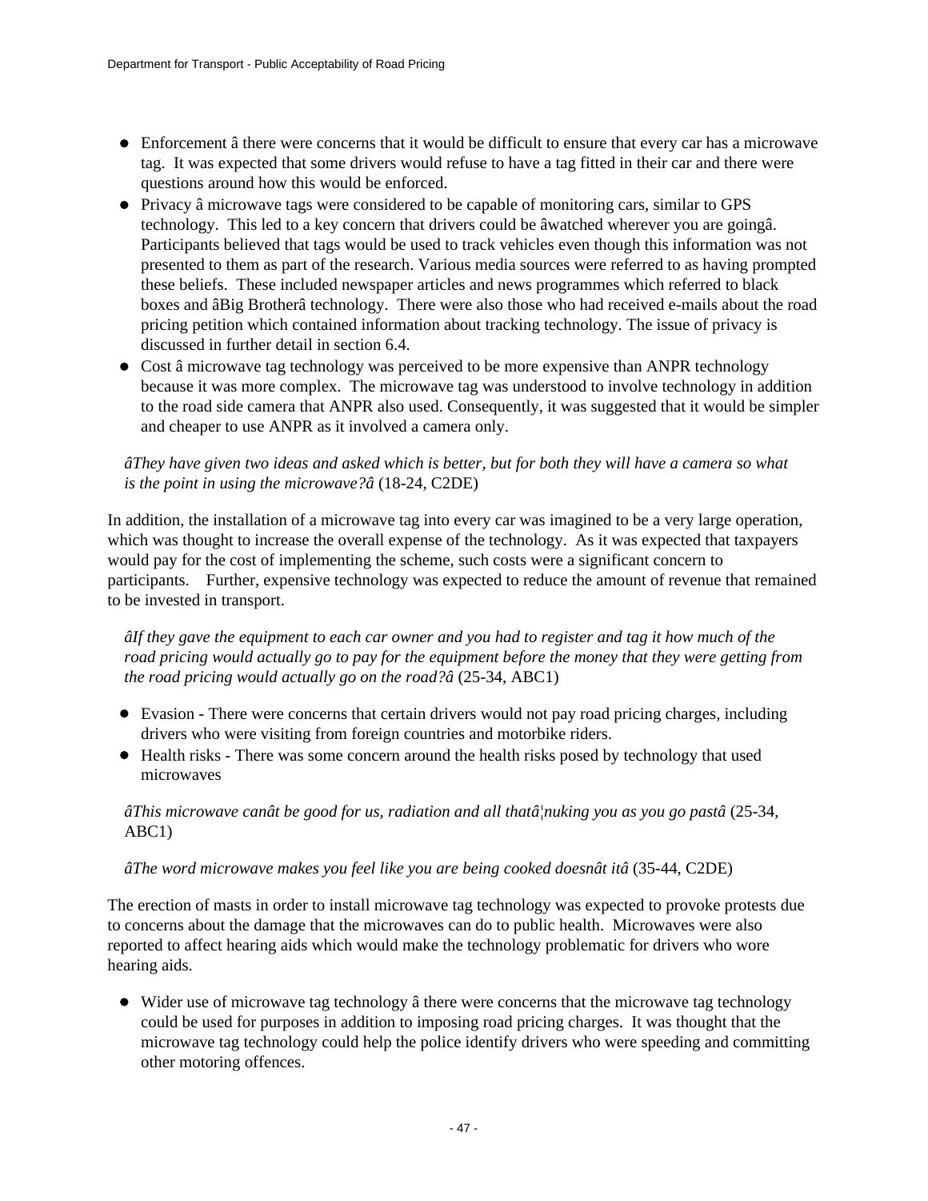- Enforcement â there were concerns that it would be difficult to ensure that every car has a microwave tag. It was expected that some drivers would refuse to have a tag fitted in their car and there were questions around how this would be enforced.
- Privacy â microwave tags were considered to be capable of monitoring cars, similar to GPS technology. This led to a key concern that drivers could be âwatched wherever you are goingâ. Participants believed that tags would be used to track vehicles even though this information was not presented to them as part of the research. Various media sources were referred to as having prompted these beliefs. These included newspaper articles and news programmes which referred to black boxes and âBig Brotherâ technology. There were also those who had received e-mails about the road pricing petition which contained information about tracking technology. The issue of privacy is discussed in further detail in section 6.4.
- Cost â microwave tag technology was perceived to be more expensive than ANPR technology because it was more complex. The microwave tag was understood to involve technology in addition to the road side camera that ANPR also used. Consequently, it was suggested that it would be simpler and cheaper to use ANPR as it involved a camera only.

> *âThey have given two ideas and asked which is better, but for both they will have a camera so what is the point in using the microwave?â* (18-24, C2DE)

In addition, the installation of a microwave tag into every car was imagined to be a very large operation, which was thought to increase the overall expense of the technology. As it was expected that taxpayers would pay for the cost of implementing the scheme, such costs were a significant concern to participants. Further, expensive technology was expected to reduce the amount of revenue that remained to be invested in transport.

> *âIf they gave the equipment to each car owner and you had to register and tag it how much of the road pricing would actually go to pay for the equipment before the money that they were getting from the road pricing would actually go on the road?â* (25-34, ABC1)

- Evasion - There were concerns that certain drivers would not pay road pricing charges, including drivers who were visiting from foreign countries and motorbike riders.
- Health risks - There was some concern around the health risks posed by technology that used microwaves

> *âThis microwave canât be good for us, radiation and all thatâ¦nuking you as you go pastâ* (25-34, ABC1)

> *âThe word microwave makes you feel like you are being cooked doesnât itâ* (35-44, C2DE)

The erection of masts in order to install microwave tag technology was expected to provoke protests due to concerns about the damage that the microwaves can do to public health. Microwaves were also reported to affect hearing aids which would make the technology problematic for drivers who wore hearing aids.

- Wider use of microwave tag technology â there were concerns that the microwave tag technology could be used for purposes in addition to imposing road pricing charges. It was thought that the microwave tag technology could help the police identify drivers who were speeding and committing other motoring offences.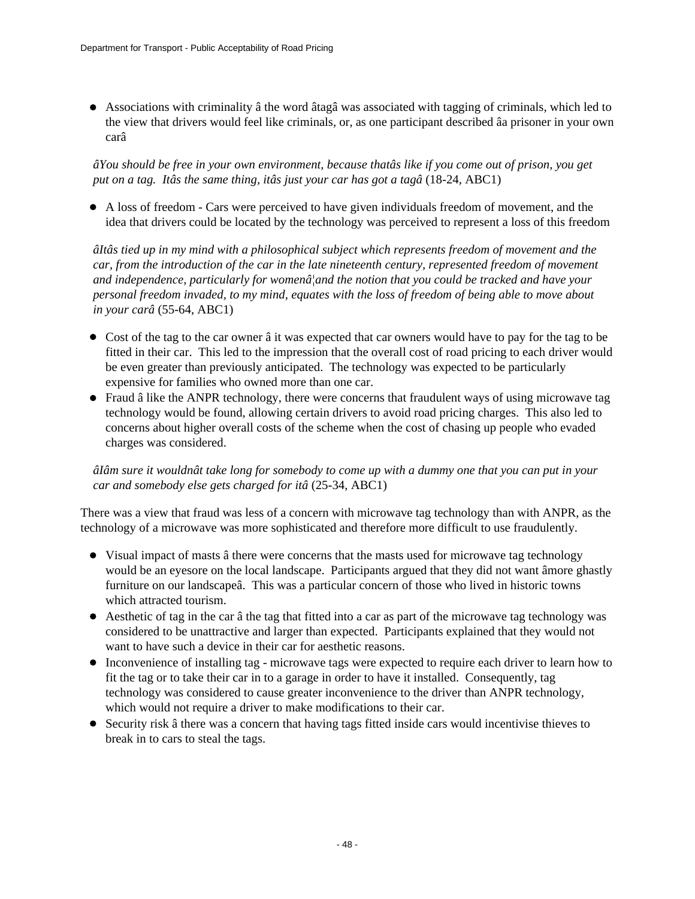- Associations with criminality â the word âtagâ was associated with tagging of criminals, which led to the view that drivers would feel like criminals, or, as one participant described âa prisoner in your own carâ

*âYou should be free in your own environment, because thatâs like if you come out of prison, you get put on a tag. Itâs the same thing, itâs just your car has got a tagâ* (18-24, ABC1)

- A loss of freedom - Cars were perceived to have given individuals freedom of movement, and the idea that drivers could be located by the technology was perceived to represent a loss of this freedom

*âItâs tied up in my mind with a philosophical subject which represents freedom of movement and the car, from the introduction of the car in the late nineteenth century, represented freedom of movement and independence, particularly for womenâ¦and the notion that you could be tracked and have your personal freedom invaded, to my mind, equates with the loss of freedom of being able to move about in your carâ* (55-64, ABC1)

- Cost of the tag to the car owner â it was expected that car owners would have to pay for the tag to be fitted in their car. This led to the impression that the overall cost of road pricing to each driver would be even greater than previously anticipated. The technology was expected to be particularly expensive for families who owned more than one car.
- Fraud â like the ANPR technology, there were concerns that fraudulent ways of using microwave tag technology would be found, allowing certain drivers to avoid road pricing charges. This also led to concerns about higher overall costs of the scheme when the cost of chasing up people who evaded charges was considered.

*âIâm sure it wouldnât take long for somebody to come up with a dummy one that you can put in your car and somebody else gets charged for itâ* (25-34, ABC1)

There was a view that fraud was less of a concern with microwave tag technology than with ANPR, as the technology of a microwave was more sophisticated and therefore more difficult to use fraudulently.

- Visual impact of masts â there were concerns that the masts used for microwave tag technology would be an eyesore on the local landscape. Participants argued that they did not want âmore ghastly furniture on our landscapeâ. This was a particular concern of those who lived in historic towns which attracted tourism.
- Aesthetic of tag in the car â the tag that fitted into a car as part of the microwave tag technology was considered to be unattractive and larger than expected. Participants explained that they would not want to have such a device in their car for aesthetic reasons.
- Inconvenience of installing tag - microwave tags were expected to require each driver to learn how to fit the tag or to take their car in to a garage in order to have it installed. Consequently, tag technology was considered to cause greater inconvenience to the driver than ANPR technology, which would not require a driver to make modifications to their car.
- Security risk â there was a concern that having tags fitted inside cars would incentivise thieves to break in to cars to steal the tags.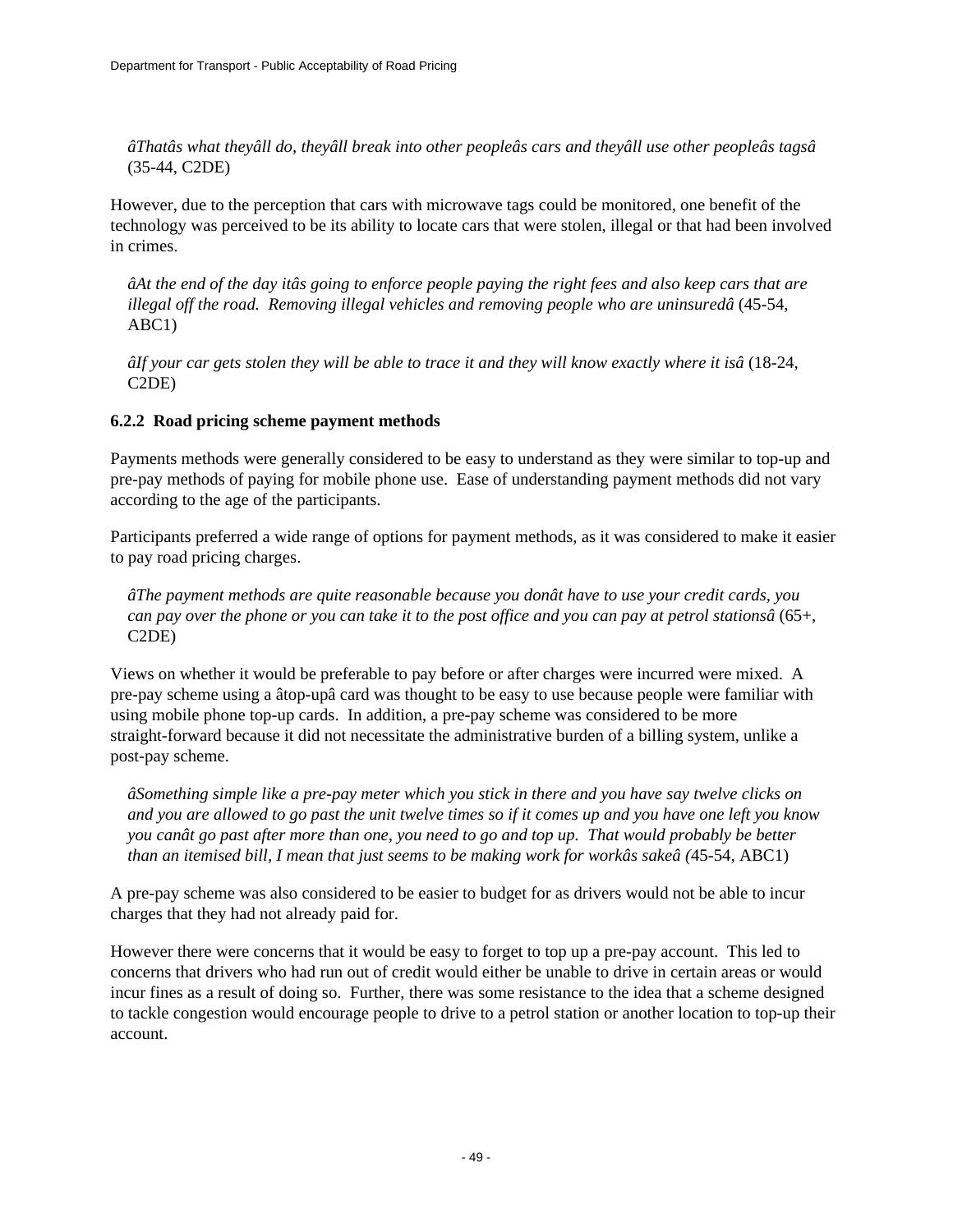*âThatâs what theyâll do, theyâll break into other peopleâs cars and theyâll use other peopleâs tagsâ* (35-44, C2DE)

However, due to the perception that cars with microwave tags could be monitored, one benefit of the technology was perceived to be its ability to locate cars that were stolen, illegal or that had been involved in crimes.

*âAt the end of the day itâs going to enforce people paying the right fees and also keep cars that are illegal off the road. Removing illegal vehicles and removing people who are uninsuredâ* (45-54, ABC1)

*âIf your car gets stolen they will be able to trace it and they will know exactly where it isâ* (18-24, C2DE)

### 6.2.2 Road pricing scheme payment methods

Payments methods were generally considered to be easy to understand as they were similar to top-up and pre-pay methods of paying for mobile phone use. Ease of understanding payment methods did not vary according to the age of the participants.

Participants preferred a wide range of options for payment methods, as it was considered to make it easier to pay road pricing charges.

*âThe payment methods are quite reasonable because you donât have to use your credit cards, you can pay over the phone or you can take it to the post office and you can pay at petrol stationsâ* (65+, C2DE)

Views on whether it would be preferable to pay before or after charges were incurred were mixed. A pre-pay scheme using a âtop-upâ card was thought to be easy to use because people were familiar with using mobile phone top-up cards. In addition, a pre-pay scheme was considered to be more straight-forward because it did not necessitate the administrative burden of a billing system, unlike a post-pay scheme.

*âSomething simple like a pre-pay meter which you stick in there and you have say twelve clicks on and you are allowed to go past the unit twelve times so if it comes up and you have one left you know you canât go past after more than one, you need to go and top up. That would probably be better than an itemised bill, I mean that just seems to be making work for workâs sakeâ (*45-54, ABC1)

A pre-pay scheme was also considered to be easier to budget for as drivers would not be able to incur charges that they had not already paid for.

However there were concerns that it would be easy to forget to top up a pre-pay account. This led to concerns that drivers who had run out of credit would either be unable to drive in certain areas or would incur fines as a result of doing so. Further, there was some resistance to the idea that a scheme designed to tackle congestion would encourage people to drive to a petrol station or another location to top-up their account.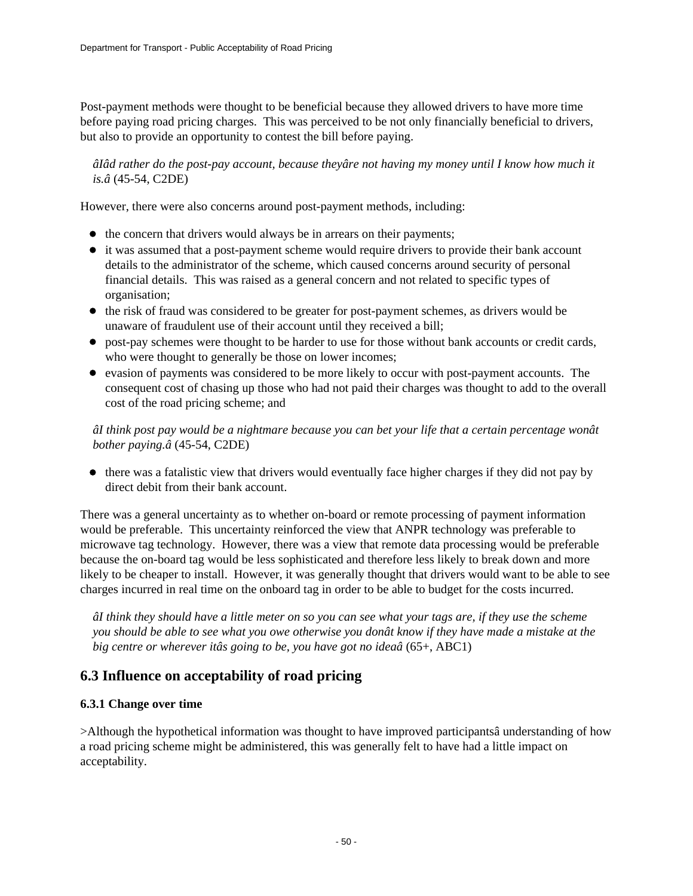Post-payment methods were thought to be beneficial because they allowed drivers to have more time before paying road pricing charges. This was perceived to be not only financially beneficial to drivers, but also to provide an opportunity to contest the bill before paying.

> *âIâd rather do the post-pay account, because theyâre not having my money until I know how much it is.â* (45-54, C2DE)

However, there were also concerns around post-payment methods, including:

- the concern that drivers would always be in arrears on their payments;
- it was assumed that a post-payment scheme would require drivers to provide their bank account details to the administrator of the scheme, which caused concerns around security of personal financial details. This was raised as a general concern and not related to specific types of organisation;
- the risk of fraud was considered to be greater for post-payment schemes, as drivers would be unaware of fraudulent use of their account until they received a bill;
- post-pay schemes were thought to be harder to use for those without bank accounts or credit cards, who were thought to generally be those on lower incomes;
- evasion of payments was considered to be more likely to occur with post-payment accounts. The consequent cost of chasing up those who had not paid their charges was thought to add to the overall cost of the road pricing scheme; and

> *âI think post pay would be a nightmare because you can bet your life that a certain percentage wonât bother paying.â* (45-54, C2DE)

- there was a fatalistic view that drivers would eventually face higher charges if they did not pay by direct debit from their bank account.

There was a general uncertainty as to whether on-board or remote processing of payment information would be preferable. This uncertainty reinforced the view that ANPR technology was preferable to microwave tag technology. However, there was a view that remote data processing would be preferable because the on-board tag would be less sophisticated and therefore less likely to break down and more likely to be cheaper to install. However, it was generally thought that drivers would want to be able to see charges incurred in real time on the onboard tag in order to be able to budget for the costs incurred.

> *âI think they should have a little meter on so you can see what your tags are, if they use the scheme you should be able to see what you owe otherwise you donât know if they have made a mistake at the big centre or wherever itâs going to be, you have got no ideaâ* (65+, ABC1)

## 6.3 Influence on acceptability of road pricing

### 6.3.1 Change over time

>Although the hypothetical information was thought to have improved participantsâ understanding of how a road pricing scheme might be administered, this was generally felt to have had a little impact on acceptability.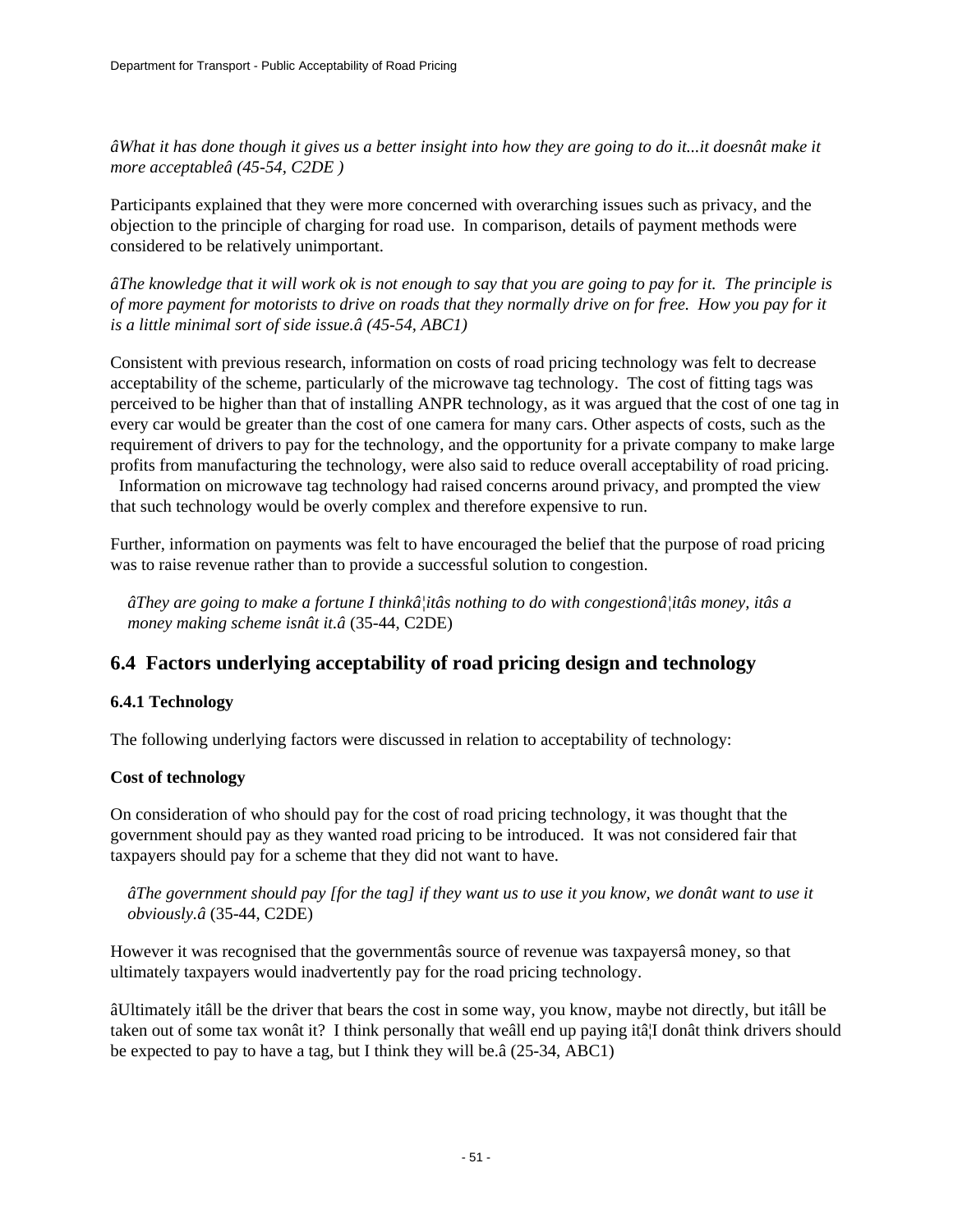*âWhat it has done though it gives us a better insight into how they are going to do it...it doesnât make it more acceptableâ (45-54, C2DE )*

Participants explained that they were more concerned with overarching issues such as privacy, and the objection to the principle of charging for road use. In comparison, details of payment methods were considered to be relatively unimportant.

*âThe knowledge that it will work ok is not enough to say that you are going to pay for it. The principle is of more payment for motorists to drive on roads that they normally drive on for free. How you pay for it is a little minimal sort of side issue.â (45-54, ABC1)*

Consistent with previous research, information on costs of road pricing technology was felt to decrease acceptability of the scheme, particularly of the microwave tag technology. The cost of fitting tags was perceived to be higher than that of installing ANPR technology, as it was argued that the cost of one tag in every car would be greater than the cost of one camera for many cars. Other aspects of costs, such as the requirement of drivers to pay for the technology, and the opportunity for a private company to make large profits from manufacturing the technology, were also said to reduce overall acceptability of road pricing. Information on microwave tag technology had raised concerns around privacy, and prompted the view that such technology would be overly complex and therefore expensive to run.

Further, information on payments was felt to have encouraged the belief that the purpose of road pricing was to raise revenue rather than to provide a successful solution to congestion.

> *âThey are going to make a fortune I thinkâ¦itâs nothing to do with congestionâ¦itâs money, itâs a money making scheme isnât it.â* (35-44, C2DE)

## 6.4 Factors underlying acceptability of road pricing design and technology

### 6.4.1 Technology

The following underlying factors were discussed in relation to acceptability of technology:

**Cost of technology**

On consideration of who should pay for the cost of road pricing technology, it was thought that the government should pay as they wanted road pricing to be introduced. It was not considered fair that taxpayers should pay for a scheme that they did not want to have.

> *âThe government should pay [for the tag] if they want us to use it you know, we donât want to use it obviously.â* (35-44, C2DE)

However it was recognised that the governmentâs source of revenue was taxpayersâ money, so that ultimately taxpayers would inadvertently pay for the road pricing technology.

âUltimately itâll be the driver that bears the cost in some way, you know, maybe not directly, but itâll be taken out of some tax wonât it? I think personally that weâll end up paying itâ¦I donât think drivers should be expected to pay to have a tag, but I think they will be.â (25-34, ABC1)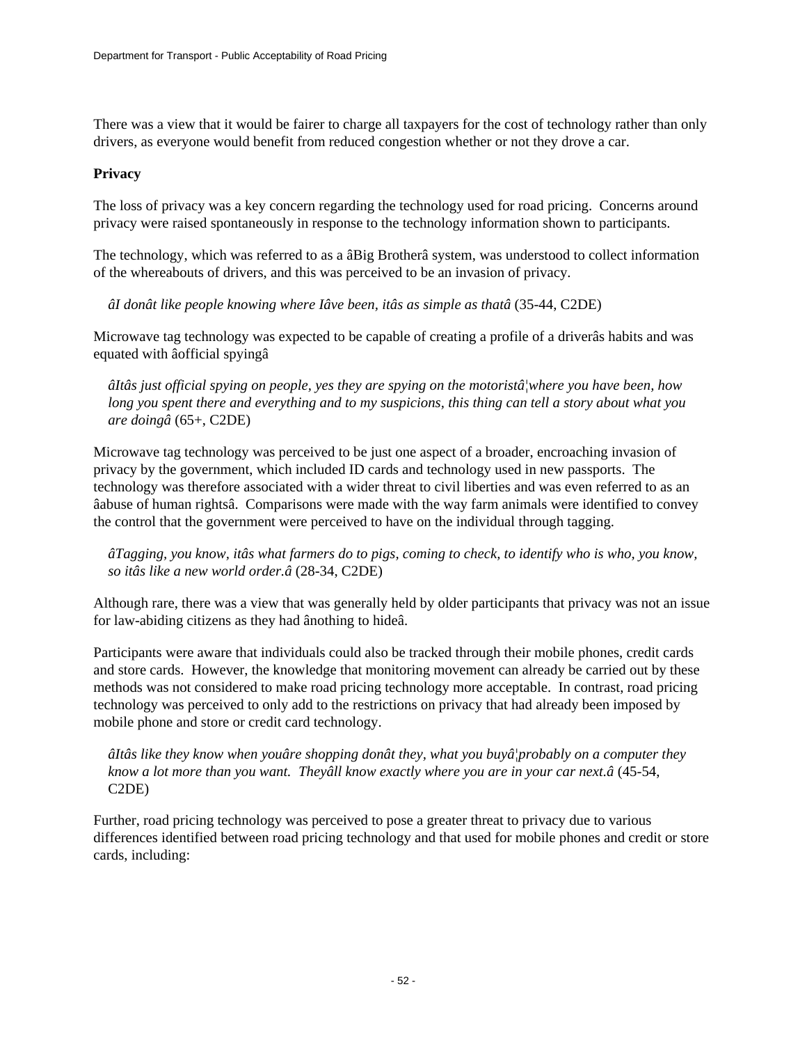There was a view that it would be fairer to charge all taxpayers for the cost of technology rather than only drivers, as everyone would benefit from reduced congestion whether or not they drove a car.

**Privacy**

The loss of privacy was a key concern regarding the technology used for road pricing. Concerns around privacy were raised spontaneously in response to the technology information shown to participants.

The technology, which was referred to as a âBig Brotherâ system, was understood to collect information of the whereabouts of drivers, and this was perceived to be an invasion of privacy.

> *âI donât like people knowing where Iâve been, itâs as simple as thatâ* (35-44, C2DE)

Microwave tag technology was expected to be capable of creating a profile of a driverâs habits and was equated with âofficial spyingâ

> *âItâs just official spying on people, yes they are spying on the motoristâ¦where you have been, how long you spent there and everything and to my suspicions, this thing can tell a story about what you are doingâ* (65+, C2DE)

Microwave tag technology was perceived to be just one aspect of a broader, encroaching invasion of privacy by the government, which included ID cards and technology used in new passports. The technology was therefore associated with a wider threat to civil liberties and was even referred to as an âabuse of human rightsâ. Comparisons were made with the way farm animals were identified to convey the control that the government were perceived to have on the individual through tagging.

> *âTagging, you know, itâs what farmers do to pigs, coming to check, to identify who is who, you know, so itâs like a new world order.â* (28-34, C2DE)

Although rare, there was a view that was generally held by older participants that privacy was not an issue for law-abiding citizens as they had ânothing to hideâ.

Participants were aware that individuals could also be tracked through their mobile phones, credit cards and store cards. However, the knowledge that monitoring movement can already be carried out by these methods was not considered to make road pricing technology more acceptable. In contrast, road pricing technology was perceived to only add to the restrictions on privacy that had already been imposed by mobile phone and store or credit card technology.

> *âItâs like they know when youâre shopping donât they, what you buyâ¦probably on a computer they know a lot more than you want. Theyâll know exactly where you are in your car next.â* (45-54, C2DE)

Further, road pricing technology was perceived to pose a greater threat to privacy due to various differences identified between road pricing technology and that used for mobile phones and credit or store cards, including: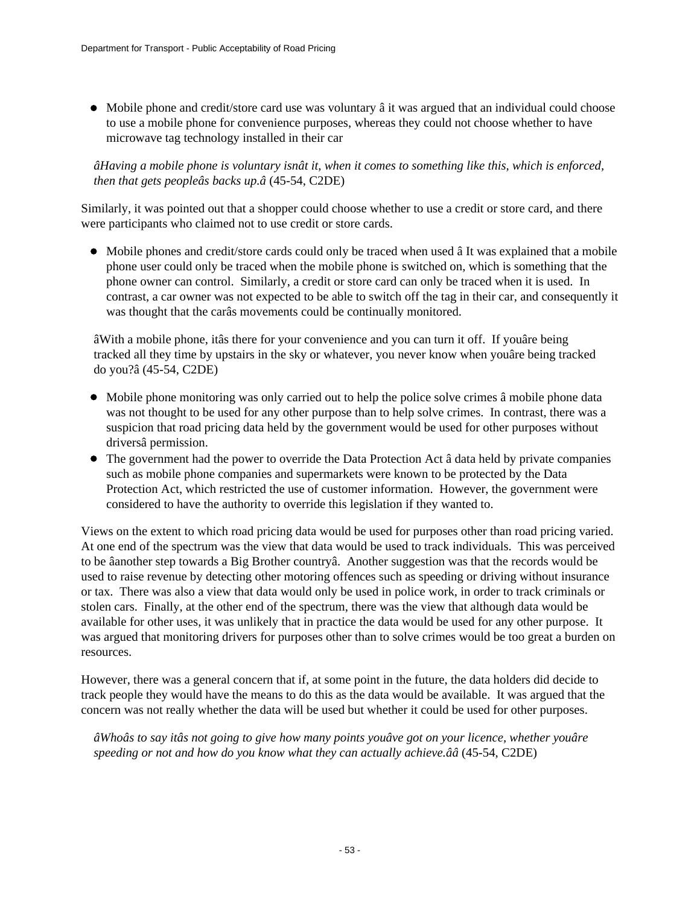- Mobile phone and credit/store card use was voluntary â it was argued that an individual could choose to use a mobile phone for convenience purposes, whereas they could not choose whether to have microwave tag technology installed in their car

  *âHaving a mobile phone is voluntary isnât it, when it comes to something like this, which is enforced, then that gets peopleâs backs up.â* (45-54, C2DE)

Similarly, it was pointed out that a shopper could choose whether to use a credit or store card, and there were participants who claimed not to use credit or store cards.

- Mobile phones and credit/store cards could only be traced when used â It was explained that a mobile phone user could only be traced when the mobile phone is switched on, which is something that the phone owner can control. Similarly, a credit or store card can only be traced when it is used. In contrast, a car owner was not expected to be able to switch off the tag in their car, and consequently it was thought that the carâs movements could be continually monitored.

  âWith a mobile phone, itâs there for your convenience and you can turn it off. If youâre being tracked all they time by upstairs in the sky or whatever, you never know when youâre being tracked do you?â (45-54, C2DE)

- Mobile phone monitoring was only carried out to help the police solve crimes â mobile phone data was not thought to be used for any other purpose than to help solve crimes. In contrast, there was a suspicion that road pricing data held by the government would be used for other purposes without driversâ permission.
- The government had the power to override the Data Protection Act â data held by private companies such as mobile phone companies and supermarkets were known to be protected by the Data Protection Act, which restricted the use of customer information. However, the government were considered to have the authority to override this legislation if they wanted to.

Views on the extent to which road pricing data would be used for purposes other than road pricing varied. At one end of the spectrum was the view that data would be used to track individuals. This was perceived to be âanother step towards a Big Brother countryâ. Another suggestion was that the records would be used to raise revenue by detecting other motoring offences such as speeding or driving without insurance or tax. There was also a view that data would only be used in police work, in order to track criminals or stolen cars. Finally, at the other end of the spectrum, there was the view that although data would be available for other uses, it was unlikely that in practice the data would be used for any other purpose. It was argued that monitoring drivers for purposes other than to solve crimes would be too great a burden on resources.

However, there was a general concern that if, at some point in the future, the data holders did decide to track people they would have the means to do this as the data would be available. It was argued that the concern was not really whether the data will be used but whether it could be used for other purposes.

*âWhoâs to say itâs not going to give how many points youâve got on your licence, whether youâre speeding or not and how do you know what they can actually achieve.ââ* (45-54, C2DE)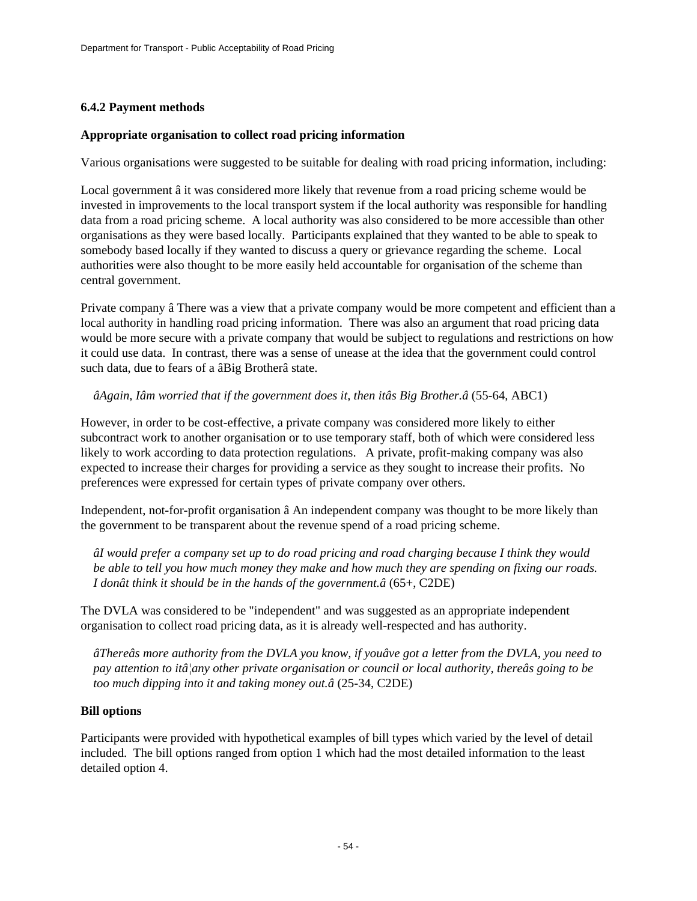### 6.4.2 Payment methods

**Appropriate organisation to collect road pricing information**

Various organisations were suggested to be suitable for dealing with road pricing information, including:

Local government â it was considered more likely that revenue from a road pricing scheme would be invested in improvements to the local transport system if the local authority was responsible for handling data from a road pricing scheme. A local authority was also considered to be more accessible than other organisations as they were based locally. Participants explained that they wanted to be able to speak to somebody based locally if they wanted to discuss a query or grievance regarding the scheme. Local authorities were also thought to be more easily held accountable for organisation of the scheme than central government.

Private company â There was a view that a private company would be more competent and efficient than a local authority in handling road pricing information. There was also an argument that road pricing data would be more secure with a private company that would be subject to regulations and restrictions on how it could use data. In contrast, there was a sense of unease at the idea that the government could control such data, due to fears of a âBig Brotherâ state.

> *âAgain, Iâm worried that if the government does it, then itâs Big Brother.â* (55-64, ABC1)

However, in order to be cost-effective, a private company was considered more likely to either subcontract work to another organisation or to use temporary staff, both of which were considered less likely to work according to data protection regulations. A private, profit-making company was also expected to increase their charges for providing a service as they sought to increase their profits. No preferences were expressed for certain types of private company over others.

Independent, not-for-profit organisation â An independent company was thought to be more likely than the government to be transparent about the revenue spend of a road pricing scheme.

> *âI would prefer a company set up to do road pricing and road charging because I think they would be able to tell you how much money they make and how much they are spending on fixing our roads. I donât think it should be in the hands of the government.â* (65+, C2DE)

The DVLA was considered to be "independent" and was suggested as an appropriate independent organisation to collect road pricing data, as it is already well-respected and has authority.

> *âThereâs more authority from the DVLA you know, if youâve got a letter from the DVLA, you need to pay attention to itâ¦any other private organisation or council or local authority, thereâs going to be too much dipping into it and taking money out.â* (25-34, C2DE)

**Bill options**

Participants were provided with hypothetical examples of bill types which varied by the level of detail included. The bill options ranged from option 1 which had the most detailed information to the least detailed option 4.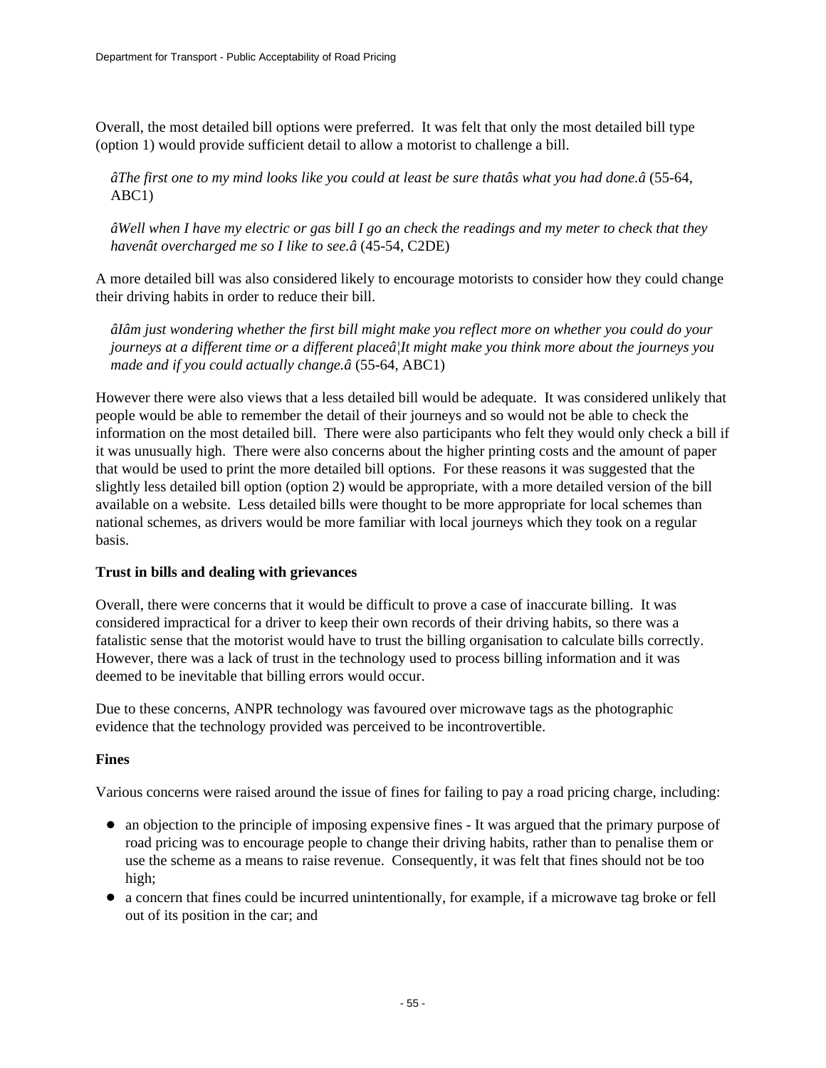Overall, the most detailed bill options were preferred. It was felt that only the most detailed bill type (option 1) would provide sufficient detail to allow a motorist to challenge a bill.

> *âThe first one to my mind looks like you could at least be sure thatâs what you had done.â* (55-64, ABC1)

> *âWell when I have my electric or gas bill I go an check the readings and my meter to check that they havenât overcharged me so I like to see.â* (45-54, C2DE)

A more detailed bill was also considered likely to encourage motorists to consider how they could change their driving habits in order to reduce their bill.

> *âIâm just wondering whether the first bill might make you reflect more on whether you could do your journeys at a different time or a different placeâ¦It might make you think more about the journeys you made and if you could actually change.â* (55-64, ABC1)

However there were also views that a less detailed bill would be adequate. It was considered unlikely that people would be able to remember the detail of their journeys and so would not be able to check the information on the most detailed bill. There were also participants who felt they would only check a bill if it was unusually high. There were also concerns about the higher printing costs and the amount of paper that would be used to print the more detailed bill options. For these reasons it was suggested that the slightly less detailed bill option (option 2) would be appropriate, with a more detailed version of the bill available on a website. Less detailed bills were thought to be more appropriate for local schemes than national schemes, as drivers would be more familiar with local journeys which they took on a regular basis.

**Trust in bills and dealing with grievances**

Overall, there were concerns that it would be difficult to prove a case of inaccurate billing. It was considered impractical for a driver to keep their own records of their driving habits, so there was a fatalistic sense that the motorist would have to trust the billing organisation to calculate bills correctly. However, there was a lack of trust in the technology used to process billing information and it was deemed to be inevitable that billing errors would occur.

Due to these concerns, ANPR technology was favoured over microwave tags as the photographic evidence that the technology provided was perceived to be incontrovertible.

**Fines**

Various concerns were raised around the issue of fines for failing to pay a road pricing charge, including:

- an objection to the principle of imposing expensive fines - It was argued that the primary purpose of road pricing was to encourage people to change their driving habits, rather than to penalise them or use the scheme as a means to raise revenue. Consequently, it was felt that fines should not be too high;
- a concern that fines could be incurred unintentionally, for example, if a microwave tag broke or fell out of its position in the car; and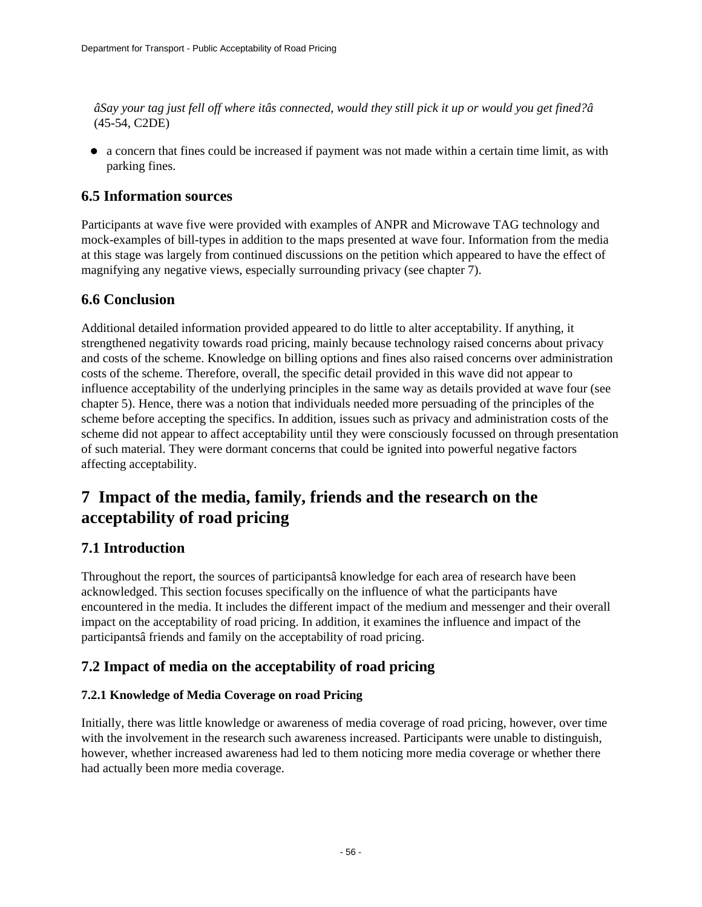*âSay your tag just fell off where itâs connected, would they still pick it up or would you get fined?â* (45-54, C2DE)

- a concern that fines could be increased if payment was not made within a certain time limit, as with parking fines.

## 6.5 Information sources

Participants at wave five were provided with examples of ANPR and Microwave TAG technology and mock-examples of bill-types in addition to the maps presented at wave four. Information from the media at this stage was largely from continued discussions on the petition which appeared to have the effect of magnifying any negative views, especially surrounding privacy (see chapter 7).

## 6.6 Conclusion

Additional detailed information provided appeared to do little to alter acceptability. If anything, it strengthened negativity towards road pricing, mainly because technology raised concerns about privacy and costs of the scheme. Knowledge on billing options and fines also raised concerns over administration costs of the scheme. Therefore, overall, the specific detail provided in this wave did not appear to influence acceptability of the underlying principles in the same way as details provided at wave four (see chapter 5). Hence, there was a notion that individuals needed more persuading of the principles of the scheme before accepting the specifics. In addition, issues such as privacy and administration costs of the scheme did not appear to affect acceptability until they were consciously focussed on through presentation of such material. They were dormant concerns that could be ignited into powerful negative factors affecting acceptability.

# 7 Impact of the media, family, friends and the research on the acceptability of road pricing

## 7.1 Introduction

Throughout the report, the sources of participantsâ knowledge for each area of research have been acknowledged. This section focuses specifically on the influence of what the participants have encountered in the media. It includes the different impact of the medium and messenger and their overall impact on the acceptability of road pricing. In addition, it examines the influence and impact of the participantsâ friends and family on the acceptability of road pricing.

## 7.2 Impact of media on the acceptability of road pricing

### 7.2.1 Knowledge of Media Coverage on road Pricing

Initially, there was little knowledge or awareness of media coverage of road pricing, however, over time with the involvement in the research such awareness increased. Participants were unable to distinguish, however, whether increased awareness had led to them noticing more media coverage or whether there had actually been more media coverage.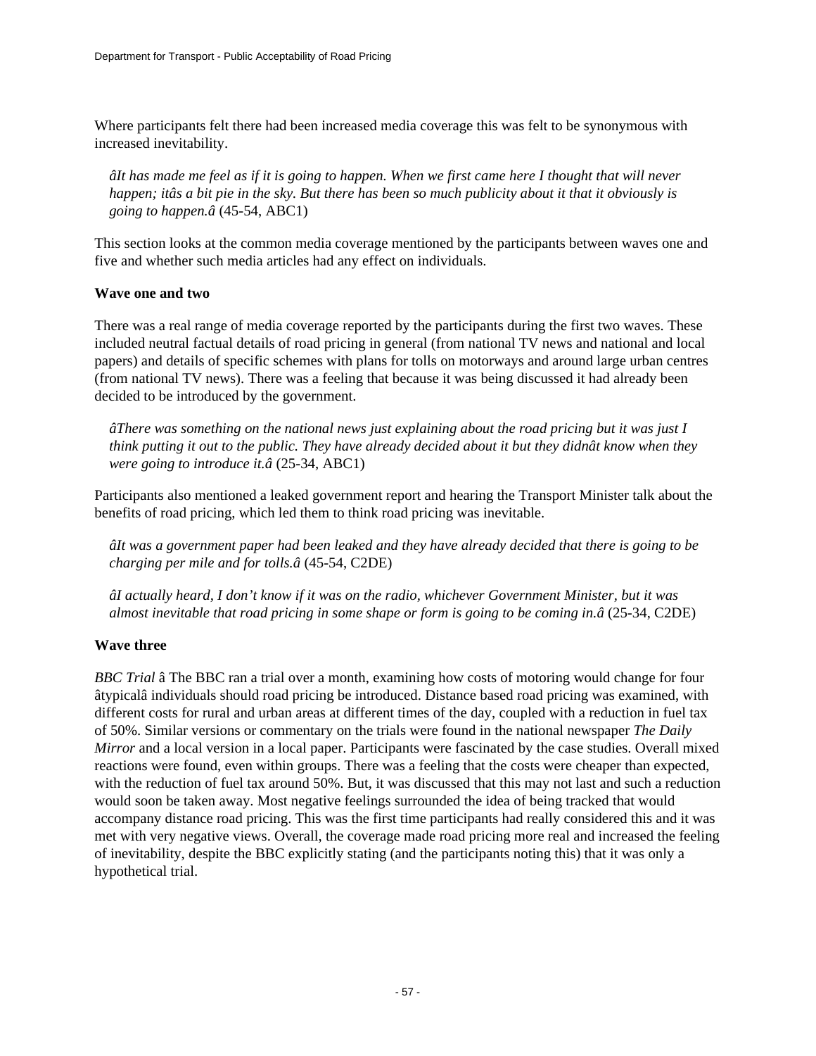Where participants felt there had been increased media coverage this was felt to be synonymous with increased inevitability.

> *âIt has made me feel as if it is going to happen. When we first came here I thought that will never happen; itâs a bit pie in the sky. But there has been so much publicity about it that it obviously is going to happen.â* (45-54, ABC1)

This section looks at the common media coverage mentioned by the participants between waves one and five and whether such media articles had any effect on individuals.

**Wave one and two**

There was a real range of media coverage reported by the participants during the first two waves. These included neutral factual details of road pricing in general (from national TV news and national and local papers) and details of specific schemes with plans for tolls on motorways and around large urban centres (from national TV news). There was a feeling that because it was being discussed it had already been decided to be introduced by the government.

> *âThere was something on the national news just explaining about the road pricing but it was just I think putting it out to the public. They have already decided about it but they didnât know when they were going to introduce it.â* (25-34, ABC1)

Participants also mentioned a leaked government report and hearing the Transport Minister talk about the benefits of road pricing, which led them to think road pricing was inevitable.

> *âIt was a government paper had been leaked and they have already decided that there is going to be charging per mile and for tolls.â* (45-54, C2DE)

> *âI actually heard, I don't know if it was on the radio, whichever Government Minister, but it was almost inevitable that road pricing in some shape or form is going to be coming in.â* (25-34, C2DE)

**Wave three**

*BBC Trial* â The BBC ran a trial over a month, examining how costs of motoring would change for four âtypicalâ individuals should road pricing be introduced. Distance based road pricing was examined, with different costs for rural and urban areas at different times of the day, coupled with a reduction in fuel tax of 50%. Similar versions or commentary on the trials were found in the national newspaper *The Daily Mirror* and a local version in a local paper. Participants were fascinated by the case studies. Overall mixed reactions were found, even within groups. There was a feeling that the costs were cheaper than expected, with the reduction of fuel tax around 50%. But, it was discussed that this may not last and such a reduction would soon be taken away. Most negative feelings surrounded the idea of being tracked that would accompany distance road pricing. This was the first time participants had really considered this and it was met with very negative views. Overall, the coverage made road pricing more real and increased the feeling of inevitability, despite the BBC explicitly stating (and the participants noting this) that it was only a hypothetical trial.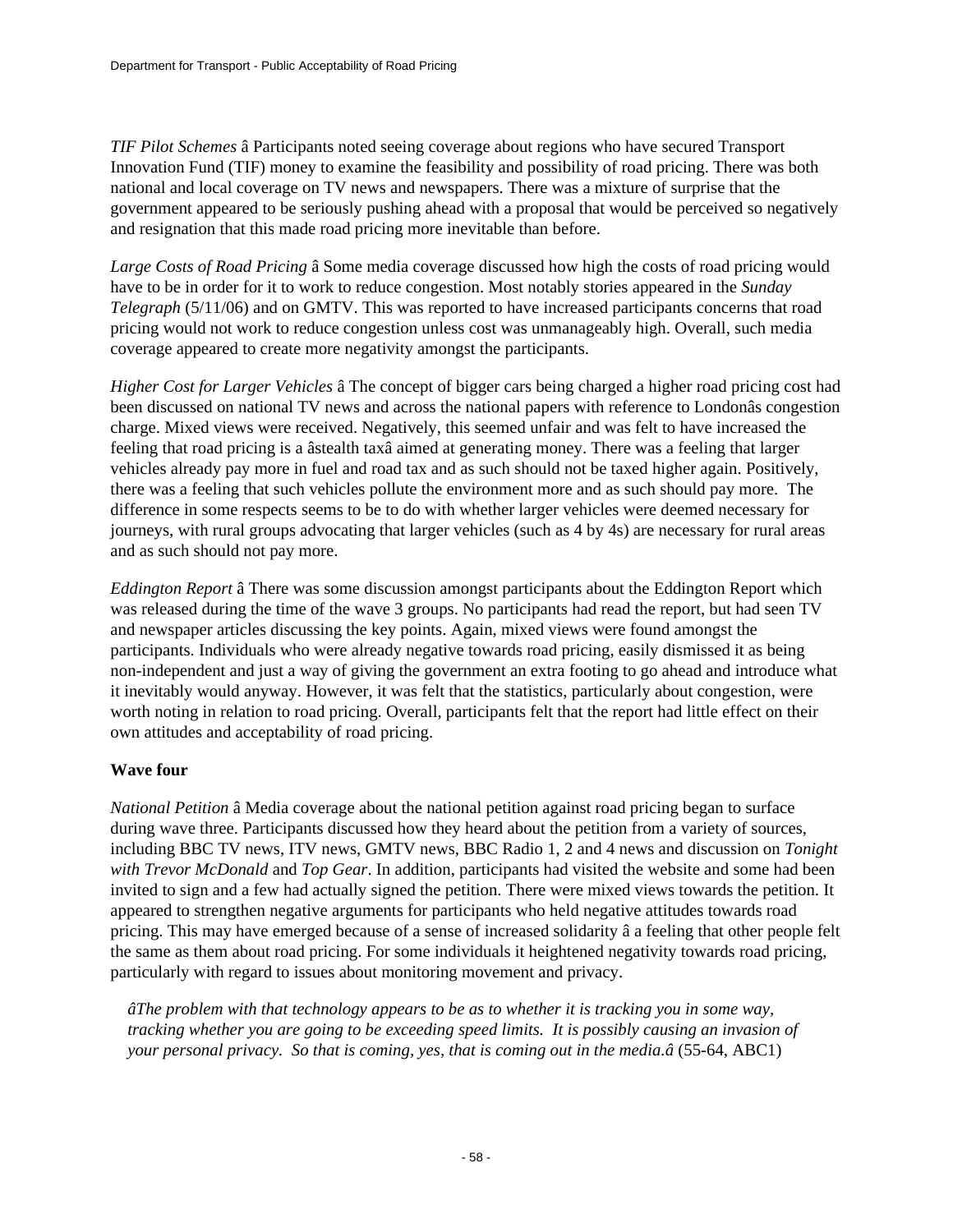*TIF Pilot Schemes* â Participants noted seeing coverage about regions who have secured Transport Innovation Fund (TIF) money to examine the feasibility and possibility of road pricing. There was both national and local coverage on TV news and newspapers. There was a mixture of surprise that the government appeared to be seriously pushing ahead with a proposal that would be perceived so negatively and resignation that this made road pricing more inevitable than before.

*Large Costs of Road Pricing* â Some media coverage discussed how high the costs of road pricing would have to be in order for it to work to reduce congestion. Most notably stories appeared in the *Sunday Telegraph* (5/11/06) and on GMTV. This was reported to have increased participants concerns that road pricing would not work to reduce congestion unless cost was unmanageably high. Overall, such media coverage appeared to create more negativity amongst the participants.

*Higher Cost for Larger Vehicles* â The concept of bigger cars being charged a higher road pricing cost had been discussed on national TV news and across the national papers with reference to Londonâs congestion charge. Mixed views were received. Negatively, this seemed unfair and was felt to have increased the feeling that road pricing is a âstealth taxâ aimed at generating money. There was a feeling that larger vehicles already pay more in fuel and road tax and as such should not be taxed higher again. Positively, there was a feeling that such vehicles pollute the environment more and as such should pay more. The difference in some respects seems to be to do with whether larger vehicles were deemed necessary for journeys, with rural groups advocating that larger vehicles (such as 4 by 4s) are necessary for rural areas and as such should not pay more.

*Eddington Report* â There was some discussion amongst participants about the Eddington Report which was released during the time of the wave 3 groups. No participants had read the report, but had seen TV and newspaper articles discussing the key points. Again, mixed views were found amongst the participants. Individuals who were already negative towards road pricing, easily dismissed it as being non-independent and just a way of giving the government an extra footing to go ahead and introduce what it inevitably would anyway. However, it was felt that the statistics, particularly about congestion, were worth noting in relation to road pricing. Overall, participants felt that the report had little effect on their own attitudes and acceptability of road pricing.

**Wave four**

*National Petition* â Media coverage about the national petition against road pricing began to surface during wave three. Participants discussed how they heard about the petition from a variety of sources, including BBC TV news, ITV news, GMTV news, BBC Radio 1, 2 and 4 news and discussion on *Tonight with Trevor McDonald* and *Top Gear*. In addition, participants had visited the website and some had been invited to sign and a few had actually signed the petition. There were mixed views towards the petition. It appeared to strengthen negative arguments for participants who held negative attitudes towards road pricing. This may have emerged because of a sense of increased solidarity â a feeling that other people felt the same as them about road pricing. For some individuals it heightened negativity towards road pricing, particularly with regard to issues about monitoring movement and privacy.

> *âThe problem with that technology appears to be as to whether it is tracking you in some way, tracking whether you are going to be exceeding speed limits. It is possibly causing an invasion of your personal privacy. So that is coming, yes, that is coming out in the media.â* (55-64, ABC1)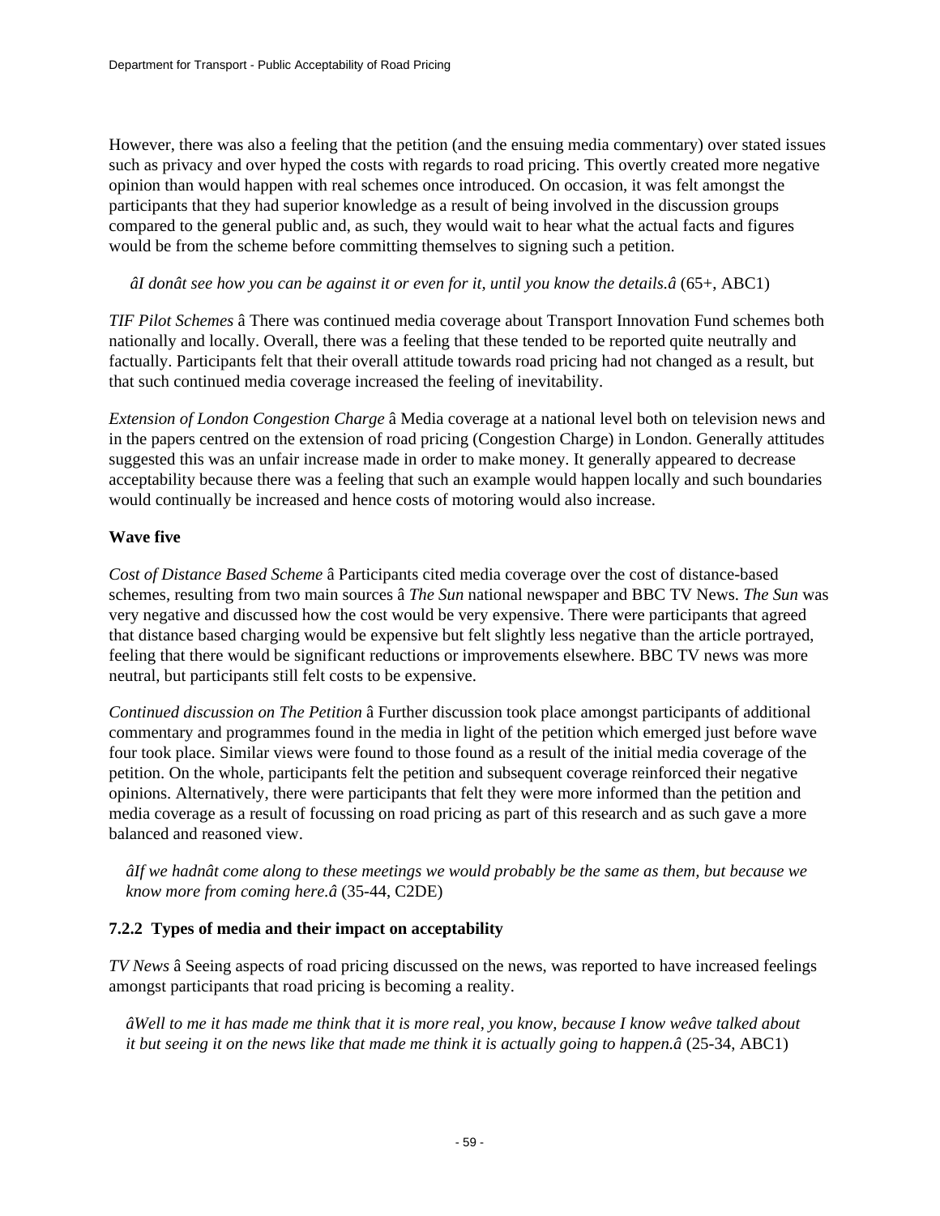However, there was also a feeling that the petition (and the ensuing media commentary) over stated issues such as privacy and over hyped the costs with regards to road pricing. This overtly created more negative opinion than would happen with real schemes once introduced. On occasion, it was felt amongst the participants that they had superior knowledge as a result of being involved in the discussion groups compared to the general public and, as such, they would wait to hear what the actual facts and figures would be from the scheme before committing themselves to signing such a petition.

> *âI donât see how you can be against it or even for it, until you know the details.â* (65+, ABC1)

*TIF Pilot Schemes* â There was continued media coverage about Transport Innovation Fund schemes both nationally and locally. Overall, there was a feeling that these tended to be reported quite neutrally and factually. Participants felt that their overall attitude towards road pricing had not changed as a result, but that such continued media coverage increased the feeling of inevitability.

*Extension of London Congestion Charge* â Media coverage at a national level both on television news and in the papers centred on the extension of road pricing (Congestion Charge) in London. Generally attitudes suggested this was an unfair increase made in order to make money. It generally appeared to decrease acceptability because there was a feeling that such an example would happen locally and such boundaries would continually be increased and hence costs of motoring would also increase.

**Wave five**

*Cost of Distance Based Scheme* â Participants cited media coverage over the cost of distance-based schemes, resulting from two main sources â *The Sun* national newspaper and BBC TV News. *The Sun* was very negative and discussed how the cost would be very expensive. There were participants that agreed that distance based charging would be expensive but felt slightly less negative than the article portrayed, feeling that there would be significant reductions or improvements elsewhere. BBC TV news was more neutral, but participants still felt costs to be expensive.

*Continued discussion on The Petition* â Further discussion took place amongst participants of additional commentary and programmes found in the media in light of the petition which emerged just before wave four took place. Similar views were found to those found as a result of the initial media coverage of the petition. On the whole, participants felt the petition and subsequent coverage reinforced their negative opinions. Alternatively, there were participants that felt they were more informed than the petition and media coverage as a result of focussing on road pricing as part of this research and as such gave a more balanced and reasoned view.

> *âIf we hadnât come along to these meetings we would probably be the same as them, but because we know more from coming here.â* (35-44, C2DE)

### 7.2.2 Types of media and their impact on acceptability

*TV News* â Seeing aspects of road pricing discussed on the news, was reported to have increased feelings amongst participants that road pricing is becoming a reality.

> *âWell to me it has made me think that it is more real, you know, because I know weâve talked about it but seeing it on the news like that made me think it is actually going to happen.â* (25-34, ABC1)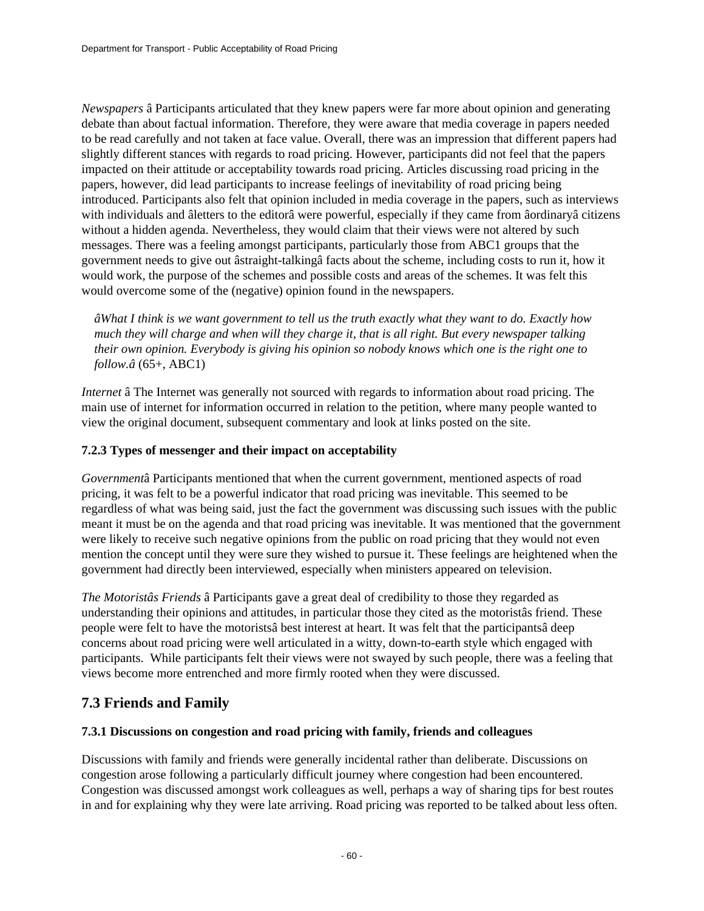*Newspapers* â Participants articulated that they knew papers were far more about opinion and generating debate than about factual information. Therefore, they were aware that media coverage in papers needed to be read carefully and not taken at face value. Overall, there was an impression that different papers had slightly different stances with regards to road pricing. However, participants did not feel that the papers impacted on their attitude or acceptability towards road pricing. Articles discussing road pricing in the papers, however, did lead participants to increase feelings of inevitability of road pricing being introduced. Participants also felt that opinion included in media coverage in the papers, such as interviews with individuals and âletters to the editorâ were powerful, especially if they came from âordinaryâ citizens without a hidden agenda. Nevertheless, they would claim that their views were not altered by such messages. There was a feeling amongst participants, particularly those from ABC1 groups that the government needs to give out âstraight-talkingâ facts about the scheme, including costs to run it, how it would work, the purpose of the schemes and possible costs and areas of the schemes. It was felt this would overcome some of the (negative) opinion found in the newspapers.

> *âWhat I think is we want government to tell us the truth exactly what they want to do. Exactly how much they will charge and when will they charge it, that is all right. But every newspaper talking their own opinion. Everybody is giving his opinion so nobody knows which one is the right one to follow.â* (65+, ABC1)

*Internet* â The Internet was generally not sourced with regards to information about road pricing. The main use of internet for information occurred in relation to the petition, where many people wanted to view the original document, subsequent commentary and look at links posted on the site.

### 7.2.3 Types of messenger and their impact on acceptability

*Government*â Participants mentioned that when the current government, mentioned aspects of road pricing, it was felt to be a powerful indicator that road pricing was inevitable. This seemed to be regardless of what was being said, just the fact the government was discussing such issues with the public meant it must be on the agenda and that road pricing was inevitable. It was mentioned that the government were likely to receive such negative opinions from the public on road pricing that they would not even mention the concept until they were sure they wished to pursue it. These feelings are heightened when the government had directly been interviewed, especially when ministers appeared on television.

*The Motoristâs Friends* â Participants gave a great deal of credibility to those they regarded as understanding their opinions and attitudes, in particular those they cited as the motoristâs friend. These people were felt to have the motoristsâ best interest at heart. It was felt that the participantsâ deep concerns about road pricing were well articulated in a witty, down-to-earth style which engaged with participants. While participants felt their views were not swayed by such people, there was a feeling that views become more entrenched and more firmly rooted when they were discussed.

## 7.3 Friends and Family

### 7.3.1 Discussions on congestion and road pricing with family, friends and colleagues

Discussions with family and friends were generally incidental rather than deliberate. Discussions on congestion arose following a particularly difficult journey where congestion had been encountered. Congestion was discussed amongst work colleagues as well, perhaps a way of sharing tips for best routes in and for explaining why they were late arriving. Road pricing was reported to be talked about less often.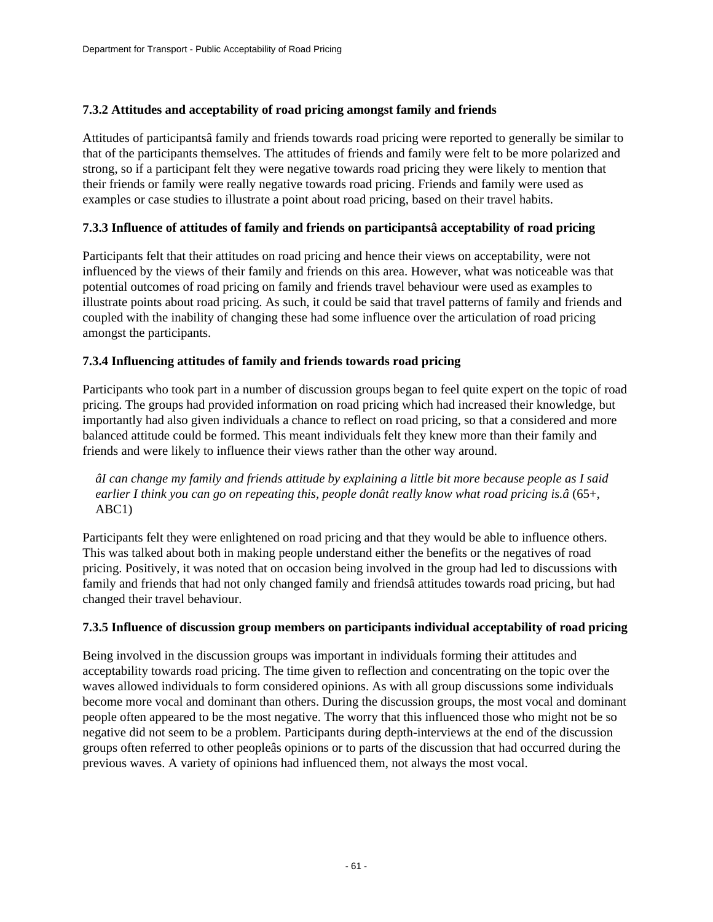#### 7.3.2 Attitudes and acceptability of road pricing amongst family and friends

Attitudes of participantsâ family and friends towards road pricing were reported to generally be similar to that of the participants themselves. The attitudes of friends and family were felt to be more polarized and strong, so if a participant felt they were negative towards road pricing they were likely to mention that their friends or family were really negative towards road pricing. Friends and family were used as examples or case studies to illustrate a point about road pricing, based on their travel habits.

#### 7.3.3 Influence of attitudes of family and friends on participantsâ acceptability of road pricing

Participants felt that their attitudes on road pricing and hence their views on acceptability, were not influenced by the views of their family and friends on this area. However, what was noticeable was that potential outcomes of road pricing on family and friends travel behaviour were used as examples to illustrate points about road pricing. As such, it could be said that travel patterns of family and friends and coupled with the inability of changing these had some influence over the articulation of road pricing amongst the participants.

#### 7.3.4 Influencing attitudes of family and friends towards road pricing

Participants who took part in a number of discussion groups began to feel quite expert on the topic of road pricing. The groups had provided information on road pricing which had increased their knowledge, but importantly had also given individuals a chance to reflect on road pricing, so that a considered and more balanced attitude could be formed. This meant individuals felt they knew more than their family and friends and were likely to influence their views rather than the other way around.

> *âI can change my family and friends attitude by explaining a little bit more because people as I said earlier I think you can go on repeating this, people donât really know what road pricing is.â* (65+, ABC1)

Participants felt they were enlightened on road pricing and that they would be able to influence others. This was talked about both in making people understand either the benefits or the negatives of road pricing. Positively, it was noted that on occasion being involved in the group had led to discussions with family and friends that had not only changed family and friendsâ attitudes towards road pricing, but had changed their travel behaviour.

#### 7.3.5 Influence of discussion group members on participants individual acceptability of road pricing

Being involved in the discussion groups was important in individuals forming their attitudes and acceptability towards road pricing. The time given to reflection and concentrating on the topic over the waves allowed individuals to form considered opinions. As with all group discussions some individuals become more vocal and dominant than others. During the discussion groups, the most vocal and dominant people often appeared to be the most negative. The worry that this influenced those who might not be so negative did not seem to be a problem. Participants during depth-interviews at the end of the discussion groups often referred to other peopleâs opinions or to parts of the discussion that had occurred during the previous waves. A variety of opinions had influenced them, not always the most vocal.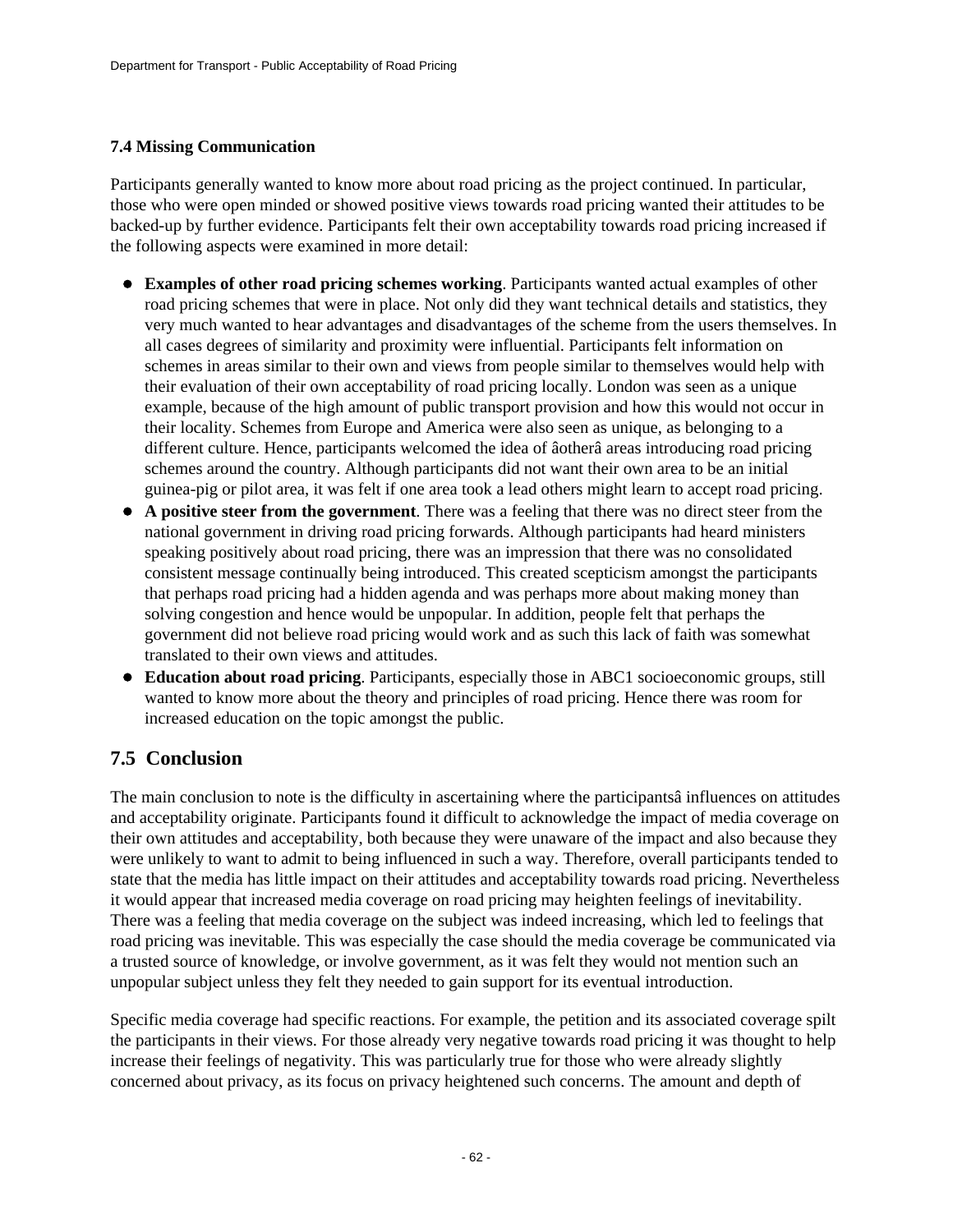### 7.4 Missing Communication

Participants generally wanted to know more about road pricing as the project continued. In particular, those who were open minded or showed positive views towards road pricing wanted their attitudes to be backed-up by further evidence. Participants felt their own acceptability towards road pricing increased if the following aspects were examined in more detail:

- **Examples of other road pricing schemes working**. Participants wanted actual examples of other road pricing schemes that were in place. Not only did they want technical details and statistics, they very much wanted to hear advantages and disadvantages of the scheme from the users themselves. In all cases degrees of similarity and proximity were influential. Participants felt information on schemes in areas similar to their own and views from people similar to themselves would help with their evaluation of their own acceptability of road pricing locally. London was seen as a unique example, because of the high amount of public transport provision and how this would not occur in their locality. Schemes from Europe and America were also seen as unique, as belonging to a different culture. Hence, participants welcomed the idea of âotherâ areas introducing road pricing schemes around the country. Although participants did not want their own area to be an initial guinea-pig or pilot area, it was felt if one area took a lead others might learn to accept road pricing.
- **A positive steer from the government**. There was a feeling that there was no direct steer from the national government in driving road pricing forwards. Although participants had heard ministers speaking positively about road pricing, there was an impression that there was no consolidated consistent message continually being introduced. This created scepticism amongst the participants that perhaps road pricing had a hidden agenda and was perhaps more about making money than solving congestion and hence would be unpopular. In addition, people felt that perhaps the government did not believe road pricing would work and as such this lack of faith was somewhat translated to their own views and attitudes.
- **Education about road pricing**. Participants, especially those in ABC1 socioeconomic groups, still wanted to know more about the theory and principles of road pricing. Hence there was room for increased education on the topic amongst the public.

## 7.5 Conclusion

The main conclusion to note is the difficulty in ascertaining where the participantsâ influences on attitudes and acceptability originate. Participants found it difficult to acknowledge the impact of media coverage on their own attitudes and acceptability, both because they were unaware of the impact and also because they were unlikely to want to admit to being influenced in such a way. Therefore, overall participants tended to state that the media has little impact on their attitudes and acceptability towards road pricing. Nevertheless it would appear that increased media coverage on road pricing may heighten feelings of inevitability. There was a feeling that media coverage on the subject was indeed increasing, which led to feelings that road pricing was inevitable. This was especially the case should the media coverage be communicated via a trusted source of knowledge, or involve government, as it was felt they would not mention such an unpopular subject unless they felt they needed to gain support for its eventual introduction.

Specific media coverage had specific reactions. For example, the petition and its associated coverage spilt the participants in their views. For those already very negative towards road pricing it was thought to help increase their feelings of negativity. This was particularly true for those who were already slightly concerned about privacy, as its focus on privacy heightened such concerns. The amount and depth of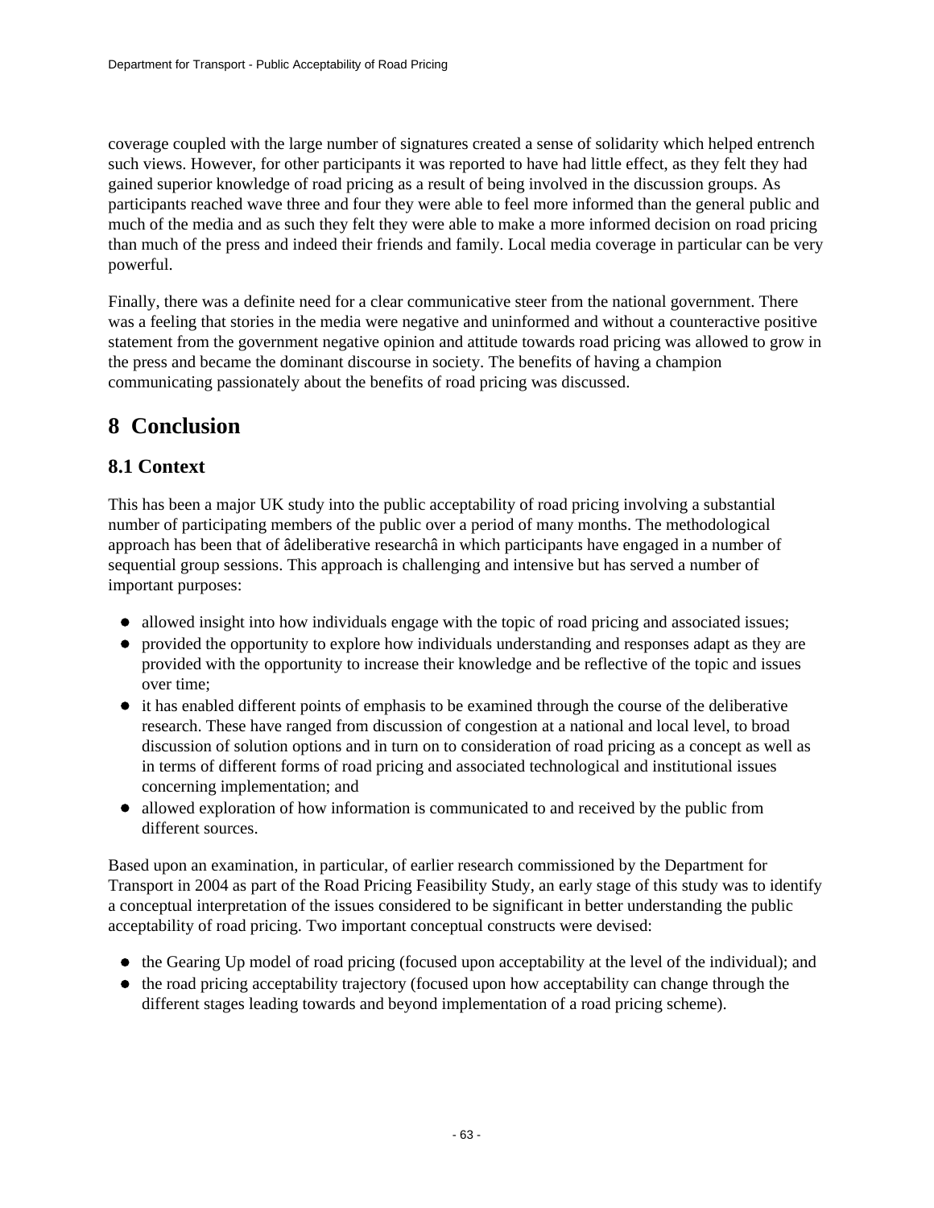coverage coupled with the large number of signatures created a sense of solidarity which helped entrench such views. However, for other participants it was reported to have had little effect, as they felt they had gained superior knowledge of road pricing as a result of being involved in the discussion groups. As participants reached wave three and four they were able to feel more informed than the general public and much of the media and as such they felt they were able to make a more informed decision on road pricing than much of the press and indeed their friends and family. Local media coverage in particular can be very powerful.

Finally, there was a definite need for a clear communicative steer from the national government. There was a feeling that stories in the media were negative and uninformed and without a counteractive positive statement from the government negative opinion and attitude towards road pricing was allowed to grow in the press and became the dominant discourse in society. The benefits of having a champion communicating passionately about the benefits of road pricing was discussed.

# 8 Conclusion

## 8.1 Context

This has been a major UK study into the public acceptability of road pricing involving a substantial number of participating members of the public over a period of many months. The methodological approach has been that of âdeliberative researchâ in which participants have engaged in a number of sequential group sessions. This approach is challenging and intensive but has served a number of important purposes:

- allowed insight into how individuals engage with the topic of road pricing and associated issues;
- provided the opportunity to explore how individuals understanding and responses adapt as they are provided with the opportunity to increase their knowledge and be reflective of the topic and issues over time;
- it has enabled different points of emphasis to be examined through the course of the deliberative research. These have ranged from discussion of congestion at a national and local level, to broad discussion of solution options and in turn on to consideration of road pricing as a concept as well as in terms of different forms of road pricing and associated technological and institutional issues concerning implementation; and
- allowed exploration of how information is communicated to and received by the public from different sources.

Based upon an examination, in particular, of earlier research commissioned by the Department for Transport in 2004 as part of the Road Pricing Feasibility Study, an early stage of this study was to identify a conceptual interpretation of the issues considered to be significant in better understanding the public acceptability of road pricing. Two important conceptual constructs were devised:

- the Gearing Up model of road pricing (focused upon acceptability at the level of the individual); and
- the road pricing acceptability trajectory (focused upon how acceptability can change through the different stages leading towards and beyond implementation of a road pricing scheme).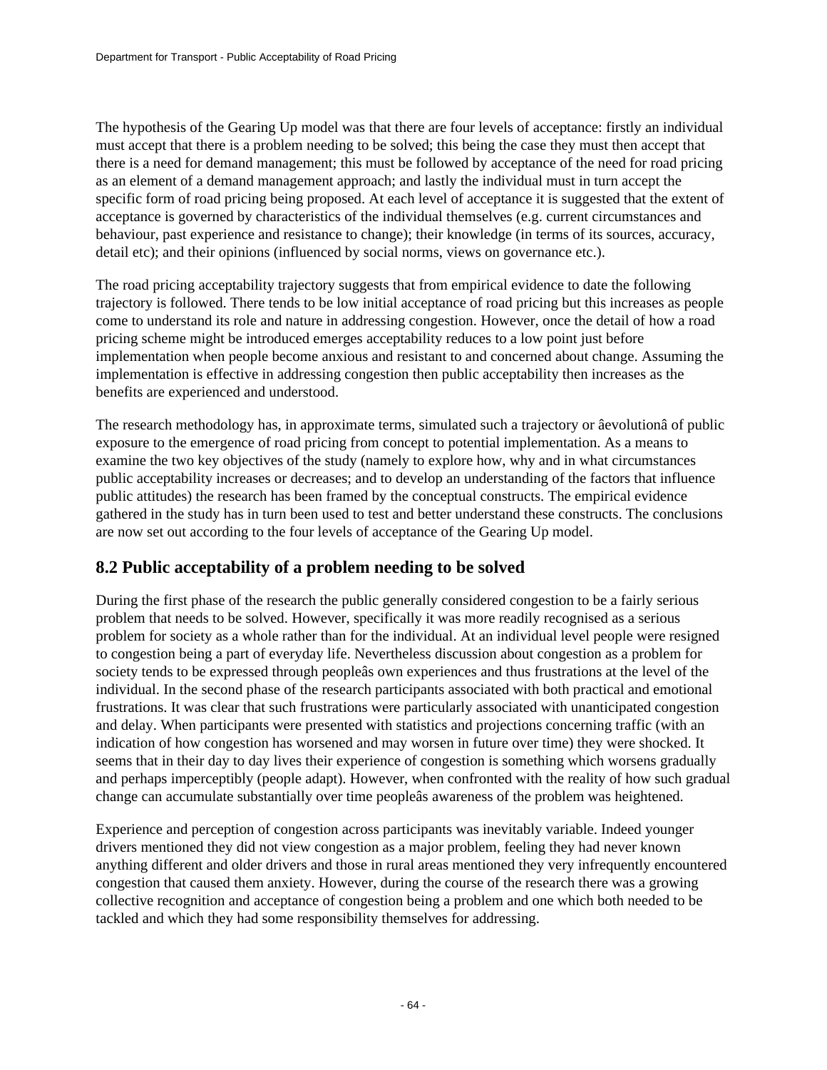The hypothesis of the Gearing Up model was that there are four levels of acceptance: firstly an individual must accept that there is a problem needing to be solved; this being the case they must then accept that there is a need for demand management; this must be followed by acceptance of the need for road pricing as an element of a demand management approach; and lastly the individual must in turn accept the specific form of road pricing being proposed. At each level of acceptance it is suggested that the extent of acceptance is governed by characteristics of the individual themselves (e.g. current circumstances and behaviour, past experience and resistance to change); their knowledge (in terms of its sources, accuracy, detail etc); and their opinions (influenced by social norms, views on governance etc.).

The road pricing acceptability trajectory suggests that from empirical evidence to date the following trajectory is followed. There tends to be low initial acceptance of road pricing but this increases as people come to understand its role and nature in addressing congestion. However, once the detail of how a road pricing scheme might be introduced emerges acceptability reduces to a low point just before implementation when people become anxious and resistant to and concerned about change. Assuming the implementation is effective in addressing congestion then public acceptability then increases as the benefits are experienced and understood.

The research methodology has, in approximate terms, simulated such a trajectory or âevolutionâ of public exposure to the emergence of road pricing from concept to potential implementation. As a means to examine the two key objectives of the study (namely to explore how, why and in what circumstances public acceptability increases or decreases; and to develop an understanding of the factors that influence public attitudes) the research has been framed by the conceptual constructs. The empirical evidence gathered in the study has in turn been used to test and better understand these constructs. The conclusions are now set out according to the four levels of acceptance of the Gearing Up model.

## 8.2 Public acceptability of a problem needing to be solved

During the first phase of the research the public generally considered congestion to be a fairly serious problem that needs to be solved. However, specifically it was more readily recognised as a serious problem for society as a whole rather than for the individual. At an individual level people were resigned to congestion being a part of everyday life. Nevertheless discussion about congestion as a problem for society tends to be expressed through peopleâs own experiences and thus frustrations at the level of the individual. In the second phase of the research participants associated with both practical and emotional frustrations. It was clear that such frustrations were particularly associated with unanticipated congestion and delay. When participants were presented with statistics and projections concerning traffic (with an indication of how congestion has worsened and may worsen in future over time) they were shocked. It seems that in their day to day lives their experience of congestion is something which worsens gradually and perhaps imperceptibly (people adapt). However, when confronted with the reality of how such gradual change can accumulate substantially over time peopleâs awareness of the problem was heightened.

Experience and perception of congestion across participants was inevitably variable. Indeed younger drivers mentioned they did not view congestion as a major problem, feeling they had never known anything different and older drivers and those in rural areas mentioned they very infrequently encountered congestion that caused them anxiety. However, during the course of the research there was a growing collective recognition and acceptance of congestion being a problem and one which both needed to be tackled and which they had some responsibility themselves for addressing.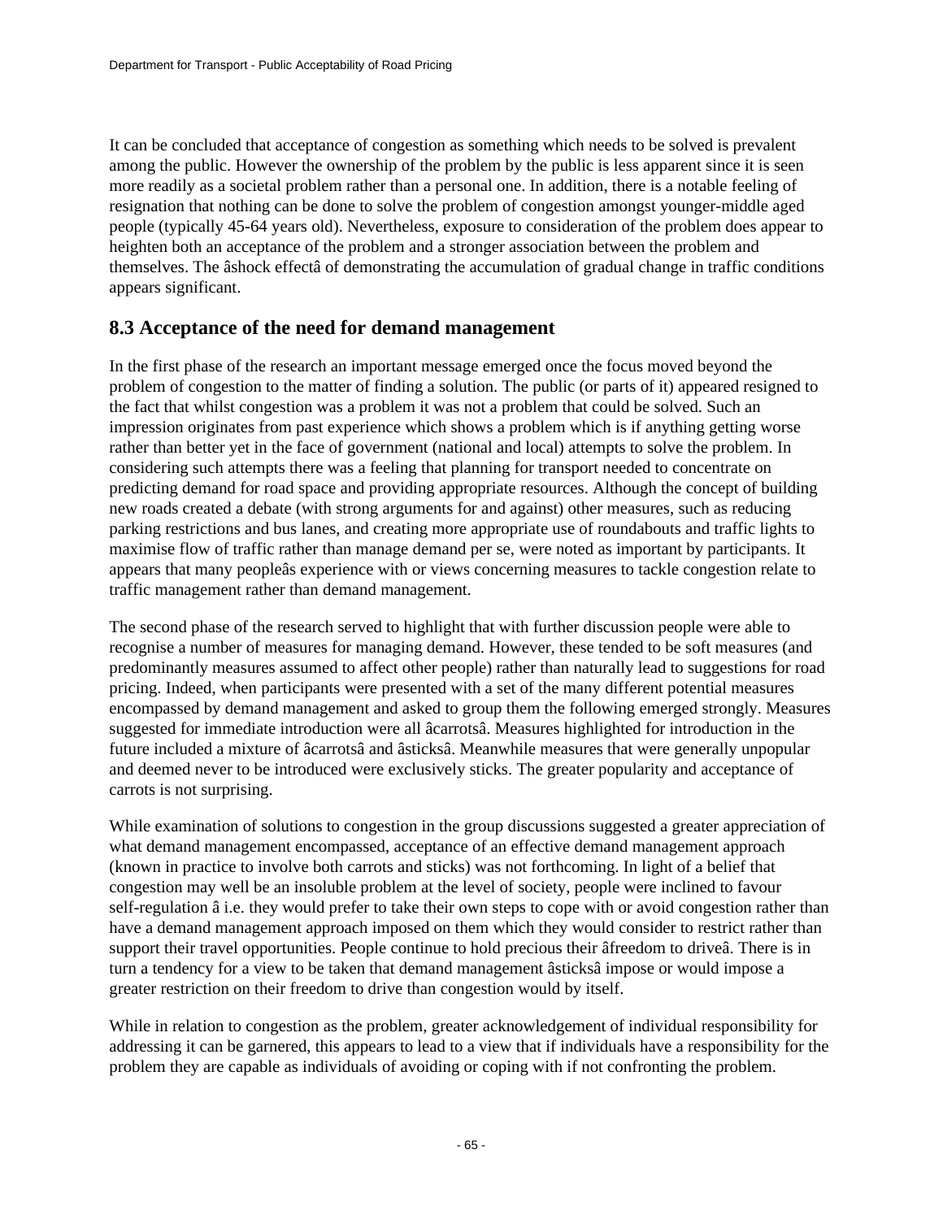It can be concluded that acceptance of congestion as something which needs to be solved is prevalent among the public. However the ownership of the problem by the public is less apparent since it is seen more readily as a societal problem rather than a personal one. In addition, there is a notable feeling of resignation that nothing can be done to solve the problem of congestion amongst younger-middle aged people (typically 45-64 years old). Nevertheless, exposure to consideration of the problem does appear to heighten both an acceptance of the problem and a stronger association between the problem and themselves. The âshock effectâ of demonstrating the accumulation of gradual change in traffic conditions appears significant.

## 8.3 Acceptance of the need for demand management

In the first phase of the research an important message emerged once the focus moved beyond the problem of congestion to the matter of finding a solution. The public (or parts of it) appeared resigned to the fact that whilst congestion was a problem it was not a problem that could be solved. Such an impression originates from past experience which shows a problem which is if anything getting worse rather than better yet in the face of government (national and local) attempts to solve the problem. In considering such attempts there was a feeling that planning for transport needed to concentrate on predicting demand for road space and providing appropriate resources. Although the concept of building new roads created a debate (with strong arguments for and against) other measures, such as reducing parking restrictions and bus lanes, and creating more appropriate use of roundabouts and traffic lights to maximise flow of traffic rather than manage demand per se, were noted as important by participants. It appears that many peopleâs experience with or views concerning measures to tackle congestion relate to traffic management rather than demand management.

The second phase of the research served to highlight that with further discussion people were able to recognise a number of measures for managing demand. However, these tended to be soft measures (and predominantly measures assumed to affect other people) rather than naturally lead to suggestions for road pricing. Indeed, when participants were presented with a set of the many different potential measures encompassed by demand management and asked to group them the following emerged strongly. Measures suggested for immediate introduction were all âcarrotsâ. Measures highlighted for introduction in the future included a mixture of âcarrotsâ and âsticksâ. Meanwhile measures that were generally unpopular and deemed never to be introduced were exclusively sticks. The greater popularity and acceptance of carrots is not surprising.

While examination of solutions to congestion in the group discussions suggested a greater appreciation of what demand management encompassed, acceptance of an effective demand management approach (known in practice to involve both carrots and sticks) was not forthcoming. In light of a belief that congestion may well be an insoluble problem at the level of society, people were inclined to favour self-regulation â i.e. they would prefer to take their own steps to cope with or avoid congestion rather than have a demand management approach imposed on them which they would consider to restrict rather than support their travel opportunities. People continue to hold precious their âfreedom to driveâ. There is in turn a tendency for a view to be taken that demand management âsticksâ impose or would impose a greater restriction on their freedom to drive than congestion would by itself.

While in relation to congestion as the problem, greater acknowledgement of individual responsibility for addressing it can be garnered, this appears to lead to a view that if individuals have a responsibility for the problem they are capable as individuals of avoiding or coping with if not confronting the problem.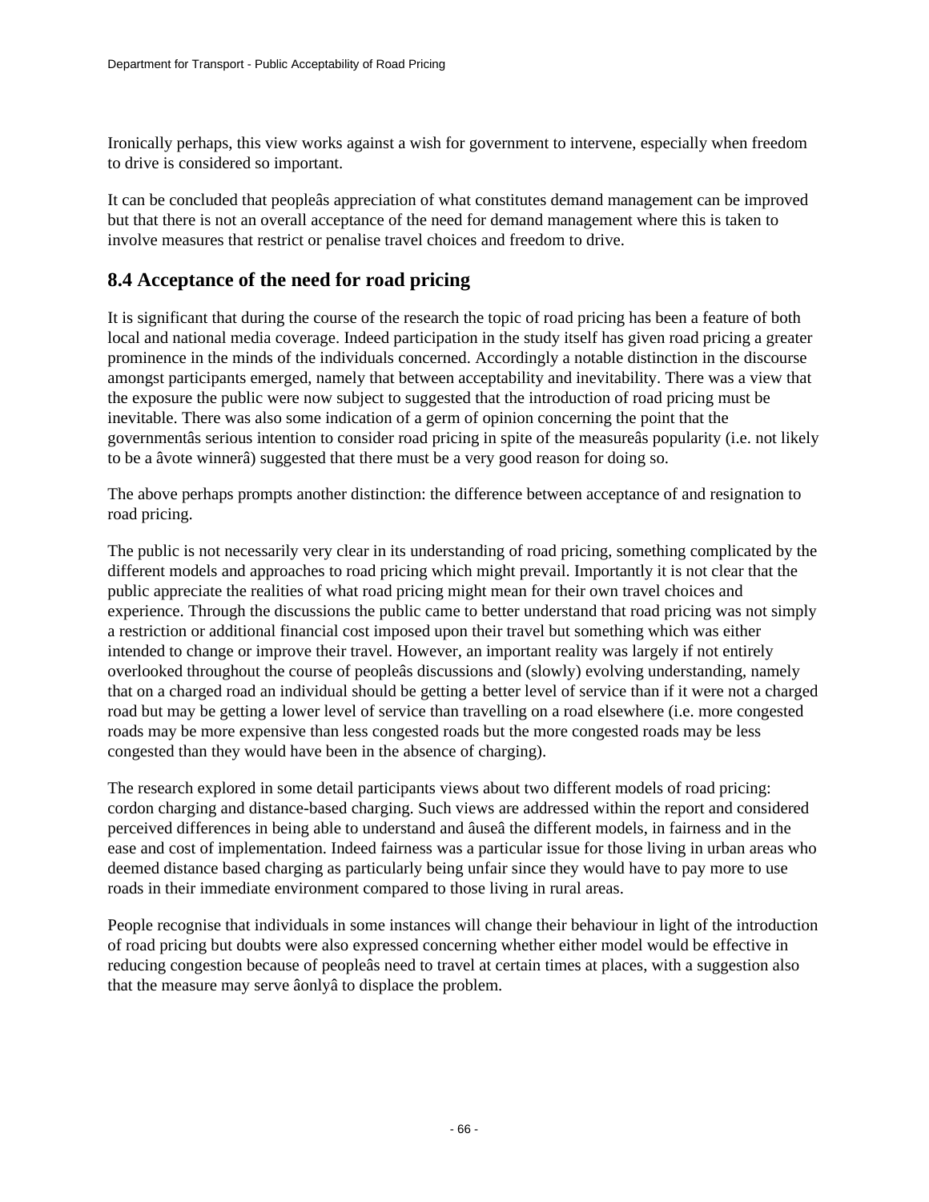Ironically perhaps, this view works against a wish for government to intervene, especially when freedom to drive is considered so important.

It can be concluded that peopleâs appreciation of what constitutes demand management can be improved but that there is not an overall acceptance of the need for demand management where this is taken to involve measures that restrict or penalise travel choices and freedom to drive.

## 8.4 Acceptance of the need for road pricing

It is significant that during the course of the research the topic of road pricing has been a feature of both local and national media coverage. Indeed participation in the study itself has given road pricing a greater prominence in the minds of the individuals concerned. Accordingly a notable distinction in the discourse amongst participants emerged, namely that between acceptability and inevitability. There was a view that the exposure the public were now subject to suggested that the introduction of road pricing must be inevitable. There was also some indication of a germ of opinion concerning the point that the governmentâs serious intention to consider road pricing in spite of the measureâs popularity (i.e. not likely to be a âvote winnerâ) suggested that there must be a very good reason for doing so.

The above perhaps prompts another distinction: the difference between acceptance of and resignation to road pricing.

The public is not necessarily very clear in its understanding of road pricing, something complicated by the different models and approaches to road pricing which might prevail. Importantly it is not clear that the public appreciate the realities of what road pricing might mean for their own travel choices and experience. Through the discussions the public came to better understand that road pricing was not simply a restriction or additional financial cost imposed upon their travel but something which was either intended to change or improve their travel. However, an important reality was largely if not entirely overlooked throughout the course of peopleâs discussions and (slowly) evolving understanding, namely that on a charged road an individual should be getting a better level of service than if it were not a charged road but may be getting a lower level of service than travelling on a road elsewhere (i.e. more congested roads may be more expensive than less congested roads but the more congested roads may be less congested than they would have been in the absence of charging).

The research explored in some detail participants views about two different models of road pricing: cordon charging and distance-based charging. Such views are addressed within the report and considered perceived differences in being able to understand and âuseâ the different models, in fairness and in the ease and cost of implementation. Indeed fairness was a particular issue for those living in urban areas who deemed distance based charging as particularly being unfair since they would have to pay more to use roads in their immediate environment compared to those living in rural areas.

People recognise that individuals in some instances will change their behaviour in light of the introduction of road pricing but doubts were also expressed concerning whether either model would be effective in reducing congestion because of peopleâs need to travel at certain times at places, with a suggestion also that the measure may serve âonlyâ to displace the problem.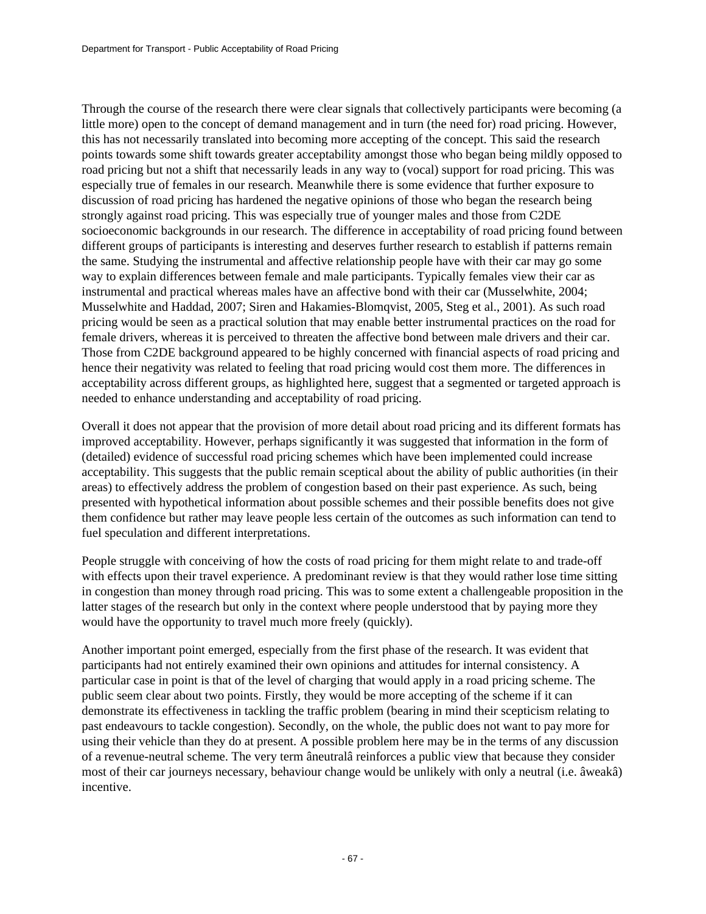Through the course of the research there were clear signals that collectively participants were becoming (a little more) open to the concept of demand management and in turn (the need for) road pricing. However, this has not necessarily translated into becoming more accepting of the concept. This said the research points towards some shift towards greater acceptability amongst those who began being mildly opposed to road pricing but not a shift that necessarily leads in any way to (vocal) support for road pricing. This was especially true of females in our research. Meanwhile there is some evidence that further exposure to discussion of road pricing has hardened the negative opinions of those who began the research being strongly against road pricing. This was especially true of younger males and those from C2DE socioeconomic backgrounds in our research. The difference in acceptability of road pricing found between different groups of participants is interesting and deserves further research to establish if patterns remain the same. Studying the instrumental and affective relationship people have with their car may go some way to explain differences between female and male participants. Typically females view their car as instrumental and practical whereas males have an affective bond with their car (Musselwhite, 2004; Musselwhite and Haddad, 2007; Siren and Hakamies-Blomqvist, 2005, Steg et al., 2001). As such road pricing would be seen as a practical solution that may enable better instrumental practices on the road for female drivers, whereas it is perceived to threaten the affective bond between male drivers and their car. Those from C2DE background appeared to be highly concerned with financial aspects of road pricing and hence their negativity was related to feeling that road pricing would cost them more. The differences in acceptability across different groups, as highlighted here, suggest that a segmented or targeted approach is needed to enhance understanding and acceptability of road pricing.

Overall it does not appear that the provision of more detail about road pricing and its different formats has improved acceptability. However, perhaps significantly it was suggested that information in the form of (detailed) evidence of successful road pricing schemes which have been implemented could increase acceptability. This suggests that the public remain sceptical about the ability of public authorities (in their areas) to effectively address the problem of congestion based on their past experience. As such, being presented with hypothetical information about possible schemes and their possible benefits does not give them confidence but rather may leave people less certain of the outcomes as such information can tend to fuel speculation and different interpretations.

People struggle with conceiving of how the costs of road pricing for them might relate to and trade-off with effects upon their travel experience. A predominant review is that they would rather lose time sitting in congestion than money through road pricing. This was to some extent a challengeable proposition in the latter stages of the research but only in the context where people understood that by paying more they would have the opportunity to travel much more freely (quickly).

Another important point emerged, especially from the first phase of the research. It was evident that participants had not entirely examined their own opinions and attitudes for internal consistency. A particular case in point is that of the level of charging that would apply in a road pricing scheme. The public seem clear about two points. Firstly, they would be more accepting of the scheme if it can demonstrate its effectiveness in tackling the traffic problem (bearing in mind their scepticism relating to past endeavours to tackle congestion). Secondly, on the whole, the public does not want to pay more for using their vehicle than they do at present. A possible problem here may be in the terms of any discussion of a revenue-neutral scheme. The very term âneutralâ reinforces a public view that because they consider most of their car journeys necessary, behaviour change would be unlikely with only a neutral (i.e. âweakâ) incentive.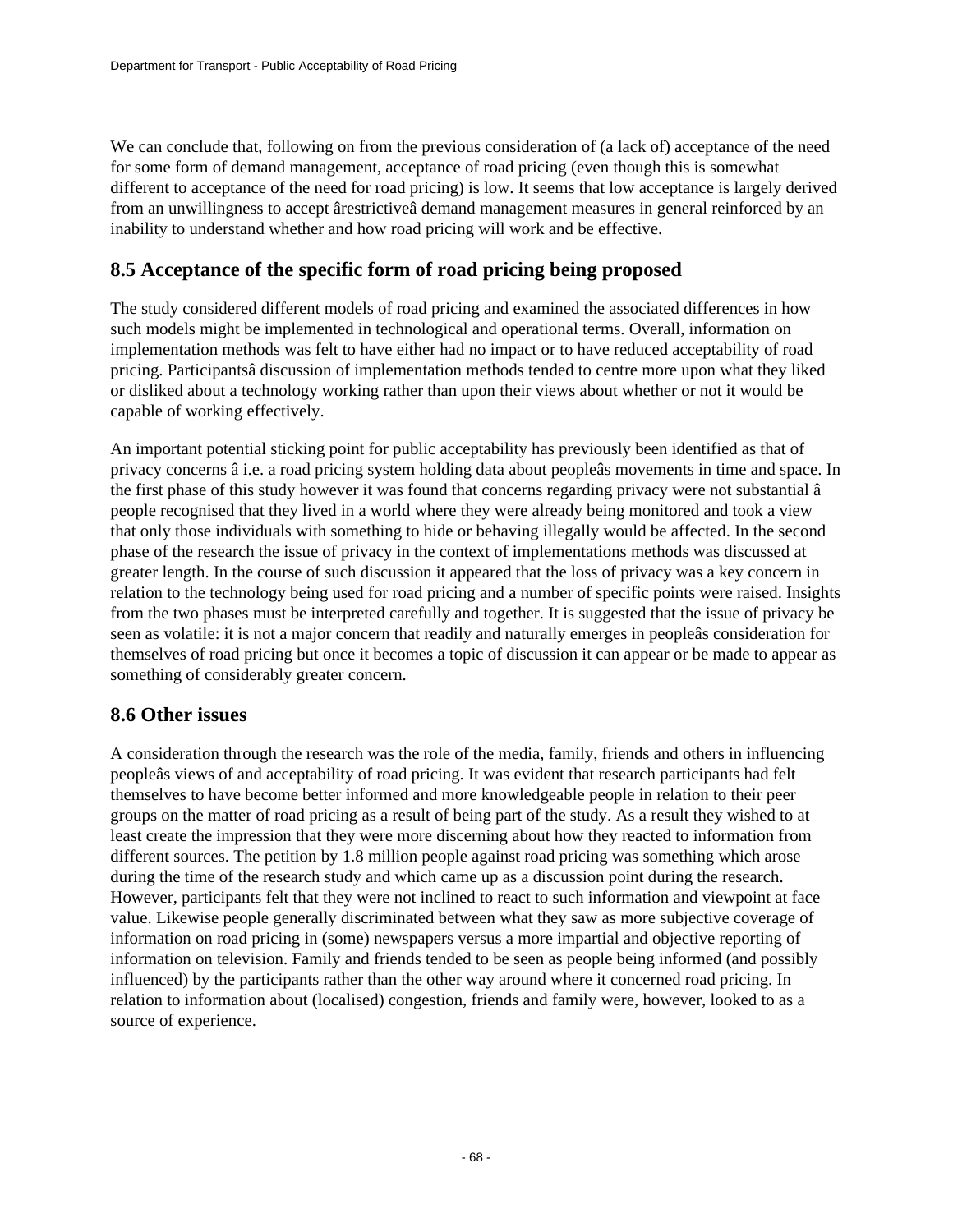We can conclude that, following on from the previous consideration of (a lack of) acceptance of the need for some form of demand management, acceptance of road pricing (even though this is somewhat different to acceptance of the need for road pricing) is low. It seems that low acceptance is largely derived from an unwillingness to accept ârestrictiveâ demand management measures in general reinforced by an inability to understand whether and how road pricing will work and be effective.

## 8.5 Acceptance of the specific form of road pricing being proposed

The study considered different models of road pricing and examined the associated differences in how such models might be implemented in technological and operational terms. Overall, information on implementation methods was felt to have either had no impact or to have reduced acceptability of road pricing. Participantsâ discussion of implementation methods tended to centre more upon what they liked or disliked about a technology working rather than upon their views about whether or not it would be capable of working effectively.

An important potential sticking point for public acceptability has previously been identified as that of privacy concerns â i.e. a road pricing system holding data about peopleâs movements in time and space. In the first phase of this study however it was found that concerns regarding privacy were not substantial â people recognised that they lived in a world where they were already being monitored and took a view that only those individuals with something to hide or behaving illegally would be affected. In the second phase of the research the issue of privacy in the context of implementations methods was discussed at greater length. In the course of such discussion it appeared that the loss of privacy was a key concern in relation to the technology being used for road pricing and a number of specific points were raised. Insights from the two phases must be interpreted carefully and together. It is suggested that the issue of privacy be seen as volatile: it is not a major concern that readily and naturally emerges in peopleâs consideration for themselves of road pricing but once it becomes a topic of discussion it can appear or be made to appear as something of considerably greater concern.

## 8.6 Other issues

A consideration through the research was the role of the media, family, friends and others in influencing peopleâs views of and acceptability of road pricing. It was evident that research participants had felt themselves to have become better informed and more knowledgeable people in relation to their peer groups on the matter of road pricing as a result of being part of the study. As a result they wished to at least create the impression that they were more discerning about how they reacted to information from different sources. The petition by 1.8 million people against road pricing was something which arose during the time of the research study and which came up as a discussion point during the research. However, participants felt that they were not inclined to react to such information and viewpoint at face value. Likewise people generally discriminated between what they saw as more subjective coverage of information on road pricing in (some) newspapers versus a more impartial and objective reporting of information on television. Family and friends tended to be seen as people being informed (and possibly influenced) by the participants rather than the other way around where it concerned road pricing. In relation to information about (localised) congestion, friends and family were, however, looked to as a source of experience.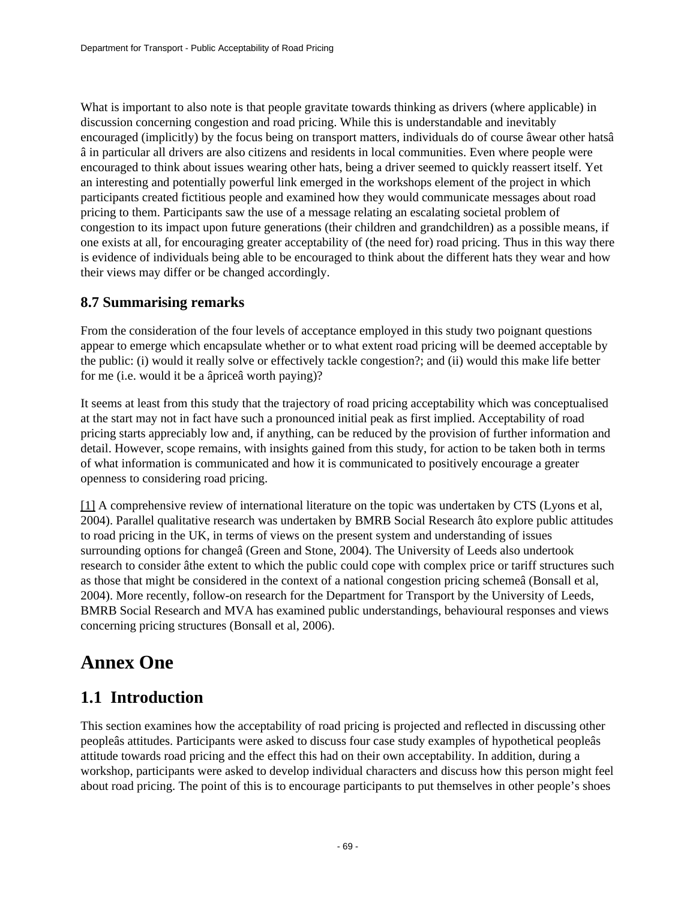What is important to also note is that people gravitate towards thinking as drivers (where applicable) in discussion concerning congestion and road pricing. While this is understandable and inevitably encouraged (implicitly) by the focus being on transport matters, individuals do of course âwear other hatsâ â in particular all drivers are also citizens and residents in local communities. Even where people were encouraged to think about issues wearing other hats, being a driver seemed to quickly reassert itself. Yet an interesting and potentially powerful link emerged in the workshops element of the project in which participants created fictitious people and examined how they would communicate messages about road pricing to them. Participants saw the use of a message relating an escalating societal problem of congestion to its impact upon future generations (their children and grandchildren) as a possible means, if one exists at all, for encouraging greater acceptability of (the need for) road pricing. Thus in this way there is evidence of individuals being able to be encouraged to think about the different hats they wear and how their views may differ or be changed accordingly.

### 8.7 Summarising remarks

From the consideration of the four levels of acceptance employed in this study two poignant questions appear to emerge which encapsulate whether or to what extent road pricing will be deemed acceptable by the public: (i) would it really solve or effectively tackle congestion?; and (ii) would this make life better for me (i.e. would it be a âpriceâ worth paying)?

It seems at least from this study that the trajectory of road pricing acceptability which was conceptualised at the start may not in fact have such a pronounced initial peak as first implied. Acceptability of road pricing starts appreciably low and, if anything, can be reduced by the provision of further information and detail. However, scope remains, with insights gained from this study, for action to be taken both in terms of what information is communicated and how it is communicated to positively encourage a greater openness to considering road pricing.

[1] A comprehensive review of international literature on the topic was undertaken by CTS (Lyons et al, 2004). Parallel qualitative research was undertaken by BMRB Social Research âto explore public attitudes to road pricing in the UK, in terms of views on the present system and understanding of issues surrounding options for changeâ (Green and Stone, 2004). The University of Leeds also undertook research to consider âthe extent to which the public could cope with complex price or tariff structures such as those that might be considered in the context of a national congestion pricing schemeâ (Bonsall et al, 2004). More recently, follow-on research for the Department for Transport by the University of Leeds, BMRB Social Research and MVA has examined public understandings, behavioural responses and views concerning pricing structures (Bonsall et al, 2006).

# Annex One

## 1.1 Introduction

This section examines how the acceptability of road pricing is projected and reflected in discussing other peopleâs attitudes. Participants were asked to discuss four case study examples of hypothetical peopleâs attitude towards road pricing and the effect this had on their own acceptability. In addition, during a workshop, participants were asked to develop individual characters and discuss how this person might feel about road pricing. The point of this is to encourage participants to put themselves in other people’s shoes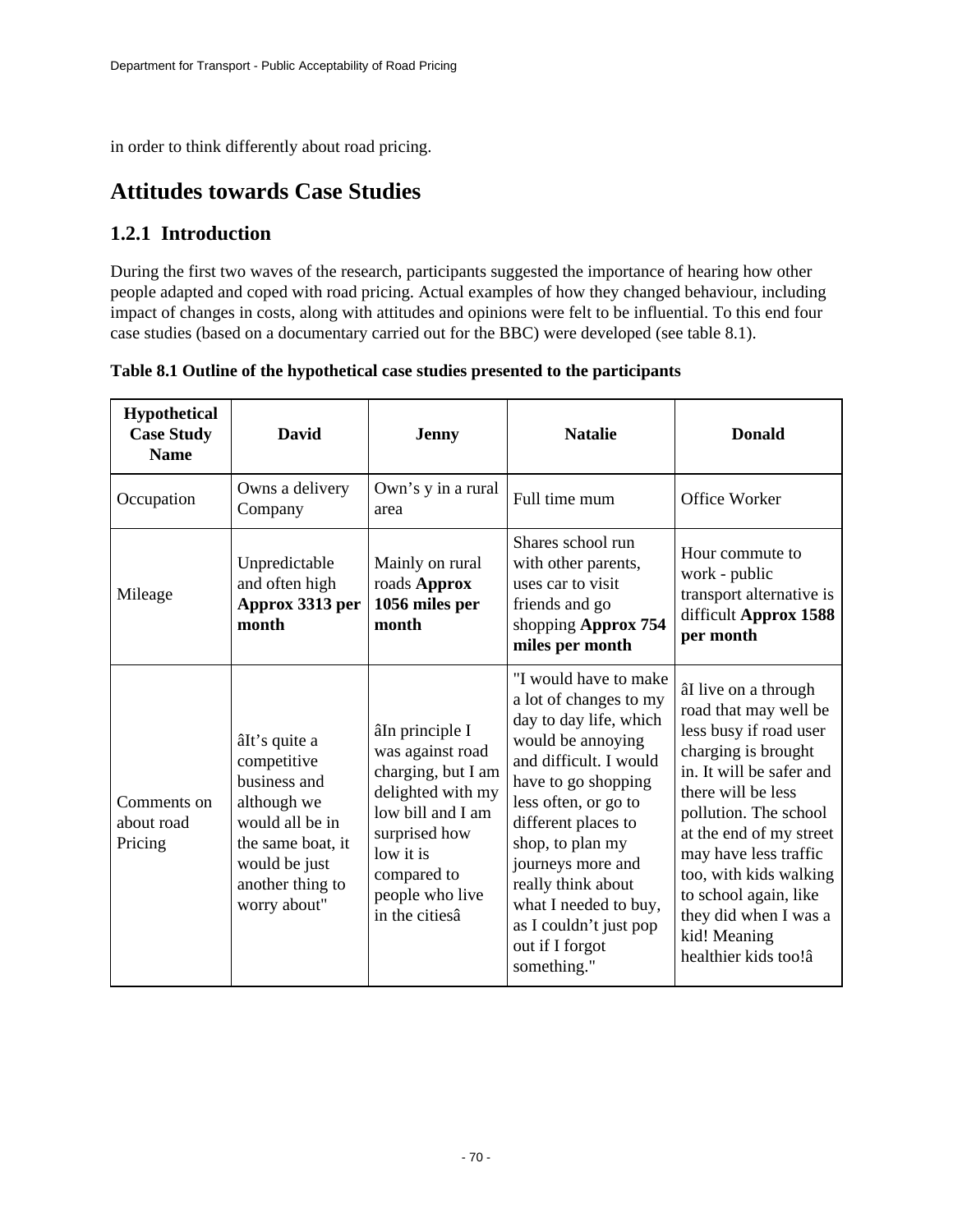in order to think differently about road pricing.

## Attitudes towards Case Studies

### 1.2.1 Introduction

During the first two waves of the research, participants suggested the importance of hearing how other people adapted and coped with road pricing. Actual examples of how they changed behaviour, including impact of changes in costs, along with attitudes and opinions were felt to be influential. To this end four case studies (based on a documentary carried out for the BBC) were developed (see table 8.1).

**Table 8.1 Outline of the hypothetical case studies presented to the participants**

| Hypothetical Case Study Name | David | Jenny | Natalie | Donald |
|---|---|---|---|---|
| Occupation | Owns a delivery Company | Own's y in a rural area | Full time mum | Office Worker |
| Mileage | Unpredictable and often high **Approx 3313 per month** | Mainly on rural roads **Approx 1056 miles per month** | Shares school run with other parents, uses car to visit friends and go shopping **Approx 754 miles per month** | Hour commute to work - public transport alternative is difficult **Approx 1588 per month** |
| Comments on about road Pricing | âIt's quite a competitive business and although we would all be in the same boat, it would be just another thing to worry about" | âIn principle I was against road charging, but I am delighted with my low bill and I am surprised how low it is compared to people who live in the citiesâ | "I would have to make a lot of changes to my day to day life, which would be annoying and difficult. I would have to go shopping less often, or go to different places to shop, to plan my journeys more and really think about what I needed to buy, as I couldn't just pop out if I forgot something." | âI live on a through road that may well be less busy if road user charging is brought in. It will be safer and there will be less pollution. The school at the end of my street may have less traffic too, with kids walking to school again, like they did when I was a kid! Meaning healthier kids too!â |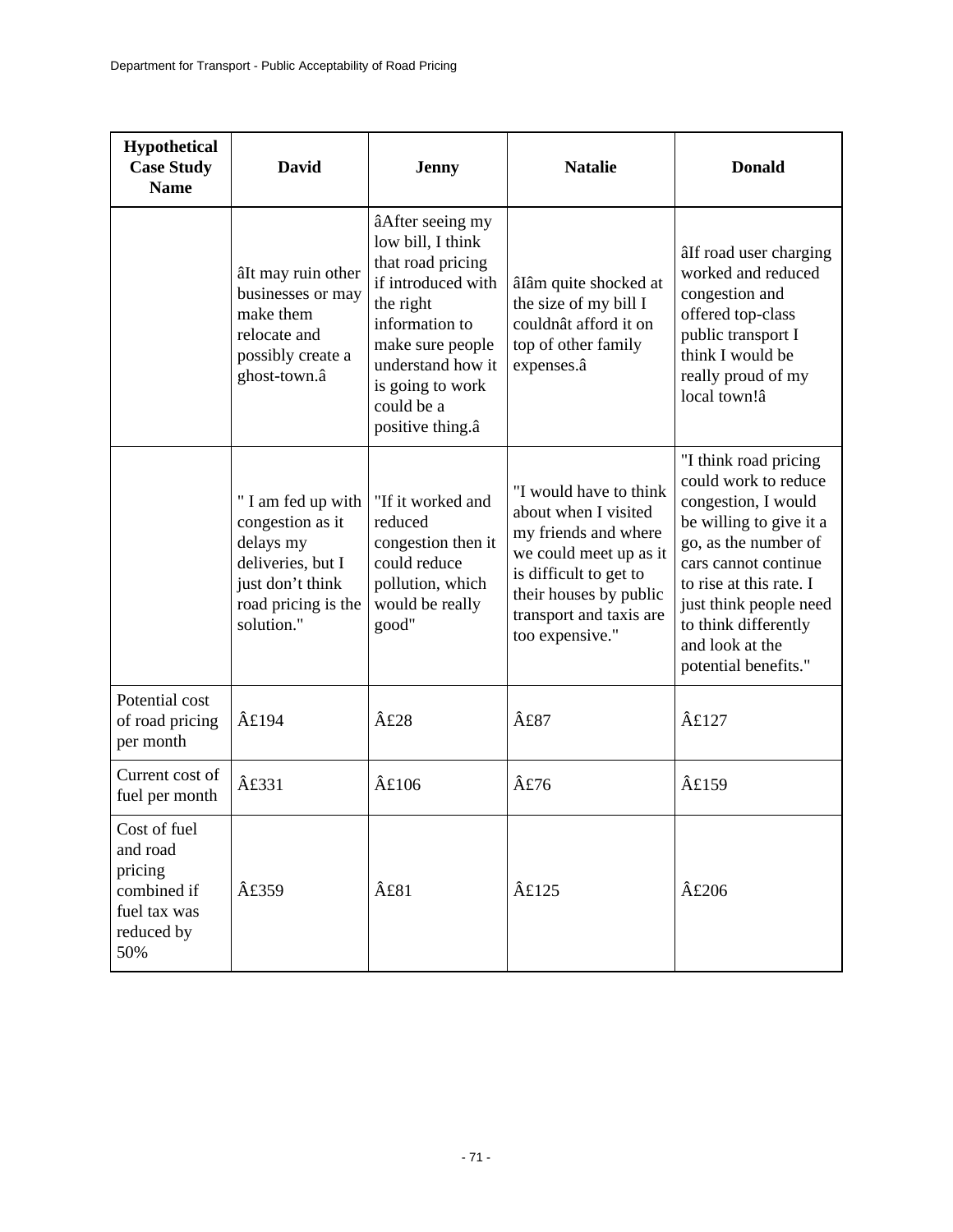| Hypothetical Case Study Name | David | Jenny | Natalie | Donald |
|---|---|---|---|---|
| | âIt may ruin other businesses or may make them relocate and possibly create a ghost-town.â | âAfter seeing my low bill, I think that road pricing if introduced with the right information to make sure people understand how it is going to work could be a positive thing.â | âIâm quite shocked at the size of my bill I couldnât afford it on top of other family expenses.â | âIf road user charging worked and reduced congestion and offered top-class public transport I think I would be really proud of my local town!â |
| | " I am fed up with congestion as it delays my deliveries, but I just don't think road pricing is the solution." | "If it worked and reduced congestion then it could reduce pollution, which would be really good" | "I would have to think about when I visited my friends and where we could meet up as it is difficult to get to their houses by public transport and taxis are too expensive." | "I think road pricing could work to reduce congestion, I would be willing to give it a go, as the number of cars cannot continue to rise at this rate. I just think people need to think differently and look at the potential benefits." |
| Potential cost of road pricing per month | Â£194 | Â£28 | Â£87 | Â£127 |
| Current cost of fuel per month | Â£331 | Â£106 | Â£76 | Â£159 |
| Cost of fuel and road pricing combined if fuel tax was reduced by 50% | Â£359 | Â£81 | Â£125 | Â£206 |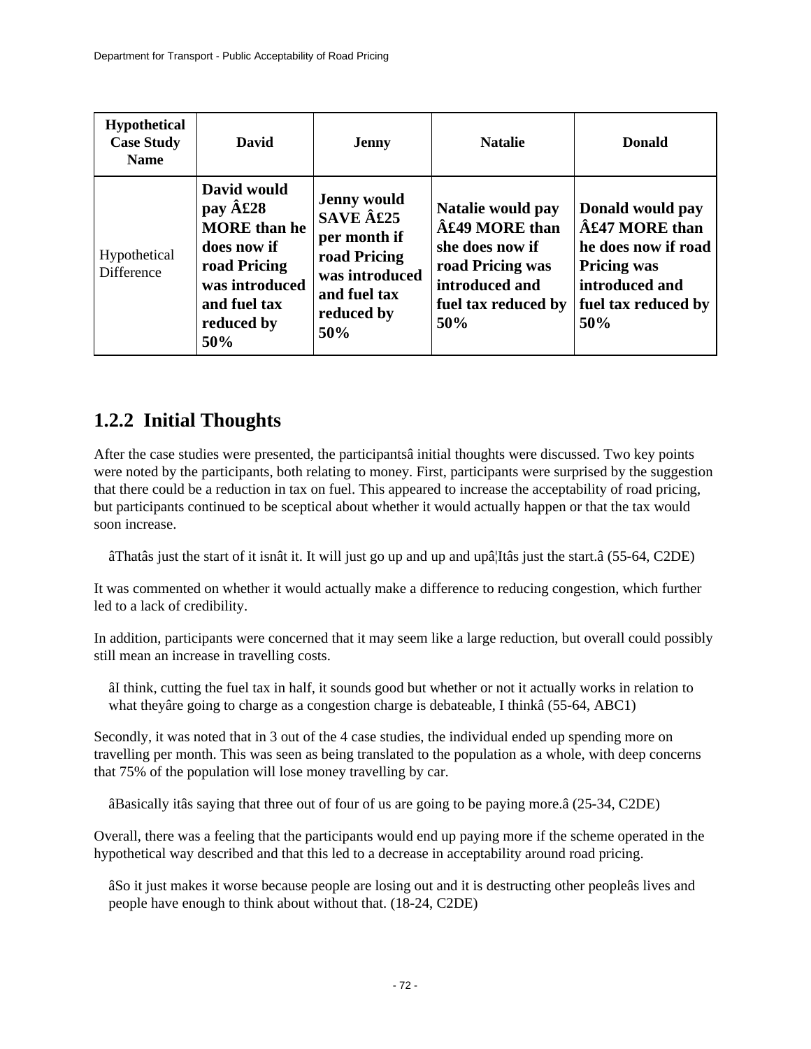| Hypothetical Case Study Name | David | Jenny | Natalie | Donald |
|---|---|---|---|---|
| Hypothetical Difference | **David would pay Â£28 MORE than he does now if road Pricing was introduced and fuel tax reduced by 50%** | **Jenny would SAVE Â£25 per month if road Pricing was introduced and fuel tax reduced by 50%** | **Natalie would pay Â£49 MORE than she does now if road Pricing was introduced and fuel tax reduced by 50%** | **Donald would pay Â£47 MORE than he does now if road Pricing was introduced and fuel tax reduced by 50%** |

## 1.2.2 Initial Thoughts

After the case studies were presented, the participantsâ initial thoughts were discussed. Two key points were noted by the participants, both relating to money. First, participants were surprised by the suggestion that there could be a reduction in tax on fuel. This appeared to increase the acceptability of road pricing, but participants continued to be sceptical about whether it would actually happen or that the tax would soon increase.

> âThatâs just the start of it isnât it. It will just go up and up and upâ¦Itâs just the start.â (55-64, C2DE)

It was commented on whether it would actually make a difference to reducing congestion, which further led to a lack of credibility.

In addition, participants were concerned that it may seem like a large reduction, but overall could possibly still mean an increase in travelling costs.

> âI think, cutting the fuel tax in half, it sounds good but whether or not it actually works in relation to what theyâre going to charge as a congestion charge is debateable, I thinkâ (55-64, ABC1)

Secondly, it was noted that in 3 out of the 4 case studies, the individual ended up spending more on travelling per month. This was seen as being translated to the population as a whole, with deep concerns that 75% of the population will lose money travelling by car.

> âBasically itâs saying that three out of four of us are going to be paying more.â (25-34, C2DE)

Overall, there was a feeling that the participants would end up paying more if the scheme operated in the hypothetical way described and that this led to a decrease in acceptability around road pricing.

> âSo it just makes it worse because people are losing out and it is destructing other peopleâs lives and people have enough to think about without that. (18-24, C2DE)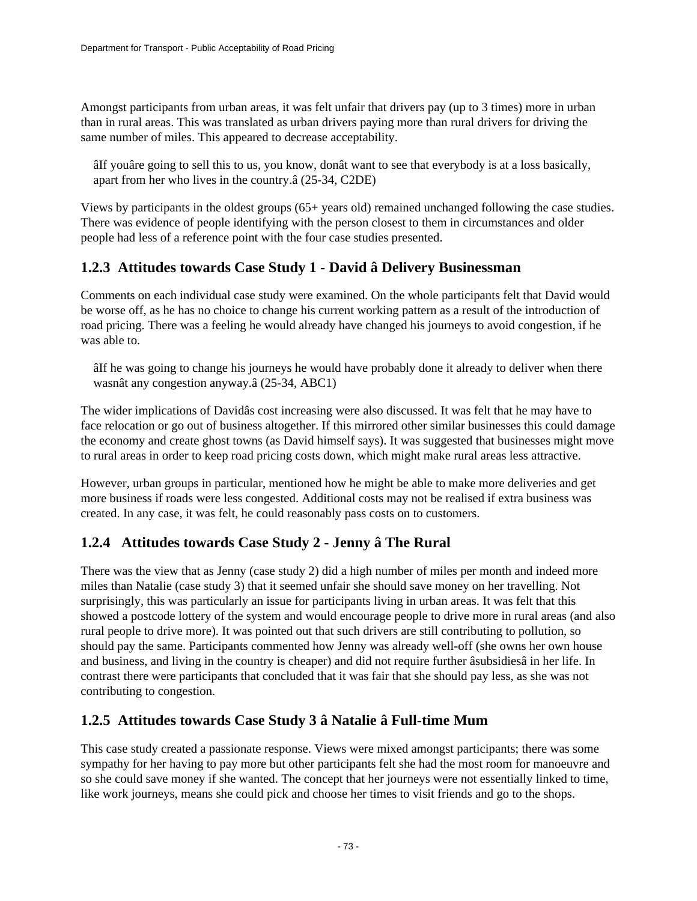Amongst participants from urban areas, it was felt unfair that drivers pay (up to 3 times) more in urban than in rural areas. This was translated as urban drivers paying more than rural drivers for driving the same number of miles. This appeared to decrease acceptability.

> âIf youâre going to sell this to us, you know, donât want to see that everybody is at a loss basically, apart from her who lives in the country.â (25-34, C2DE)

Views by participants in the oldest groups (65+ years old) remained unchanged following the case studies. There was evidence of people identifying with the person closest to them in circumstances and older people had less of a reference point with the four case studies presented.

### 1.2.3 Attitudes towards Case Study 1 - David â Delivery Businessman

Comments on each individual case study were examined. On the whole participants felt that David would be worse off, as he has no choice to change his current working pattern as a result of the introduction of road pricing. There was a feeling he would already have changed his journeys to avoid congestion, if he was able to.

> âIf he was going to change his journeys he would have probably done it already to deliver when there wasnât any congestion anyway.â (25-34, ABC1)

The wider implications of Davidâs cost increasing were also discussed. It was felt that he may have to face relocation or go out of business altogether. If this mirrored other similar businesses this could damage the economy and create ghost towns (as David himself says). It was suggested that businesses might move to rural areas in order to keep road pricing costs down, which might make rural areas less attractive.

However, urban groups in particular, mentioned how he might be able to make more deliveries and get more business if roads were less congested. Additional costs may not be realised if extra business was created. In any case, it was felt, he could reasonably pass costs on to customers.

### 1.2.4 Attitudes towards Case Study 2 - Jenny â The Rural

There was the view that as Jenny (case study 2) did a high number of miles per month and indeed more miles than Natalie (case study 3) that it seemed unfair she should save money on her travelling. Not surprisingly, this was particularly an issue for participants living in urban areas. It was felt that this showed a postcode lottery of the system and would encourage people to drive more in rural areas (and also rural people to drive more). It was pointed out that such drivers are still contributing to pollution, so should pay the same. Participants commented how Jenny was already well-off (she owns her own house and business, and living in the country is cheaper) and did not require further âsubsidiesâ in her life. In contrast there were participants that concluded that it was fair that she should pay less, as she was not contributing to congestion.

### 1.2.5 Attitudes towards Case Study 3 â Natalie â Full-time Mum

This case study created a passionate response. Views were mixed amongst participants; there was some sympathy for her having to pay more but other participants felt she had the most room for manoeuvre and so she could save money if she wanted. The concept that her journeys were not essentially linked to time, like work journeys, means she could pick and choose her times to visit friends and go to the shops.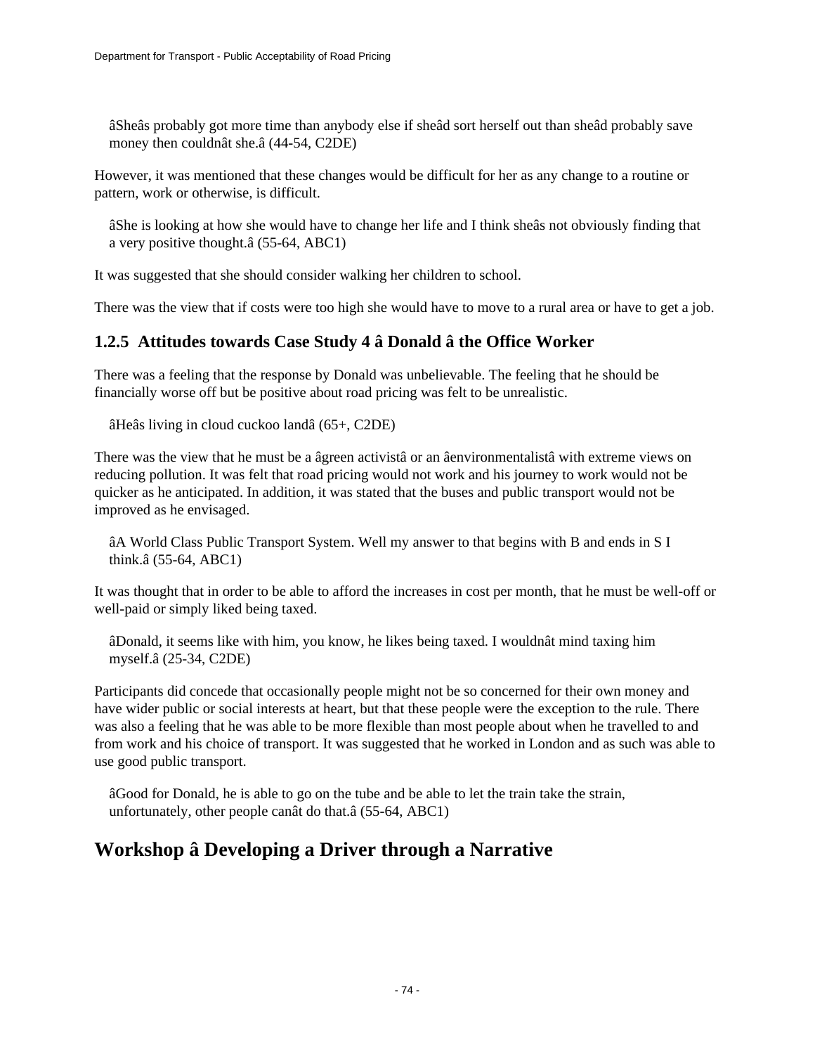"She's probably got more time than anybody else if she'd sort herself out than she'd probably save money then couldn't she." (44-54, C2DE)

However, it was mentioned that these changes would be difficult for her as any change to a routine or pattern, work or otherwise, is difficult.

"She is looking at how she would have to change her life and I think she's not obviously finding that a very positive thought." (55-64, ABC1)

It was suggested that she should consider walking her children to school.

There was the view that if costs were too high she would have to move to a rural area or have to get a job.

### 1.2.5 Attitudes towards Case Study 4 – Donald – the Office Worker

There was a feeling that the response by Donald was unbelievable. The feeling that he should be financially worse off but be positive about road pricing was felt to be unrealistic.

"He's living in cloud cuckoo land" (65+, C2DE)

There was the view that he must be a 'green activist' or an 'environmentalist' with extreme views on reducing pollution. It was felt that road pricing would not work and his journey to work would not be quicker as he anticipated. In addition, it was stated that the buses and public transport would not be improved as he envisaged.

"A World Class Public Transport System. Well my answer to that begins with B and ends in S I think." (55-64, ABC1)

It was thought that in order to be able to afford the increases in cost per month, that he must be well-off or well-paid or simply liked being taxed.

"Donald, it seems like with him, you know, he likes being taxed. I wouldn't mind taxing him myself." (25-34, C2DE)

Participants did concede that occasionally people might not be so concerned for their own money and have wider public or social interests at heart, but that these people were the exception to the rule. There was also a feeling that he was able to be more flexible than most people about when he travelled to and from work and his choice of transport. It was suggested that he worked in London and as such was able to use good public transport.

"Good for Donald, he is able to go on the tube and be able to let the train take the strain, unfortunately, other people can't do that." (55-64, ABC1)

## Workshop – Developing a Driver through a Narrative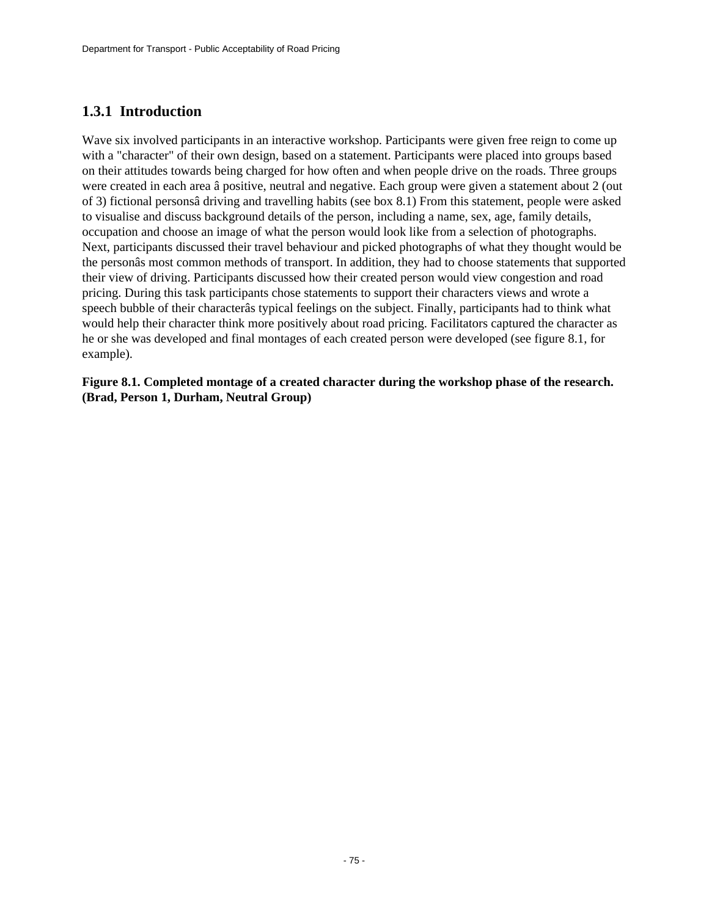## 1.3.1 Introduction

Wave six involved participants in an interactive workshop. Participants were given free reign to come up with a "character" of their own design, based on a statement. Participants were placed into groups based on their attitudes towards being charged for how often and when people drive on the roads. Three groups were created in each area â positive, neutral and negative. Each group were given a statement about 2 (out of 3) fictional personsâ driving and travelling habits (see box 8.1) From this statement, people were asked to visualise and discuss background details of the person, including a name, sex, age, family details, occupation and choose an image of what the person would look like from a selection of photographs. Next, participants discussed their travel behaviour and picked photographs of what they thought would be the personâs most common methods of transport. In addition, they had to choose statements that supported their view of driving. Participants discussed how their created person would view congestion and road pricing. During this task participants chose statements to support their characters views and wrote a speech bubble of their characterâs typical feelings on the subject. Finally, participants had to think what would help their character think more positively about road pricing. Facilitators captured the character as he or she was developed and final montages of each created person were developed (see figure 8.1, for example).

**Figure 8.1. Completed montage of a created character during the workshop phase of the research. (Brad, Person 1, Durham, Neutral Group)**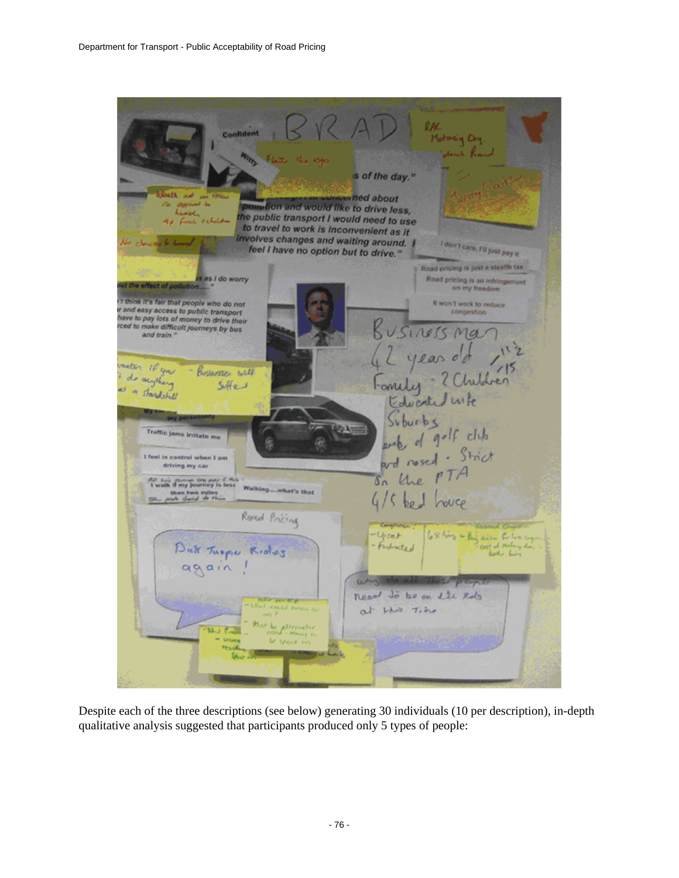Despite each of the three descriptions (see below) generating 30 individuals (10 per description), in-depth qualitative analysis suggested that participants produced only 5 types of people: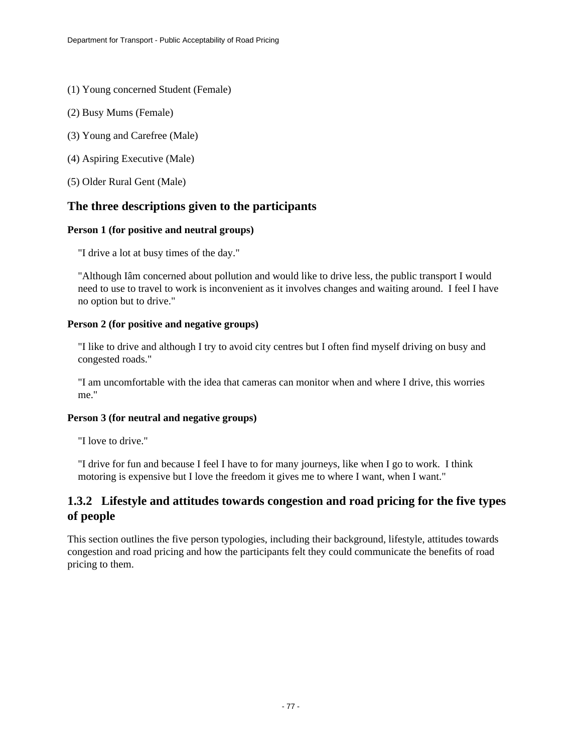(1) Young concerned Student (Female)

(2) Busy Mums (Female)

(3) Young and Carefree (Male)

(4) Aspiring Executive (Male)

(5) Older Rural Gent (Male)

## The three descriptions given to the participants

**Person 1 (for positive and neutral groups)**

"I drive a lot at busy times of the day."

"Although Iâm concerned about pollution and would like to drive less, the public transport I would need to use to travel to work is inconvenient as it involves changes and waiting around. I feel I have no option but to drive."

**Person 2 (for positive and negative groups)**

"I like to drive and although I try to avoid city centres but I often find myself driving on busy and congested roads."

"I am uncomfortable with the idea that cameras can monitor when and where I drive, this worries me."

**Person 3 (for neutral and negative groups)**

"I love to drive."

"I drive for fun and because I feel I have to for many journeys, like when I go to work. I think motoring is expensive but I love the freedom it gives me to where I want, when I want."

## 1.3.2 Lifestyle and attitudes towards congestion and road pricing for the five types of people

This section outlines the five person typologies, including their background, lifestyle, attitudes towards congestion and road pricing and how the participants felt they could communicate the benefits of road pricing to them.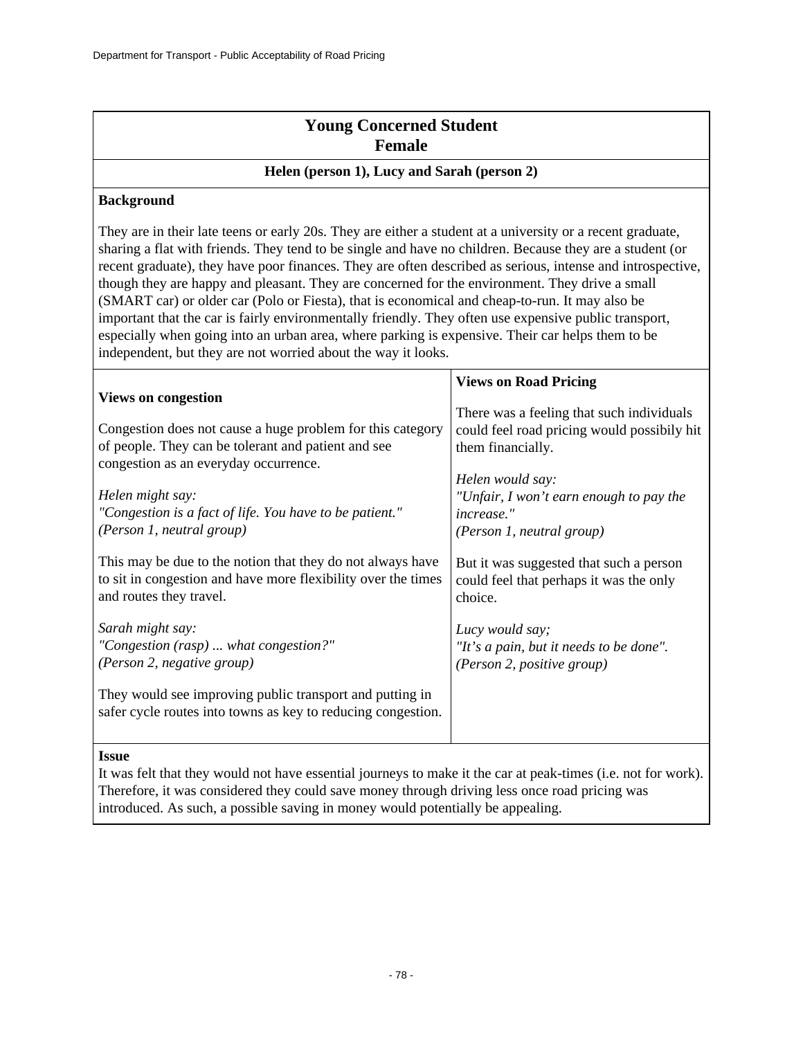## Young Concerned Student
## Female

### Helen (person 1), Lucy and Sarah (person 2)

**Background**

They are in their late teens or early 20s. They are either a student at a university or a recent graduate, sharing a flat with friends. They tend to be single and have no children. Because they are a student (or recent graduate), they have poor finances. They are often described as serious, intense and introspective, though they are happy and pleasant. They are concerned for the environment. They drive a small (SMART car) or older car (Polo or Fiesta), that is economical and cheap-to-run. It may also be important that the car is fairly environmentally friendly. They often use expensive public transport, especially when going into an urban area, where parking is expensive. Their car helps them to be independent, but they are not worried about the way it looks.

**Views on congestion**

Congestion does not cause a huge problem for this category of people. They can be tolerant and patient and see congestion as an everyday occurrence.

*Helen might say:*
*"Congestion is a fact of life. You have to be patient."*
*(Person 1, neutral group)*

This may be due to the notion that they do not always have to sit in congestion and have more flexibility over the times and routes they travel.

*Sarah might say:*
*"Congestion (rasp) ... what congestion?"*
*(Person 2, negative group)*

They would see improving public transport and putting in safer cycle routes into towns as key to reducing congestion.

**Views on Road Pricing**

There was a feeling that such individuals could feel road pricing would possibily hit them financially.

*Helen would say:*
*"Unfair, I won't earn enough to pay the increase."*
*(Person 1, neutral group)*

But it was suggested that such a person could feel that perhaps it was the only choice.

*Lucy would say;*
*"It's a pain, but it needs to be done".*
*(Person 2, positive group)*

**Issue**

It was felt that they would not have essential journeys to make it the car at peak-times (i.e. not for work). Therefore, it was considered they could save money through driving less once road pricing was introduced. As such, a possible saving in money would potentially be appealing.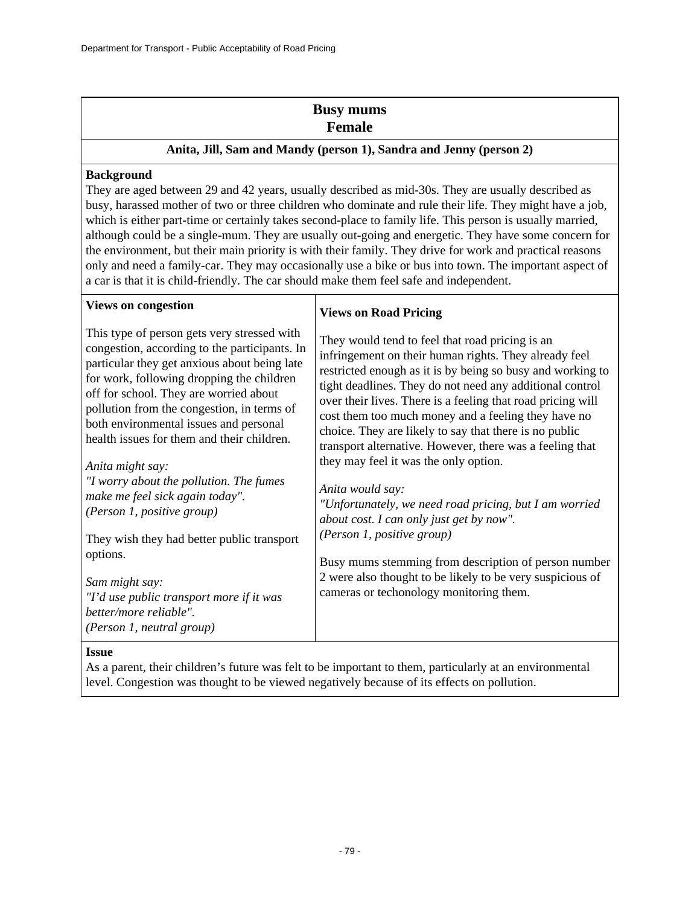## Busy mums
## Female

**Anita, Jill, Sam and Mandy (person 1), Sandra and Jenny (person 2)**

**Background**

They are aged between 29 and 42 years, usually described as mid-30s. They are usually described as busy, harassed mother of two or three children who dominate and rule their life. They might have a job, which is either part-time or certainly takes second-place to family life. This person is usually married, although could be a single-mum. They are usually out-going and energetic. They have some concern for the environment, but their main priority is with their family. They drive for work and practical reasons only and need a family-car. They may occasionally use a bike or bus into town. The important aspect of a car is that it is child-friendly. The car should make them feel safe and independent.

**Views on congestion**

This type of person gets very stressed with congestion, according to the participants. In particular they get anxious about being late for work, following dropping the children off for school. They are worried about pollution from the congestion, in terms of both environmental issues and personal health issues for them and their children.

*Anita might say:*
*"I worry about the pollution. The fumes make me feel sick again today".*
*(Person 1, positive group)*

They wish they had better public transport options.

*Sam might say:*
*"I'd use public transport more if it was better/more reliable".*
*(Person 1, neutral group)*

**Views on Road Pricing**

They would tend to feel that road pricing is an infringement on their human rights. They already feel restricted enough as it is by being so busy and working to tight deadlines. They do not need any additional control over their lives. There is a feeling that road pricing will cost them too much money and a feeling they have no choice. They are likely to say that there is no public transport alternative. However, there was a feeling that they may feel it was the only option.

*Anita would say:*
*"Unfortunately, we need road pricing, but I am worried about cost. I can only just get by now".*
*(Person 1, positive group)*

Busy mums stemming from description of person number 2 were also thought to be likely to be very suspicious of cameras or techonology monitoring them.

**Issue**

As a parent, their children's future was felt to be important to them, particularly at an environmental level. Congestion was thought to be viewed negatively because of its effects on pollution.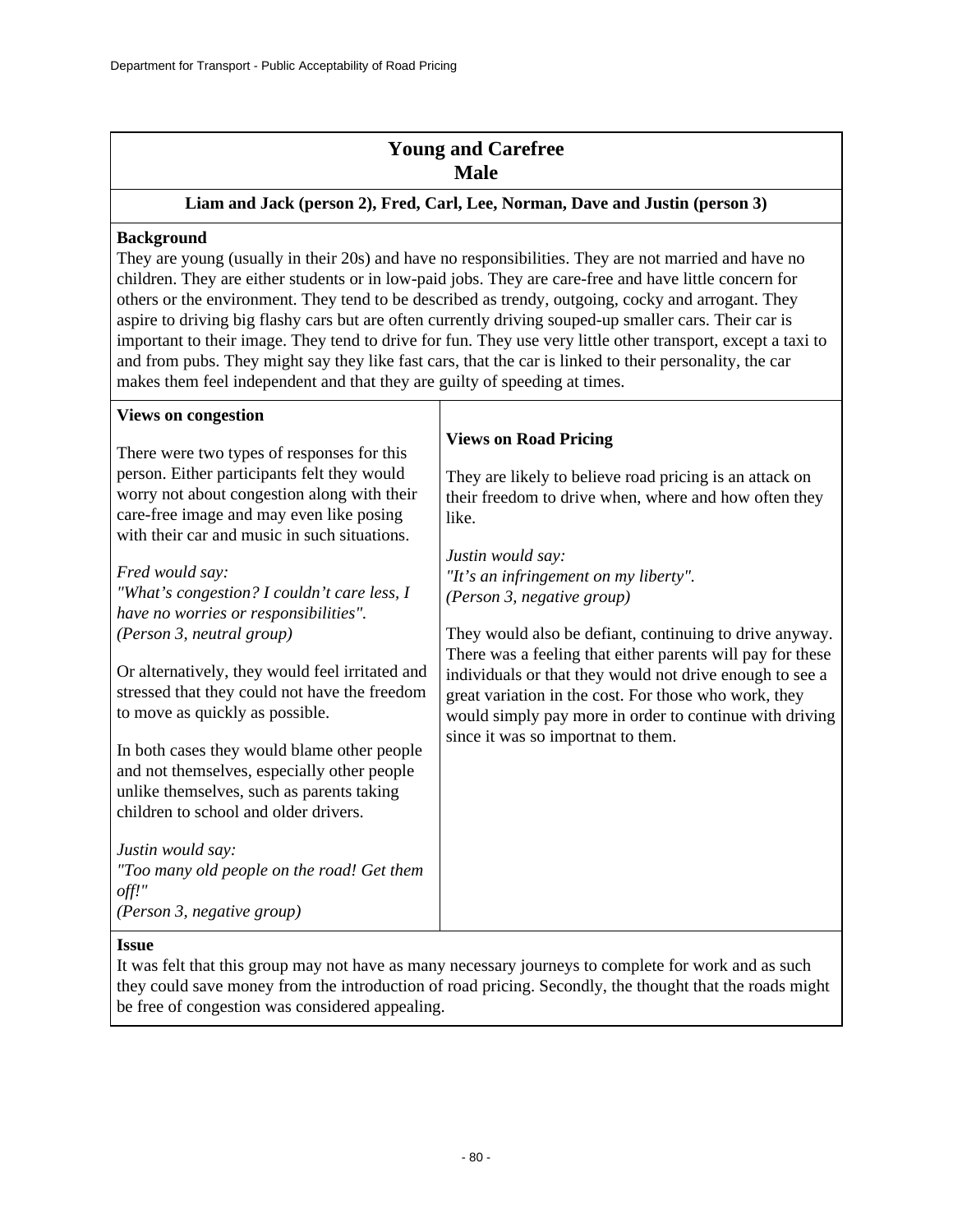## Young and Carefree
## Male

**Liam and Jack (person 2), Fred, Carl, Lee, Norman, Dave and Justin (person 3)**

**Background**

They are young (usually in their 20s) and have no responsibilities. They are not married and have no children. They are either students or in low-paid jobs. They are care-free and have little concern for others or the environment. They tend to be described as trendy, outgoing, cocky and arrogant. They aspire to driving big flashy cars but are often currently driving souped-up smaller cars. Their car is important to their image. They tend to drive for fun. They use very little other transport, except a taxi to and from pubs. They might say they like fast cars, that the car is linked to their personality, the car makes them feel independent and that they are guilty of speeding at times.

**Views on congestion**

There were two types of responses for this person. Either participants felt they would worry not about congestion along with their care-free image and may even like posing with their car and music in such situations.

*Fred would say:*
*"What's congestion? I couldn't care less, I have no worries or responsibilities".*
*(Person 3, neutral group)*

Or alternatively, they would feel irritated and stressed that they could not have the freedom to move as quickly as possible.

In both cases they would blame other people and not themselves, especially other people unlike themselves, such as parents taking children to school and older drivers.

*Justin would say:*
*"Too many old people on the road! Get them off!"*
*(Person 3, negative group)*

**Views on Road Pricing**

They are likely to believe road pricing is an attack on their freedom to drive when, where and how often they like.

*Justin would say:*
*"It's an infringement on my liberty".*
*(Person 3, negative group)*

They would also be defiant, continuing to drive anyway. There was a feeling that either parents will pay for these individuals or that they would not drive enough to see a great variation in the cost. For those who work, they would simply pay more in order to continue with driving since it was so importnat to them.

**Issue**

It was felt that this group may not have as many necessary journeys to complete for work and as such they could save money from the introduction of road pricing. Secondly, the thought that the roads might be free of congestion was considered appealing.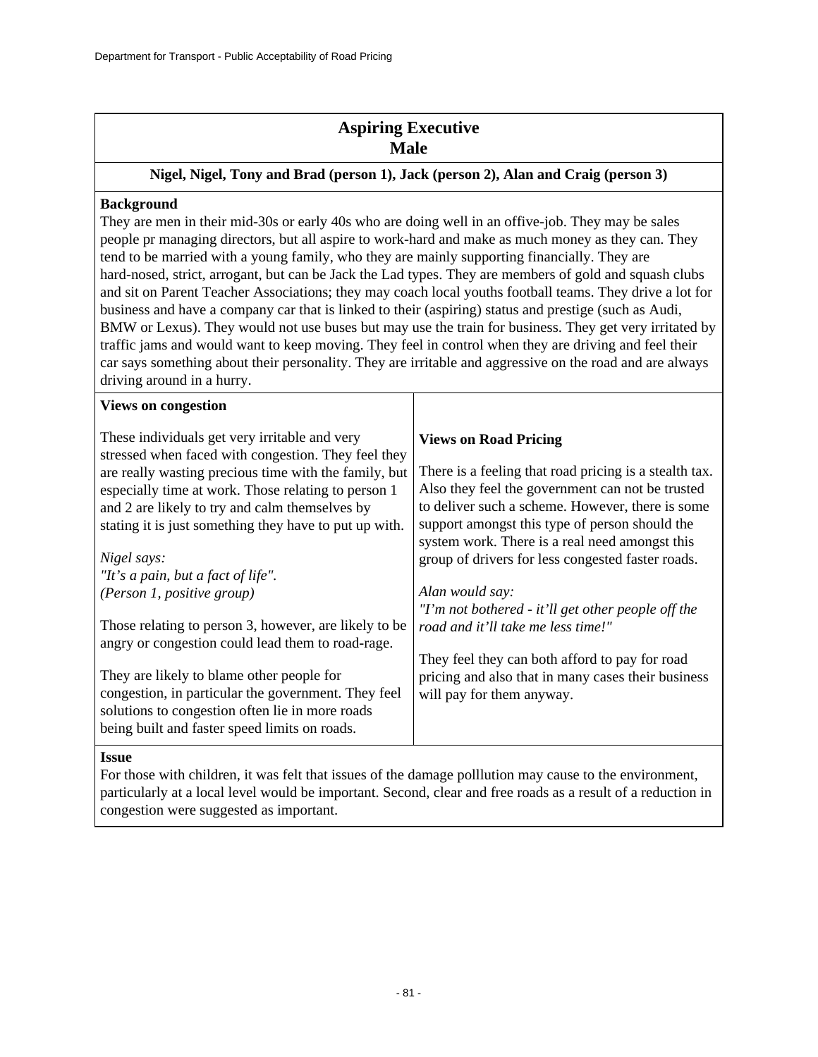## Aspiring Executive
## Male

**Nigel, Nigel, Tony and Brad (person 1), Jack (person 2), Alan and Craig (person 3)**

**Background**

They are men in their mid-30s or early 40s who are doing well in an offive-job. They may be sales people pr managing directors, but all aspire to work-hard and make as much money as they can. They tend to be married with a young family, who they are mainly supporting financially. They are hard-nosed, strict, arrogant, but can be Jack the Lad types. They are members of gold and squash clubs and sit on Parent Teacher Associations; they may coach local youths football teams. They drive a lot for business and have a company car that is linked to their (aspiring) status and prestige (such as Audi, BMW or Lexus). They would not use buses but may use the train for business. They get very irritated by traffic jams and would want to keep moving. They feel in control when they are driving and feel their car says something about their personality. They are irritable and aggressive on the road and are always driving around in a hurry.

**Views on congestion**

These individuals get very irritable and very stressed when faced with congestion. They feel they are really wasting precious time with the family, but especially time at work. Those relating to person 1 and 2 are likely to try and calm themselves by stating it is just something they have to put up with.

*Nigel says:*
*"It's a pain, but a fact of life".*
*(Person 1, positive group)*

Those relating to person 3, however, are likely to be angry or congestion could lead them to road-rage.

They are likely to blame other people for congestion, in particular the government. They feel solutions to congestion often lie in more roads being built and faster speed limits on roads.

**Views on Road Pricing**

There is a feeling that road pricing is a stealth tax. Also they feel the government can not be trusted to deliver such a scheme. However, there is some support amongst this type of person should the system work. There is a real need amongst this group of drivers for less congested faster roads.

*Alan would say:*
*"I'm not bothered - it'll get other people off the road and it'll take me less time!"*

They feel they can both afford to pay for road pricing and also that in many cases their business will pay for them anyway.

**Issue**

For those with children, it was felt that issues of the damage polllution may cause to the environment, particularly at a local level would be important. Second, clear and free roads as a result of a reduction in congestion were suggested as important.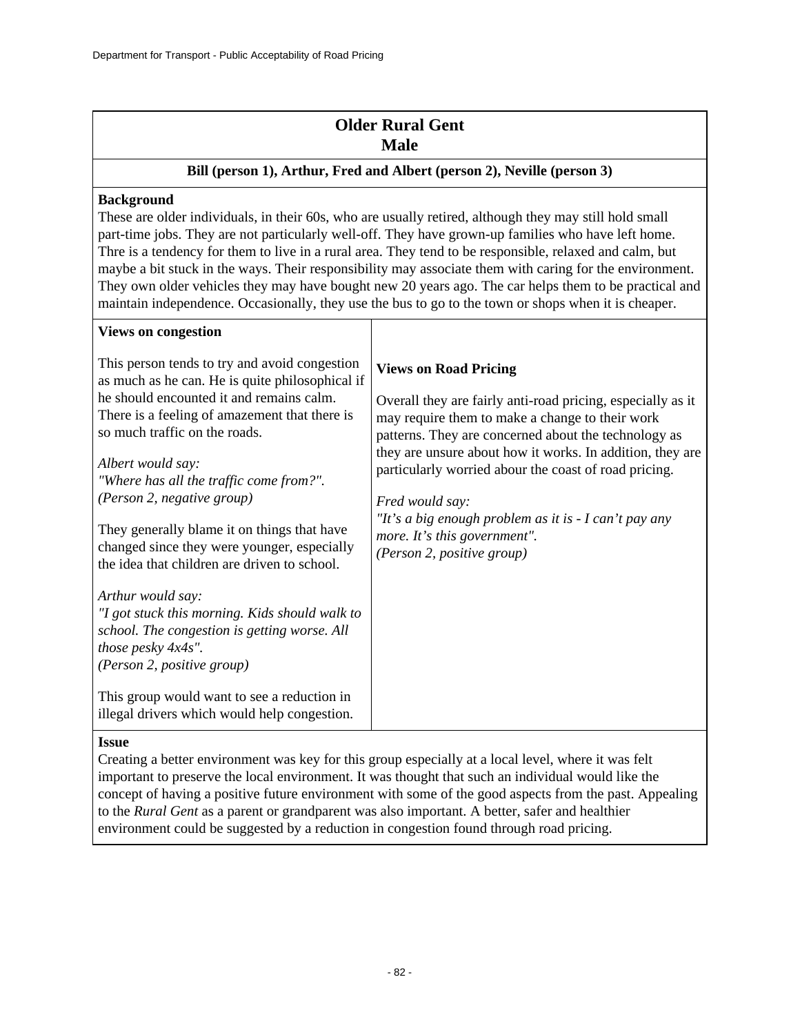## Older Rural Gent
## Male

**Bill (person 1), Arthur, Fred and Albert (person 2), Neville (person 3)**

**Background**

These are older individuals, in their 60s, who are usually retired, although they may still hold small part-time jobs. They are not particularly well-off. They have grown-up families who have left home. Thre is a tendency for them to live in a rural area. They tend to be responsible, relaxed and calm, but maybe a bit stuck in the ways. Their responsibility may associate them with caring for the environment. They own older vehicles they may have bought new 20 years ago. The car helps them to be practical and maintain independence. Occasionally, they use the bus to go to the town or shops when it is cheaper.

**Views on congestion**

This person tends to try and avoid congestion as much as he can. He is quite philosophical if he should encounted it and remains calm. There is a feeling of amazement that there is so much traffic on the roads.

*Albert would say:*
*"Where has all the traffic come from?".*
*(Person 2, negative group)*

They generally blame it on things that have changed since they were younger, especially the idea that children are driven to school.

*Arthur would say:*
*"I got stuck this morning. Kids should walk to school. The congestion is getting worse. All those pesky 4x4s".*
*(Person 2, positive group)*

This group would want to see a reduction in illegal drivers which would help congestion.

**Views on Road Pricing**

Overall they are fairly anti-road pricing, especially as it may require them to make a change to their work patterns. They are concerned about the technology as they are unsure about how it works. In addition, they are particularly worried abour the coast of road pricing.

*Fred would say:*
*"It's a big enough problem as it is - I can't pay any more. It's this government".*
*(Person 2, positive group)*

**Issue**

Creating a better environment was key for this group especially at a local level, where it was felt important to preserve the local environment. It was thought that such an individual would like the concept of having a positive future environment with some of the good aspects from the past. Appealing to the *Rural Gent* as a parent or grandparent was also important. A better, safer and healthier environment could be suggested by a reduction in congestion found through road pricing.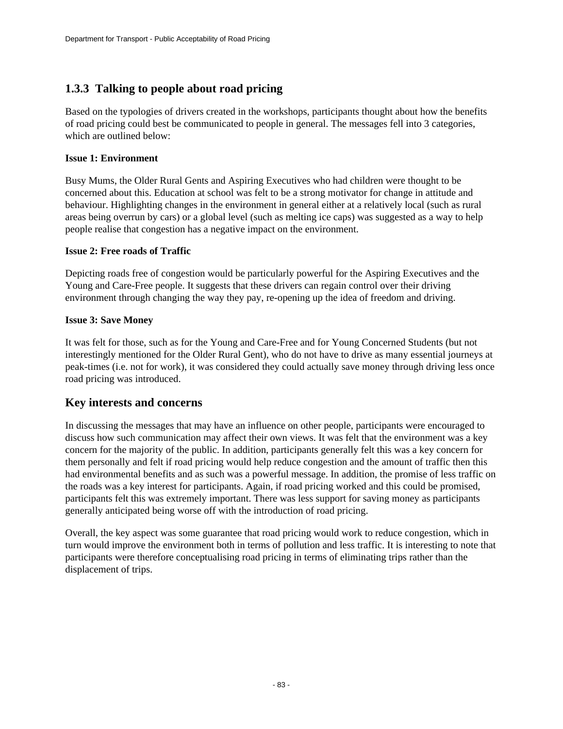### 1.3.3 Talking to people about road pricing

Based on the typologies of drivers created in the workshops, participants thought about how the benefits of road pricing could best be communicated to people in general. The messages fell into 3 categories, which are outlined below:

**Issue 1: Environment**

Busy Mums, the Older Rural Gents and Aspiring Executives who had children were thought to be concerned about this. Education at school was felt to be a strong motivator for change in attitude and behaviour. Highlighting changes in the environment in general either at a relatively local (such as rural areas being overrun by cars) or a global level (such as melting ice caps) was suggested as a way to help people realise that congestion has a negative impact on the environment.

**Issue 2: Free roads of Traffic**

Depicting roads free of congestion would be particularly powerful for the Aspiring Executives and the Young and Care-Free people. It suggests that these drivers can regain control over their driving environment through changing the way they pay, re-opening up the idea of freedom and driving.

**Issue 3: Save Money**

It was felt for those, such as for the Young and Care-Free and for Young Concerned Students (but not interestingly mentioned for the Older Rural Gent), who do not have to drive as many essential journeys at peak-times (i.e. not for work), it was considered they could actually save money through driving less once road pricing was introduced.

## Key interests and concerns

In discussing the messages that may have an influence on other people, participants were encouraged to discuss how such communication may affect their own views. It was felt that the environment was a key concern for the majority of the public. In addition, participants generally felt this was a key concern for them personally and felt if road pricing would help reduce congestion and the amount of traffic then this had environmental benefits and as such was a powerful message. In addition, the promise of less traffic on the roads was a key interest for participants. Again, if road pricing worked and this could be promised, participants felt this was extremely important. There was less support for saving money as participants generally anticipated being worse off with the introduction of road pricing.

Overall, the key aspect was some guarantee that road pricing would work to reduce congestion, which in turn would improve the environment both in terms of pollution and less traffic. It is interesting to note that participants were therefore conceptualising road pricing in terms of eliminating trips rather than the displacement of trips.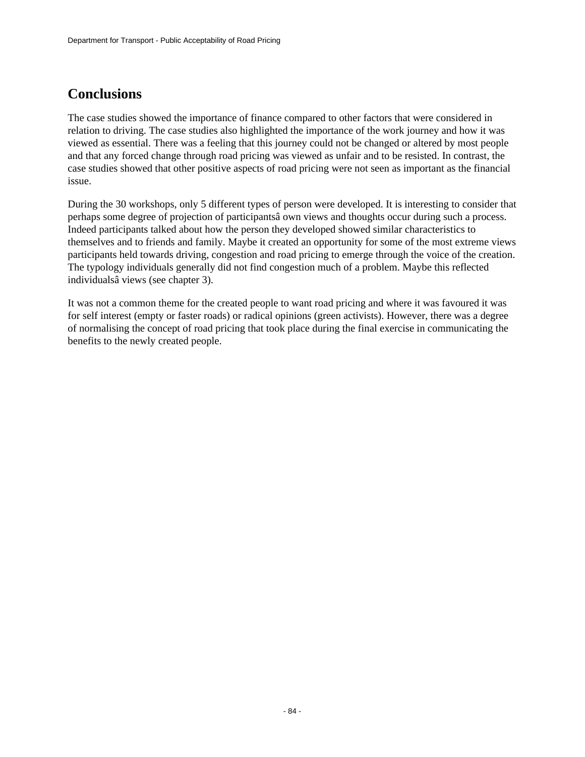## Conclusions

The case studies showed the importance of finance compared to other factors that were considered in relation to driving. The case studies also highlighted the importance of the work journey and how it was viewed as essential. There was a feeling that this journey could not be changed or altered by most people and that any forced change through road pricing was viewed as unfair and to be resisted. In contrast, the case studies showed that other positive aspects of road pricing were not seen as important as the financial issue.

During the 30 workshops, only 5 different types of person were developed. It is interesting to consider that perhaps some degree of projection of participantsâ own views and thoughts occur during such a process. Indeed participants talked about how the person they developed showed similar characteristics to themselves and to friends and family. Maybe it created an opportunity for some of the most extreme views participants held towards driving, congestion and road pricing to emerge through the voice of the creation. The typology individuals generally did not find congestion much of a problem. Maybe this reflected individualsâ views (see chapter 3).

It was not a common theme for the created people to want road pricing and where it was favoured it was for self interest (empty or faster roads) or radical opinions (green activists). However, there was a degree of normalising the concept of road pricing that took place during the final exercise in communicating the benefits to the newly created people.